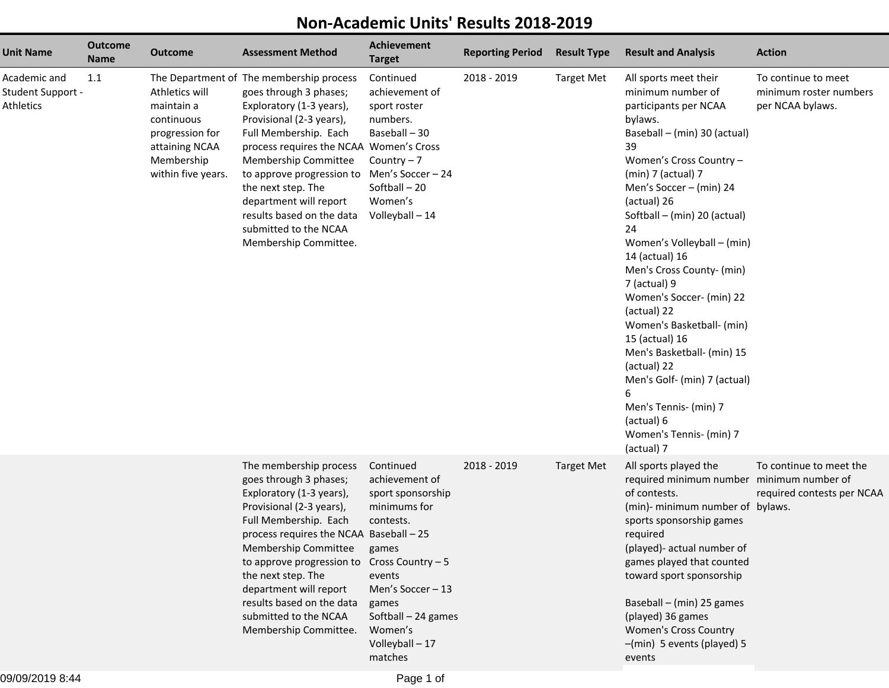# Non-Academic Units' Results 2018-2019

| Unit Name | Outcome Name | Outcome | Assessment Method | Achievement Target | Reporting Period | Result Type | Result and Analysis | Action |
|---|---|---|---|---|---|---|---|---|
| Academic and Student Support - Athletics | 1.1 | The Department of Athletics will maintain a continuous progression for attaining NCAA Membership within five years. | The membership process goes through 3 phases; Exploratory (1-3 years), Provisional (2-3 years), Full Membership. Each process requires the NCAA Membership Committee to approve progression to the next step. The department will report results based on the data submitted to the NCAA Membership Committee. | Continued achievement of sport roster numbers.<br>Baseball – 30<br>Women's Cross Country – 7<br>Men's Soccer – 24<br>Softball – 20<br>Women's Volleyball – 14 | 2018 - 2019 | Target Met | All sports meet their minimum number of participants per NCAA bylaws.<br>Baseball – (min) 30 (actual) 39<br>Women's Cross Country – (min) 7 (actual) 7<br>Men's Soccer – (min) 24 (actual) 26<br>Softball – (min) 20 (actual) 24<br>Women's Volleyball – (min) 14 (actual) 16<br>Men's Cross County- (min) 7 (actual) 9<br>Women's Soccer- (min) 22 (actual) 22<br>Women's Basketball- (min) 15 (actual) 16<br>Men's Basketball- (min) 15 (actual) 22<br>Men's Golf- (min) 7 (actual) 6<br>Men's Tennis- (min) 7 (actual) 6<br>Women's Tennis- (min) 7 (actual) 7 | To continue to meet minimum roster numbers per NCAA bylaws. |
| | | | The membership process goes through 3 phases; Exploratory (1-3 years), Provisional (2-3 years), Full Membership. Each process requires the NCAA Membership Committee to approve progression to the next step. The department will report results based on the data submitted to the NCAA Membership Committee. | Continued achievement of sport sponsorship minimums for contests.<br>Baseball – 25 games<br>Cross Country – 5 events<br>Men's Soccer – 13 games<br>Softball – 24 games<br>Women's Volleyball – 17 matches | 2018 - 2019 | Target Met | All sports played the required minimum number of contests.<br>(min)- minimum number of sports sponsorship games required<br>(played)- actual number of games played that counted toward sport sponsorship<br><br>Baseball – (min) 25 games (played) 36 games<br>Women's Cross Country –(min) 5 events (played) 5 events | To continue to meet the minimum number of required contests per NCAA bylaws. |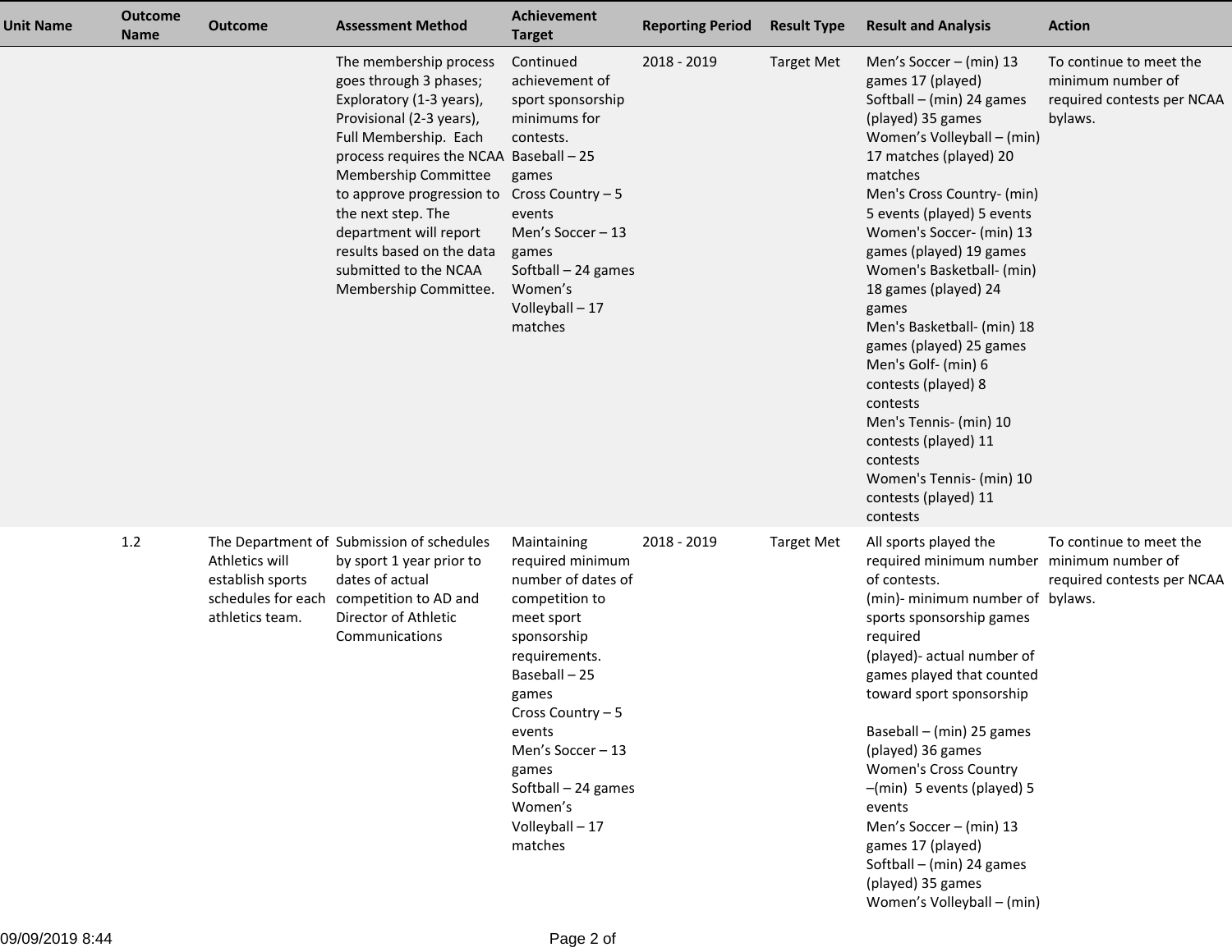| Unit Name | Outcome Name | Outcome | Assessment Method | Achievement Target | Reporting Period | Result Type | Result and Analysis | Action |
|---|---|---|---|---|---|---|---|---|
| | | | The membership process goes through 3 phases; Exploratory (1-3 years), Provisional (2-3 years), Full Membership. Each process requires the NCAA Membership Committee to approve progression to the next step. The department will report results based on the data submitted to the NCAA Membership Committee. | Continued achievement of sport sponsorship minimums for contests.<br>Baseball – 25 games<br>Cross Country – 5 events<br>Men's Soccer – 13 games<br>Softball – 24 games<br>Women's Volleyball – 17 matches | 2018 - 2019 | Target Met | Men's Soccer – (min) 13 games 17 (played)<br>Softball – (min) 24 games (played) 35 games<br>Women's Volleyball – (min) 17 matches (played) 20 matches<br>Men's Cross Country- (min) 5 events (played) 5 events<br>Women's Soccer- (min) 13 games (played) 19 games<br>Women's Basketball- (min) 18 games (played) 24 games<br>Men's Basketball- (min) 18 games (played) 25 games<br>Men's Golf- (min) 6 contests (played) 8 contests<br>Men's Tennis- (min) 10 contests (played) 11 contests<br>Women's Tennis- (min) 10 contests (played) 11 contests | To continue to meet the minimum number of required contests per NCAA bylaws. |
| | 1.2 | The Department of Athletics will establish sports schedules for each athletics team. | Submission of schedules by sport 1 year prior to dates of actual competition to AD and Director of Athletic Communications | Maintaining required minimum number of dates of competition to meet sport sponsorship requirements.<br>Baseball – 25 games<br>Cross Country – 5 events<br>Men's Soccer – 13 games<br>Softball – 24 games<br>Women's Volleyball – 17 matches | 2018 - 2019 | Target Met | All sports played the required minimum number of contests.<br>(min)- minimum number of sports sponsorship games required<br>(played)- actual number of games played that counted toward sport sponsorship<br><br>Baseball – (min) 25 games (played) 36 games<br>Women's Cross Country –(min) 5 events (played) 5 events<br>Men's Soccer – (min) 13 games 17 (played)<br>Softball – (min) 24 games (played) 35 games<br>Women's Volleyball – (min) | To continue to meet the minimum number of required contests per NCAA bylaws. |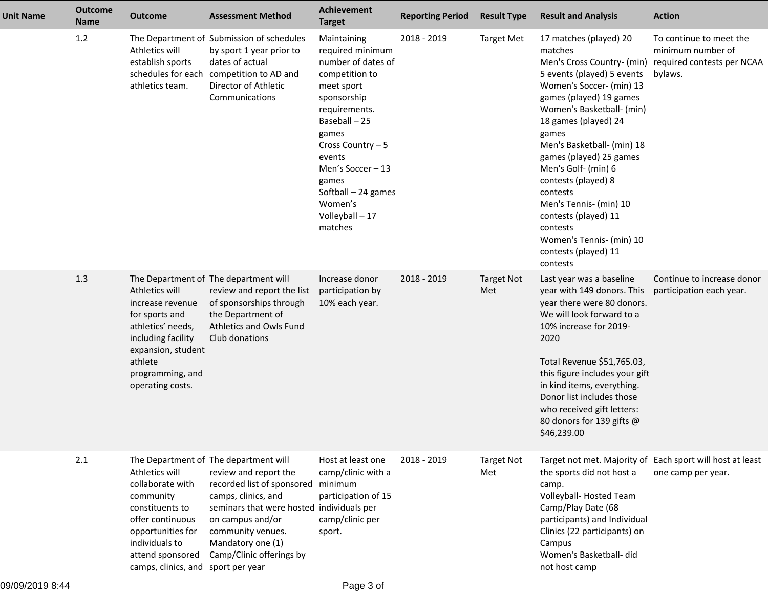| Unit Name | Outcome Name | Outcome | Assessment Method | Achievement Target | Reporting Period | Result Type | Result and Analysis | Action |
|---|---|---|---|---|---|---|---|---|
| | 1.2 | The Department of Athletics will establish sports schedules for each athletics team. | Submission of schedules by sport 1 year prior to dates of actual competition to AD and Director of Athletic Communications | Maintaining required minimum number of dates of competition to meet sport sponsorship requirements.<br>Baseball – 25 games<br>Cross Country – 5 events<br>Men's Soccer – 13 games<br>Softball – 24 games<br>Women's Volleyball – 17 matches | 2018 - 2019 | Target Met | 17 matches (played) 20 matches<br>Men's Cross Country- (min) 5 events (played) 5 events<br>Women's Soccer- (min) 13 games (played) 19 games<br>Women's Basketball- (min) 18 games (played) 24 games<br>Men's Basketball- (min) 18 games (played) 25 games<br>Men's Golf- (min) 6 contests (played) 8 contests<br>Men's Tennis- (min) 10 contests (played) 11 contests<br>Women's Tennis- (min) 10 contests (played) 11 contests | To continue to meet the minimum number of required contests per NCAA bylaws. |
| | 1.3 | The Department of Athletics will increase revenue for sports and athletics' needs, including facility expansion, student athlete programming, and operating costs. | The department will review and report the list of sponsorships through the Department of Athletics and Owls Fund Club donations | Increase donor participation by 10% each year. | 2018 - 2019 | Target Not Met | Last year was a baseline year with 149 donors. This year there were 80 donors. We will look forward to a 10% increase for 2019-2020<br><br>Total Revenue $51,765.03, this figure includes your gift in kind items, everything. Donor list includes those who received gift letters: 80 donors for 139 gifts @ $46,239.00 | Continue to increase donor participation each year. |
| | 2.1 | The Department of Athletics will collaborate with community constituents to offer continuous opportunities for individuals to attend sponsored camps, clinics, and | The department will review and report the recorded list of sponsored camps, clinics, and seminars that were hosted on campus and/or community venues. Mandatory one (1) Camp/Clinic offerings by sport per year | Host at least one camp/clinic with a minimum participation of 15 individuals per camp/clinic per sport. | 2018 - 2019 | Target Not Met | Target not met. Majority of the sports did not host a camp.<br>Volleyball- Hosted Team Camp/Play Date (68 participants) and Individual Clinics (22 participants) on Campus<br>Women's Basketball- did not host camp | Each sport will host at least one camp per year. |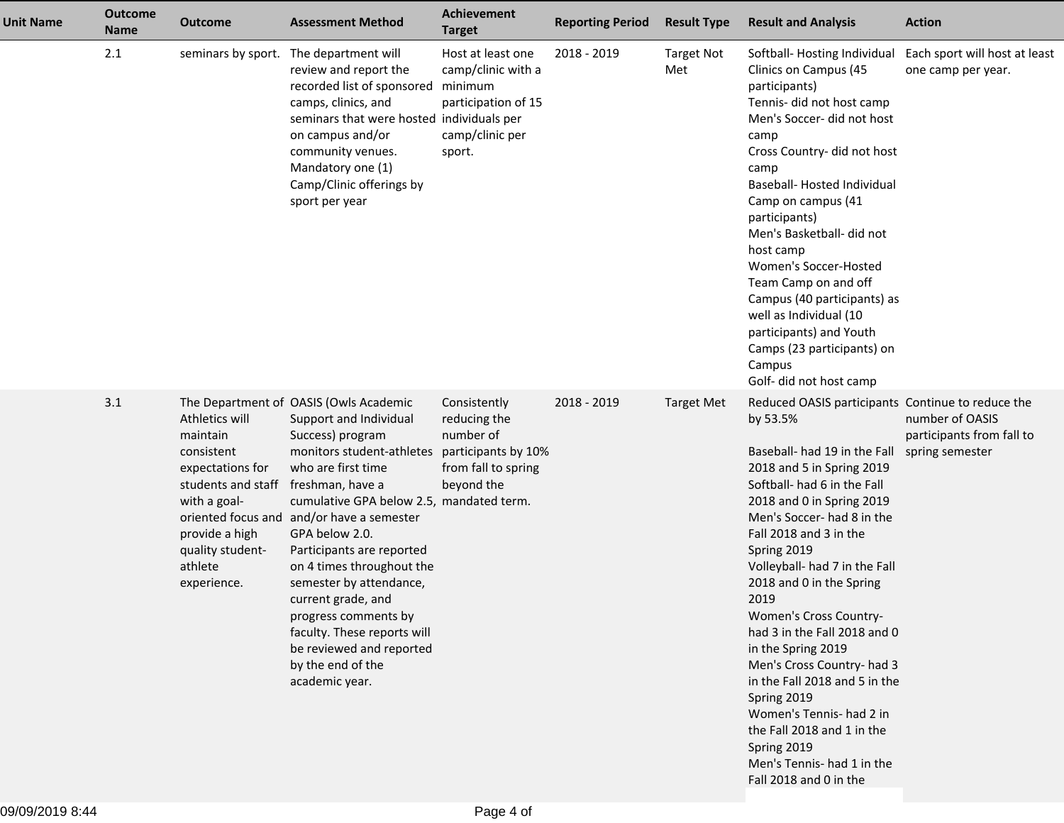| Unit Name | Outcome Name | Outcome | Assessment Method | Achievement Target | Reporting Period | Result Type | Result and Analysis | Action |
|---|---|---|---|---|---|---|---|---|
| | 2.1 | seminars by sport. | The department will review and report the recorded list of sponsored camps, clinics, and seminars that were hosted on campus and/or community venues. Mandatory one (1) Camp/Clinic offerings by sport per year | Host at least one camp/clinic with a minimum participation of 15 individuals per camp/clinic per sport. | 2018 - 2019 | Target Not Met | Softball- Hosting Individual Clinics on Campus (45 participants)<br>Tennis- did not host camp<br>Men's Soccer- did not host camp<br>Cross Country- did not host camp<br>Baseball- Hosted Individual Camp on campus (41 participants)<br>Men's Basketball- did not host camp<br>Women's Soccer-Hosted Team Camp on and off Campus (40 participants) as well as Individual (10 participants) and Youth Camps (23 participants) on Campus<br>Golf- did not host camp | Each sport will host at least one camp per year. |
| | 3.1 | The Department of Athletics will maintain consistent expectations for students and staff with a goal-oriented focus and provide a high quality student-athlete experience. | OASIS (Owls Academic Support and Individual Success) program monitors student-athletes who are first time freshman, have a cumulative GPA below 2.5, and/or have a semester GPA below 2.0. Participants are reported on 4 times throughout the semester by attendance, current grade, and progress comments by faculty. These reports will be reviewed and reported by the end of the academic year. | Consistently reducing the number of participants by 10% from fall to spring beyond the mandated term. | 2018 - 2019 | Target Met | Reduced OASIS participants by 53.5%<br><br>Baseball- had 19 in the Fall 2018 and 5 in Spring 2019<br>Softball- had 6 in the Fall 2018 and 0 in Spring 2019<br>Men's Soccer- had 8 in the Fall 2018 and 3 in the Spring 2019<br>Volleyball- had 7 in the Fall 2018 and 0 in the Spring 2019<br>Women's Cross Country- had 3 in the Fall 2018 and 0 in the Spring 2019<br>Men's Cross Country- had 3 in the Fall 2018 and 5 in the Spring 2019<br>Women's Tennis- had 2 in the Fall 2018 and 1 in the Spring 2019<br>Men's Tennis- had 1 in the Fall 2018 and 0 in the | Continue to reduce the number of OASIS participants from fall to spring semester |

09/09/2019 8:44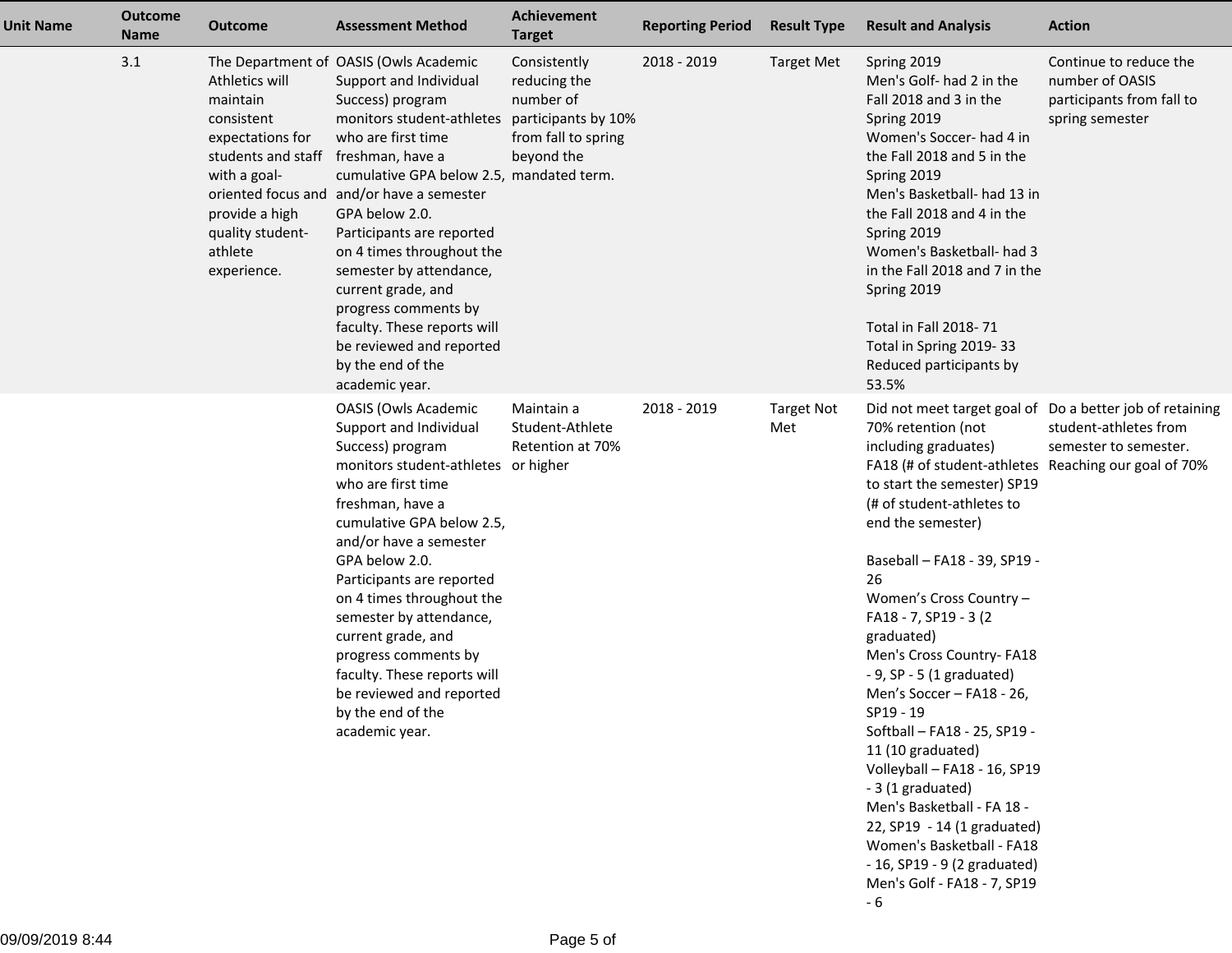| Unit Name | Outcome Name | Outcome | Assessment Method | Achievement Target | Reporting Period | Result Type | Result and Analysis | Action |
|---|---|---|---|---|---|---|---|---|
| | 3.1 | The Department of Athletics will maintain consistent expectations for students and staff with a goal-oriented focus and provide a high quality student-athlete experience. | OASIS (Owls Academic Support and Individual Success) program monitors student-athletes who are first time freshman, have a cumulative GPA below 2.5, and/or have a semester GPA below 2.0. Participants are reported on 4 times throughout the semester by attendance, current grade, and progress comments by faculty. These reports will be reviewed and reported by the end of the academic year. | Consistently reducing the number of participants by 10% from fall to spring beyond the mandated term. | 2018 - 2019 | Target Met | Spring 2019<br>Men's Golf- had 2 in the Fall 2018 and 3 in the Spring 2019<br>Women's Soccer- had 4 in the Fall 2018 and 5 in the Spring 2019<br>Men's Basketball- had 13 in the Fall 2018 and 4 in the Spring 2019<br>Women's Basketball- had 3 in the Fall 2018 and 7 in the Spring 2019<br><br>Total in Fall 2018- 71<br>Total in Spring 2019- 33<br>Reduced participants by 53.5% | Continue to reduce the number of OASIS participants from fall to spring semester |
| | | | OASIS (Owls Academic Support and Individual Success) program monitors student-athletes who are first time freshman, have a cumulative GPA below 2.5, and/or have a semester GPA below 2.0. Participants are reported on 4 times throughout the semester by attendance, current grade, and progress comments by faculty. These reports will be reviewed and reported by the end of the academic year. | Maintain a Student-Athlete Retention at 70% or higher | 2018 - 2019 | Target Not Met | Did not meet target goal of 70% retention (not including graduates)<br>FA18 (# of student-athletes to start the semester) SP19 (# of student-athletes to end the semester)<br><br>Baseball – FA18 - 39, SP19 - 26<br>Women's Cross Country – FA18 - 7, SP19 - 3 (2 graduated)<br>Men's Cross Country- FA18 - 9, SP - 5 (1 graduated)<br>Men's Soccer – FA18 - 26, SP19 - 19<br>Softball – FA18 - 25, SP19 - 11 (10 graduated)<br>Volleyball – FA18 - 16, SP19 - 3 (1 graduated)<br>Men's Basketball - FA 18 - 22, SP19 - 14 (1 graduated)<br>Women's Basketball - FA18 - 16, SP19 - 9 (2 graduated)<br>Men's Golf - FA18 - 7, SP19 - 6 | Do a better job of retaining student-athletes from semester to semester. Reaching our goal of 70% |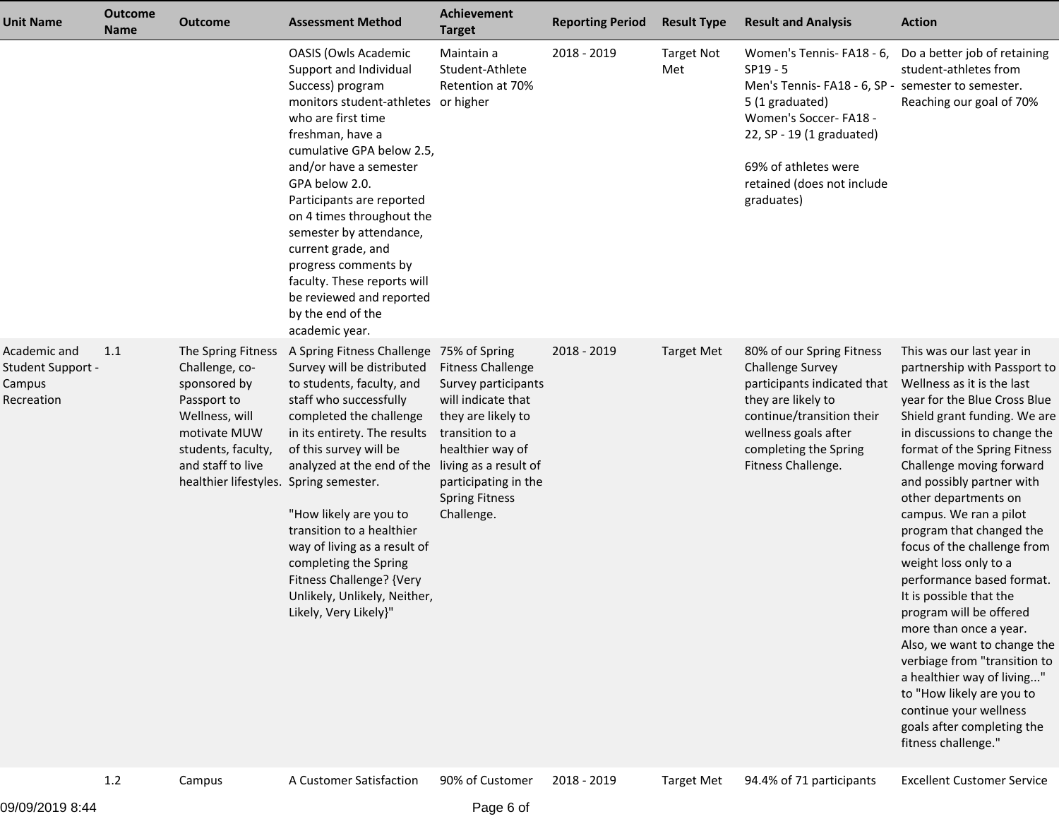| Unit Name | Outcome Name | Outcome | Assessment Method | Achievement Target | Reporting Period | Result Type | Result and Analysis | Action |
|---|---|---|---|---|---|---|---|---|
| | | | OASIS (Owls Academic Support and Individual Success) program monitors student-athletes who are first time freshman, have a cumulative GPA below 2.5, and/or have a semester GPA below 2.0. Participants are reported on 4 times throughout the semester by attendance, current grade, and progress comments by faculty. These reports will be reviewed and reported by the end of the academic year. | Maintain a Student-Athlete Retention at 70% or higher | 2018 - 2019 | Target Not Met | Women's Tennis- FA18 - 6, SP19 - 5<br>Men's Tennis- FA18 - 6, SP - 5 (1 graduated)<br>Women's Soccer- FA18 - 22, SP - 19 (1 graduated)<br><br>69% of athletes were retained (does not include graduates) | Do a better job of retaining student-athletes from semester to semester. Reaching our goal of 70% |
| Academic and Student Support - Campus Recreation | 1.1 | The Spring Fitness Challenge, co-sponsored by Passport to Wellness, will motivate MUW students, faculty, and staff to live healthier lifestyles. | A Spring Fitness Challenge Survey will be distributed to students, faculty, and staff who successfully completed the challenge in its entirety. The results of this survey will be analyzed at the end of the Spring semester.<br><br>"How likely are you to transition to a healthier way of living as a result of completing the Spring Fitness Challenge? {Very Unlikely, Unlikely, Neither, Likely, Very Likely}" | 75% of Spring Fitness Challenge Survey participants will indicate that they are likely to transition to a healthier way of living as a result of participating in the Spring Fitness Challenge. | 2018 - 2019 | Target Met | 80% of our Spring Fitness Challenge Survey participants indicated that they are likely to continue/transition their wellness goals after completing the Spring Fitness Challenge. | This was our last year in partnership with Passport to Wellness as it is the last year for the Blue Cross Blue Shield grant funding. We are in discussions to change the format of the Spring Fitness Challenge moving forward and possibly partner with other departments on campus. We ran a pilot program that changed the focus of the challenge from weight loss only to a performance based format. It is possible that the program will be offered more than once a year. Also, we want to change the verbiage from "transition to a healthier way of living..." to "How likely are you to continue your wellness goals after completing the fitness challenge." |
| | 1.2 | Campus | A Customer Satisfaction | 90% of Customer | 2018 - 2019 | Target Met | 94.4% of 71 participants | Excellent Customer Service |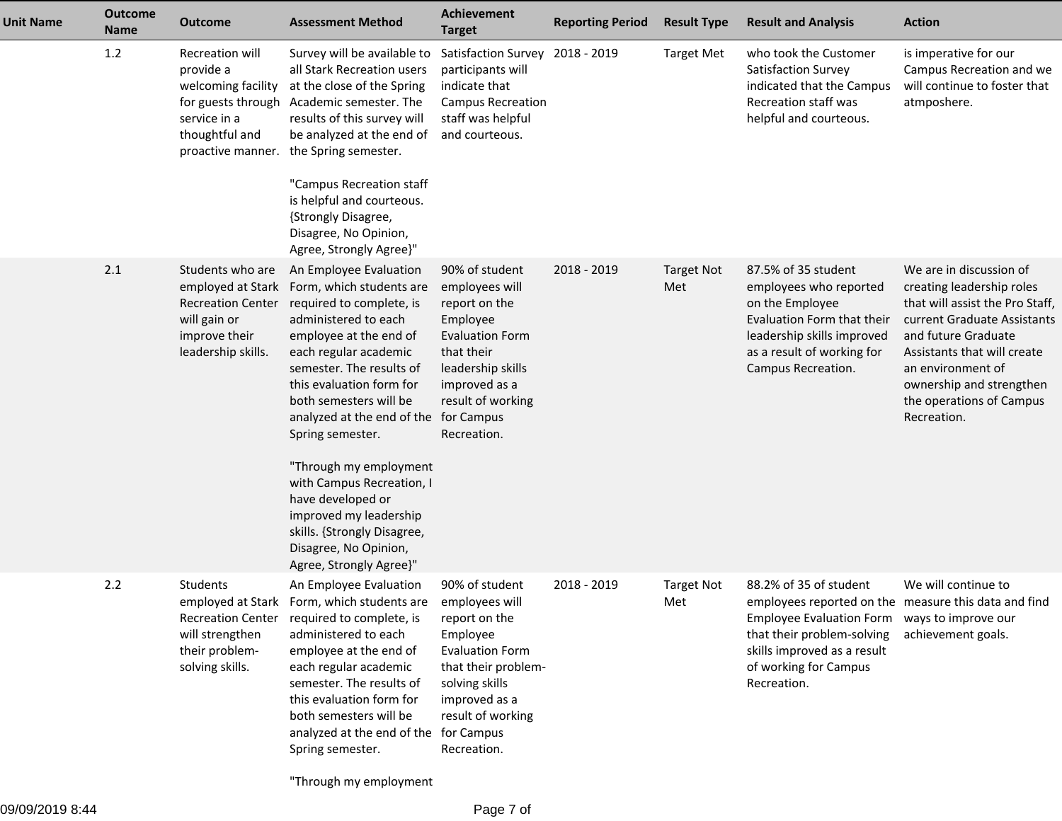| Unit Name | Outcome Name | Outcome | Assessment Method | Achievement Target | Reporting Period | Result Type | Result and Analysis | Action |
|---|---|---|---|---|---|---|---|---|
| | 1.2 | Recreation will provide a welcoming facility for guests through service in a thoughtful and proactive manner. | Survey will be available to all Stark Recreation users at the close of the Spring Academic semester. The results of this survey will be analyzed at the end of the Spring semester. "Campus Recreation staff is helpful and courteous. {Strongly Disagree, Disagree, No Opinion, Agree, Strongly Agree}" | Satisfaction Survey participants will indicate that Campus Recreation staff was helpful and courteous. | 2018 - 2019 | Target Met | who took the Customer Satisfaction Survey indicated that the Campus Recreation staff was helpful and courteous. | is imperative for our Campus Recreation and we will continue to foster that atmposhere. |
| | 2.1 | Students who are employed at Stark Recreation Center will gain or improve their leadership skills. | An Employee Evaluation Form, which students are required to complete, is administered to each employee at the end of each regular academic semester. The results of this evaluation form for both semesters will be analyzed at the end of the Spring semester. "Through my employment with Campus Recreation, I have developed or improved my leadership skills. {Strongly Disagree, Disagree, No Opinion, Agree, Strongly Agree}" | 90% of student employees will report on the Employee Evaluation Form that their leadership skills improved as a result of working for Campus Recreation. | 2018 - 2019 | Target Not Met | 87.5% of 35 student employees who reported on the Employee Evaluation Form that their leadership skills improved as a result of working for Campus Recreation. | We are in discussion of creating leadership roles that will assist the Pro Staff, current Graduate Assistants and future Graduate Assistants that will create an environment of ownership and strengthen the operations of Campus Recreation. |
| | 2.2 | Students employed at Stark Recreation Center will strengthen their problem-solving skills. | An Employee Evaluation Form, which students are required to complete, is administered to each employee at the end of each regular academic semester. The results of this evaluation form for both semesters will be analyzed at the end of the Spring semester. "Through my employment | 90% of student employees will report on the Employee Evaluation Form that their problem-solving skills improved as a result of working for Campus Recreation. | 2018 - 2019 | Target Not Met | 88.2% of 35 of student employees reported on the Employee Evaluation Form that their problem-solving skills improved as a result of working for Campus Recreation. | We will continue to measure this data and find ways to improve our achievement goals. |

09/09/2019 8:44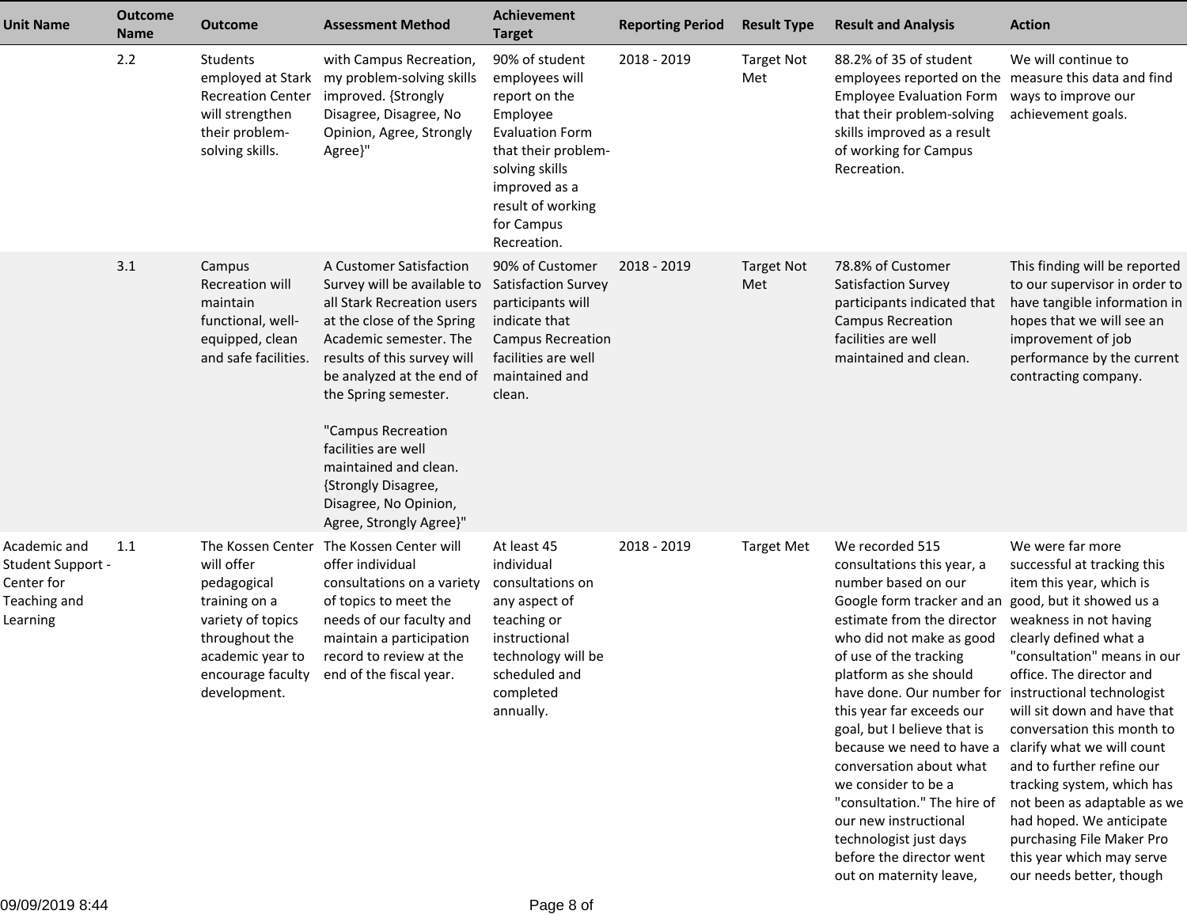| Unit Name | Outcome Name | Outcome | Assessment Method | Achievement Target | Reporting Period | Result Type | Result and Analysis | Action |
|---|---|---|---|---|---|---|---|---|
| | 2.2 | Students employed at Stark Recreation Center will strengthen their problem-solving skills. | with Campus Recreation, my problem-solving skills improved. {Strongly Disagree, Disagree, No Opinion, Agree, Strongly Agree}" | 90% of student employees will report on the Employee Evaluation Form that their problem-solving skills improved as a result of working for Campus Recreation. | 2018 - 2019 | Target Not Met | 88.2% of 35 of student employees reported on the Employee Evaluation Form that their problem-solving skills improved as a result of working for Campus Recreation. | We will continue to measure this data and find ways to improve our achievement goals. |
| | 3.1 | Campus Recreation will maintain functional, well-equipped, clean and safe facilities. | A Customer Satisfaction Survey will be available to all Stark Recreation users at the close of the Spring Academic semester. The results of this survey will be analyzed at the end of the Spring semester.<br><br>"Campus Recreation facilities are well maintained and clean. {Strongly Disagree, Disagree, No Opinion, Agree, Strongly Agree}" | 90% of Customer Satisfaction Survey participants will indicate that Campus Recreation facilities are well maintained and clean. | 2018 - 2019 | Target Not Met | 78.8% of Customer Satisfaction Survey participants indicated that Campus Recreation facilities are well maintained and clean. | This finding will be reported to our supervisor in order to have tangible information in hopes that we will see an improvement of job performance by the current contracting company. |
| Academic and Student Support - Center for Teaching and Learning | 1.1 | The Kossen Center will offer pedagogical training on a variety of topics throughout the academic year to encourage faculty development. | The Kossen Center will offer individual consultations on a variety of topics to meet the needs of our faculty and maintain a participation record to review at the end of the fiscal year. | At least 45 individual consultations on any aspect of teaching or instructional technology will be scheduled and completed annually. | 2018 - 2019 | Target Met | We recorded 515 consultations this year, a number based on our Google form tracker and an estimate from the director who did not make as good of use of the tracking platform as she should have done. Our number for this year far exceeds our goal, but I believe that is because we need to have a conversation about what we consider to be a "consultation." The hire of our new instructional technologist just days before the director went out on maternity leave, | We were far more successful at tracking this item this year, which is good, but it showed us a weakness in not having clearly defined what a "consultation" means in our office. The director and instructional technologist will sit down and have that conversation this month to clarify what we will count and to further refine our tracking system, which has not been as adaptable as we had hoped. We anticipate purchasing File Maker Pro this year which may serve our needs better, though |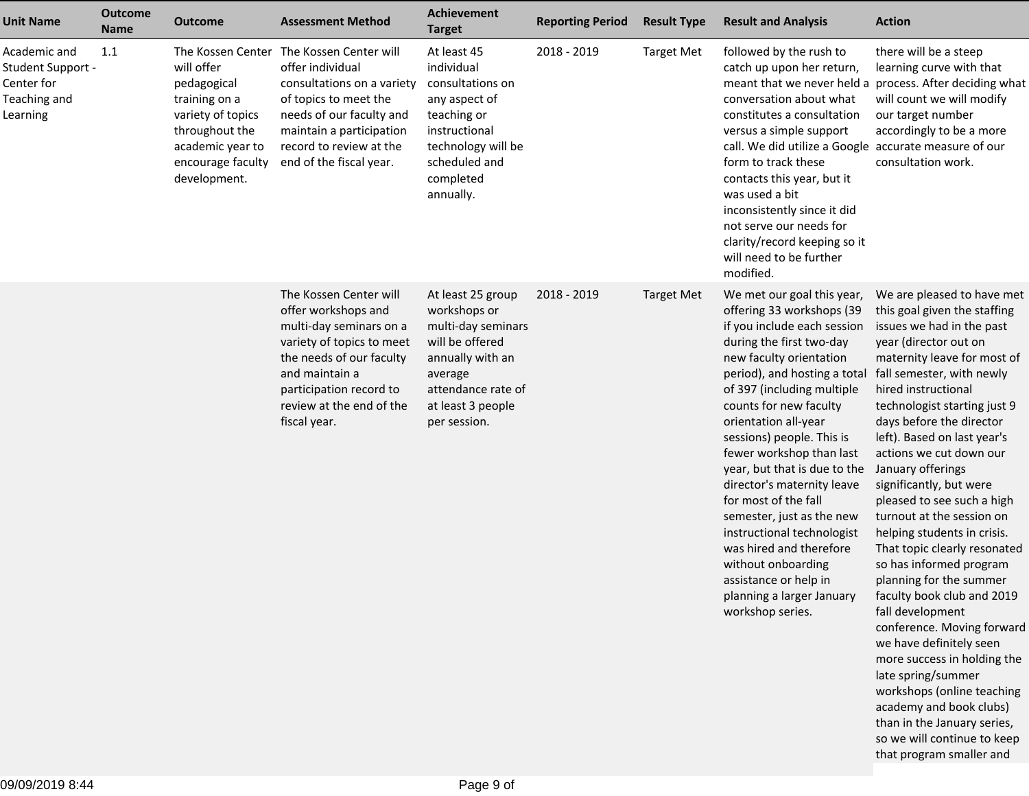| Unit Name | Outcome Name | Outcome | Assessment Method | Achievement Target | Reporting Period | Result Type | Result and Analysis | Action |
|---|---|---|---|---|---|---|---|---|
| Academic and Student Support - Center for Teaching and Learning | 1.1 | The Kossen Center will offer pedagogical training on a variety of topics throughout the academic year to encourage faculty development. | The Kossen Center will offer individual consultations on a variety of topics to meet the needs of our faculty and maintain a participation record to review at the end of the fiscal year. | At least 45 individual consultations on any aspect of teaching or instructional technology will be scheduled and completed annually. | 2018 - 2019 | Target Met | followed by the rush to catch up upon her return, meant that we never held a conversation about what constitutes a consultation versus a simple support call. We did utilize a Google form to track these contacts this year, but it was used a bit inconsistently since it did not serve our needs for clarity/record keeping so it will need to be further modified. | there will be a steep learning curve with that process. After deciding what will count we will modify our target number accordingly to be a more accurate measure of our consultation work. |
| | | | The Kossen Center will offer workshops and multi-day seminars on a variety of topics to meet the needs of our faculty and maintain a participation record to review at the end of the fiscal year. | At least 25 group workshops or multi-day seminars will be offered annually with an average attendance rate of at least 3 people per session. | 2018 - 2019 | Target Met | We met our goal this year, offering 33 workshops (39 if you include each session during the first two-day new faculty orientation period), and hosting a total of 397 (including multiple counts for new faculty orientation all-year sessions) people. This is fewer workshop than last year, but that is due to the director's maternity leave for most of the fall semester, just as the new instructional technologist was hired and therefore without onboarding assistance or help in planning a larger January workshop series. | We are pleased to have met this goal given the staffing issues we had in the past year (director out on maternity leave for most of fall semester, with newly hired instructional technologist starting just 9 days before the director left). Based on last year's actions we cut down our January offerings significantly, but were pleased to see such a high turnout at the session on helping students in crisis. That topic clearly resonated so has informed program planning for the summer faculty book club and 2019 fall development conference. Moving forward we have definitely seen more success in holding the late spring/summer workshops (online teaching academy and book clubs) than in the January series, so we will continue to keep that program smaller and |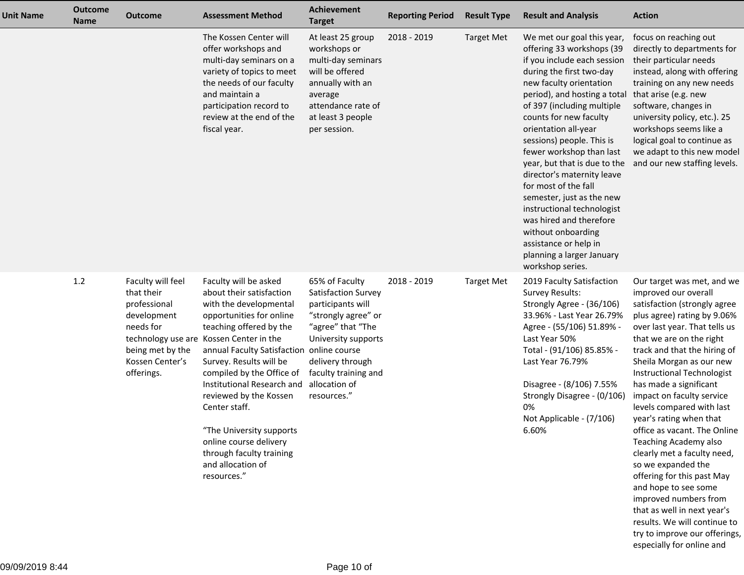| Unit Name | Outcome Name | Outcome | Assessment Method | Achievement Target | Reporting Period | Result Type | Result and Analysis | Action |
|---|---|---|---|---|---|---|---|---|
| | | | The Kossen Center will offer workshops and multi-day seminars on a variety of topics to meet the needs of our faculty and maintain a participation record to review at the end of the fiscal year. | At least 25 group workshops or multi-day seminars will be offered annually with an average attendance rate of at least 3 people per session. | 2018 - 2019 | Target Met | We met our goal this year, offering 33 workshops (39 if you include each session during the first two-day new faculty orientation period), and hosting a total of 397 (including multiple counts for new faculty orientation all-year sessions) people. This is fewer workshop than last year, but that is due to the director's maternity leave for most of the fall semester, just as the new instructional technologist was hired and therefore without onboarding assistance or help in planning a larger January workshop series. | focus on reaching out directly to departments for their particular needs instead, along with offering training on any new needs that arise (e.g. new software, changes in university policy, etc.). 25 workshops seems like a logical goal to continue as we adapt to this new model and our new staffing levels. |
| | 1.2 | Faculty will feel that their professional development needs for technology use are being met by the Kossen Center's offerings. | Faculty will be asked about their satisfaction with the developmental opportunities for online teaching offered by the Kossen Center in the annual Faculty Satisfaction Survey. Results will be compiled by the Office of Institutional Research and reviewed by the Kossen Center staff.<br><br>"The University supports online course delivery through faculty training and allocation of resources." | 65% of Faculty Satisfaction Survey participants will "strongly agree" or "agree" that "The University supports online course delivery through faculty training and allocation of resources." | 2018 - 2019 | Target Met | 2019 Faculty Satisfaction Survey Results:<br>Strongly Agree - (36/106) 33.96% - Last Year 26.79%<br>Agree - (55/106) 51.89% - Last Year 50%<br>Total - (91/106) 85.85% - Last Year 76.79%<br><br>Disagree - (8/106) 7.55%<br>Strongly Disagree - (0/106) 0%<br>Not Applicable - (7/106) 6.60% | Our target was met, and we improved our overall satisfaction (strongly agree plus agree) rating by 9.06% over last year. That tells us that we are on the right track and that the hiring of Sheila Morgan as our new Instructional Technologist has made a significant impact on faculty service levels compared with last year's rating when that office as vacant. The Online Teaching Academy also clearly met a faculty need, so we expanded the offering for this past May and hope to see some improved numbers from that as well in next year's results. We will continue to try to improve our offerings, especially for online and |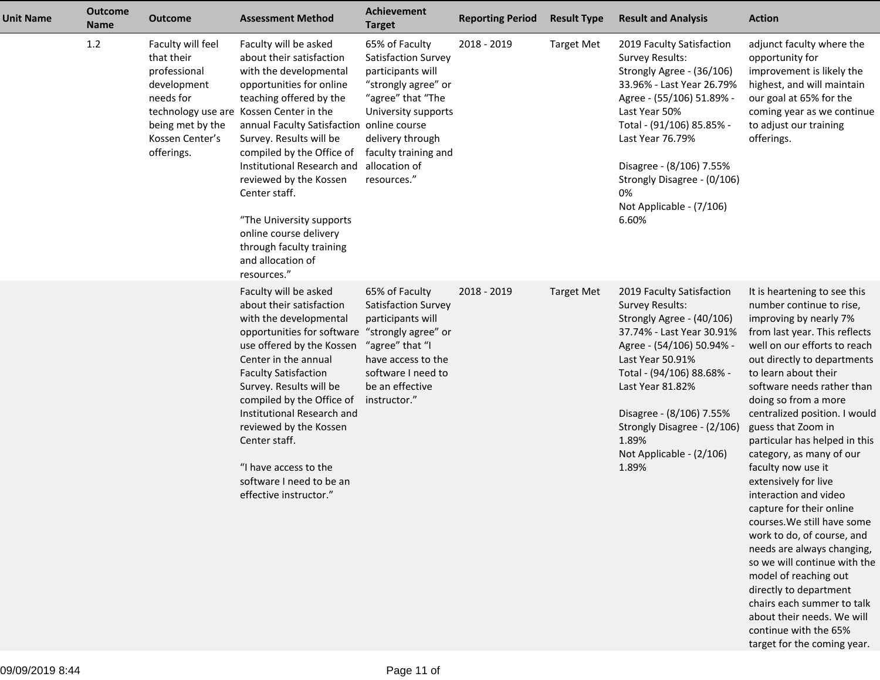| Unit Name | Outcome Name | Outcome | Assessment Method | Achievement Target | Reporting Period | Result Type | Result and Analysis | Action |
|---|---|---|---|---|---|---|---|---|
| | 1.2 | Faculty will feel that their professional development needs for technology use are being met by the Kossen Center's offerings. | Faculty will be asked about their satisfaction with the developmental opportunities for online teaching offered by the Kossen Center in the annual Faculty Satisfaction Survey. Results will be compiled by the Office of Institutional Research and reviewed by the Kossen Center staff.<br><br>"The University supports online course delivery through faculty training and allocation of resources." | 65% of Faculty Satisfaction Survey participants will "strongly agree" or "agree" that "The University supports online course delivery through faculty training and allocation of resources." | 2018 - 2019 | Target Met | 2019 Faculty Satisfaction Survey Results:<br>Strongly Agree - (36/106) 33.96% - Last Year 26.79%<br>Agree - (55/106) 51.89% - Last Year 50%<br>Total - (91/106) 85.85% - Last Year 76.79%<br><br>Disagree - (8/106) 7.55%<br>Strongly Disagree - (0/106) 0%<br>Not Applicable - (7/106) 6.60% | adjunct faculty where the opportunity for improvement is likely the highest, and will maintain our goal at 65% for the coming year as we continue to adjust our training offerings. |
| | | | Faculty will be asked about their satisfaction with the developmental opportunities for software use offered by the Kossen Center in the annual Faculty Satisfaction Survey. Results will be compiled by the Office of Institutional Research and reviewed by the Kossen Center staff.<br><br>"I have access to the software I need to be an effective instructor." | 65% of Faculty Satisfaction Survey participants will "strongly agree" or "agree" that "I have access to the software I need to be an effective instructor." | 2018 - 2019 | Target Met | 2019 Faculty Satisfaction Survey Results:<br>Strongly Agree - (40/106) 37.74% - Last Year 30.91%<br>Agree - (54/106) 50.94% - Last Year 50.91%<br>Total - (94/106) 88.68% - Last Year 81.82%<br><br>Disagree - (8/106) 7.55%<br>Strongly Disagree - (2/106) 1.89%<br>Not Applicable - (2/106) 1.89% | It is heartening to see this number continue to rise, improving by nearly 7% from last year. This reflects well on our efforts to reach out directly to departments to learn about their software needs rather than doing so from a more centralized position. I would guess that Zoom in particular has helped in this category, as many of our faculty now use it extensively for live interaction and video capture for their online courses.We still have some work to do, of course, and needs are always changing, so we will continue with the model of reaching out directly to department chairs each summer to talk about their needs. We will continue with the 65% target for the coming year. |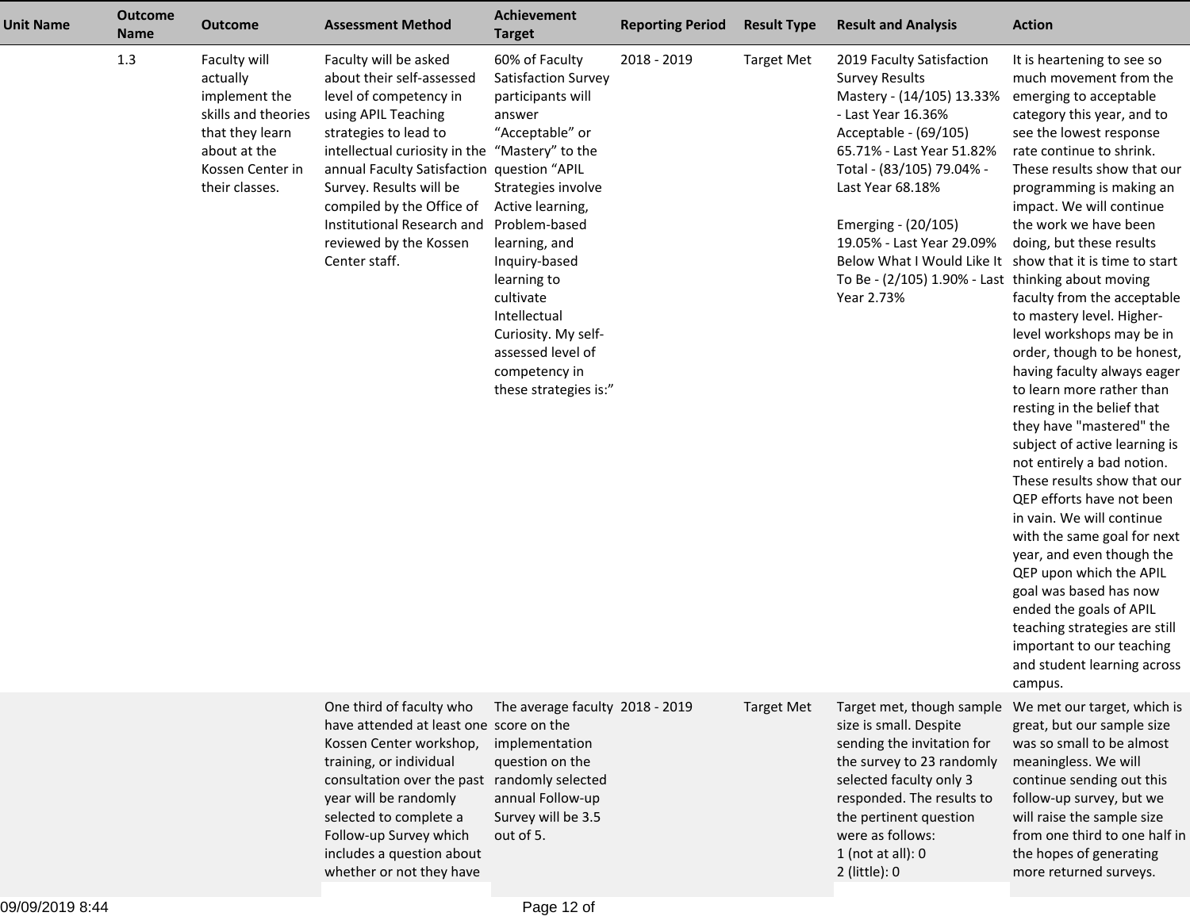| Unit Name | Outcome Name | Outcome | Assessment Method | Achievement Target | Reporting Period | Result Type | Result and Analysis | Action |
|---|---|---|---|---|---|---|---|---|
| | 1.3 | Faculty will actually implement the skills and theories that they learn about at the Kossen Center in their classes. | Faculty will be asked about their self-assessed level of competency in using APIL Teaching strategies to lead to intellectual curiosity in the annual Faculty Satisfaction Survey. Results will be compiled by the Office of Institutional Research and reviewed by the Kossen Center staff. | 60% of Faculty Satisfaction Survey participants will answer "Acceptable" or "Mastery" to the question "APIL Strategies involve Active learning, Problem-based learning, and Inquiry-based learning to cultivate Intellectual Curiosity. My self-assessed level of competency in these strategies is:" | 2018 - 2019 | Target Met | 2019 Faculty Satisfaction Survey Results<br>Mastery - (14/105) 13.33% - Last Year 16.36%<br>Acceptable - (69/105) 65.71% - Last Year 51.82%<br>Total - (83/105) 79.04% - Last Year 68.18%<br><br>Emerging - (20/105) 19.05% - Last Year 29.09%<br>Below What I Would Like It To Be - (2/105) 1.90% - Last Year 2.73% | It is heartening to see so much movement from the emerging to acceptable category this year, and to see the lowest response rate continue to shrink. These results show that our programming is making an impact. We will continue the work we have been doing, but these results show that it is time to start thinking about moving faculty from the acceptable to mastery level. Higher-level workshops may be in order, though to be honest, having faculty always eager to learn more rather than resting in the belief that they have "mastered" the subject of active learning is not entirely a bad notion. These results show that our QEP efforts have not been in vain. We will continue with the same goal for next year, and even though the QEP upon which the APIL goal was based has now ended the goals of APIL teaching strategies are still important to our teaching and student learning across campus. |
| | | | One third of faculty who have attended at least one Kossen Center workshop, training, or individual consultation over the past year will be randomly selected to complete a Follow-up Survey which includes a question about whether or not they have | The average faculty score on the implementation question on the randomly selected annual Follow-up Survey will be 3.5 out of 5. | 2018 - 2019 | Target Met | Target met, though sample size is small. Despite sending the invitation for the survey to 23 randomly selected faculty only 3 responded. The results to the pertinent question were as follows:<br>1 (not at all): 0<br>2 (little): 0 | We met our target, which is great, but our sample size was so small to be almost meaningless. We will continue sending out this follow-up survey, but we will raise the sample size from one third to one half in the hopes of generating more returned surveys. |

09/09/2019 8:44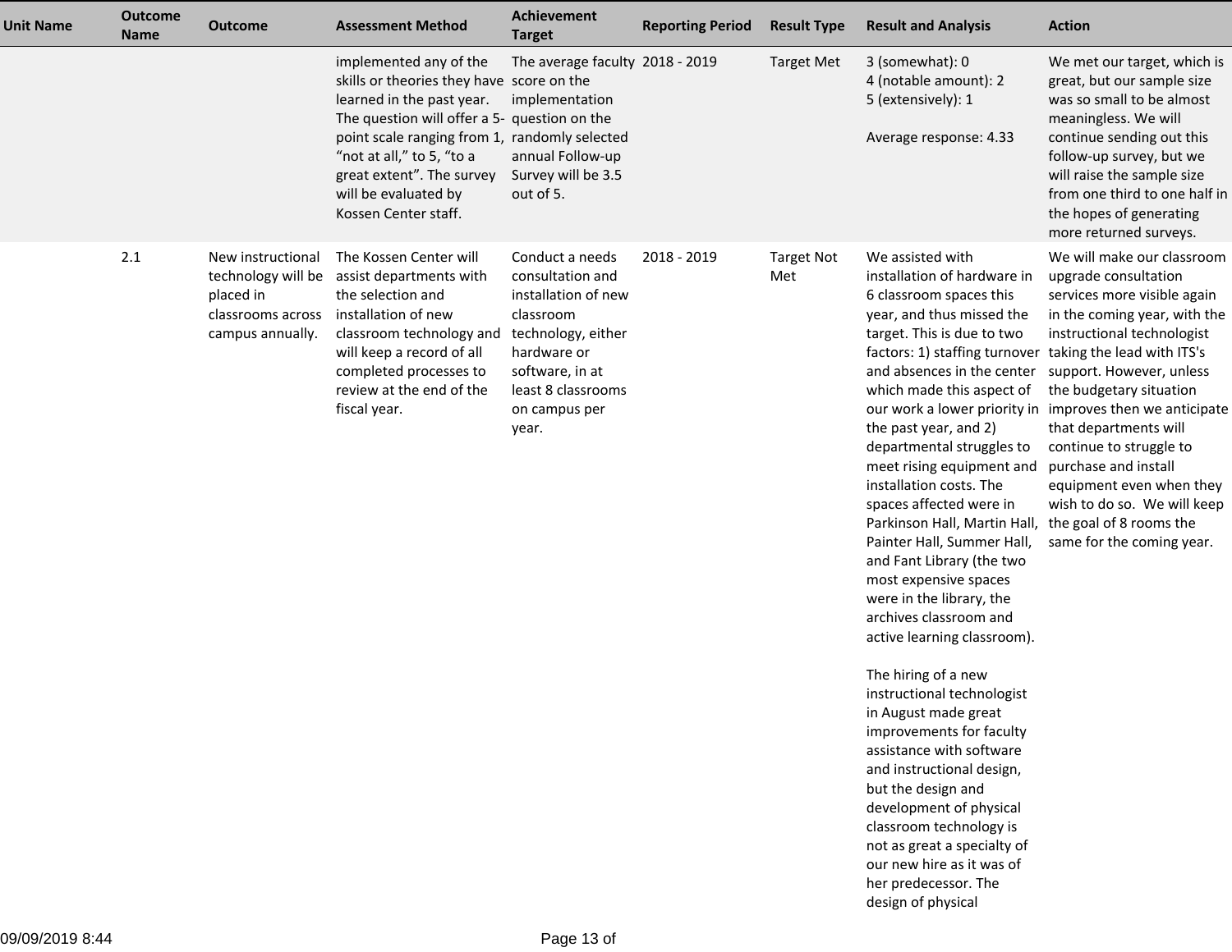| Unit Name | Outcome Name | Outcome | Assessment Method | Achievement Target | Reporting Period | Result Type | Result and Analysis | Action |
|---|---|---|---|---|---|---|---|---|
| | | | implemented any of the skills or theories they have learned in the past year. The question will offer a 5-point scale ranging from 1, "not at all," to 5, "to a great extent". The survey will be evaluated by Kossen Center staff. | The average faculty score on the implementation question on the randomly selected annual Follow-up Survey will be 3.5 out of 5. | 2018 - 2019 | Target Met | 3 (somewhat): 0<br>4 (notable amount): 2<br>5 (extensively): 1<br><br>Average response: 4.33 | We met our target, which is great, but our sample size was so small to be almost meaningless. We will continue sending out this follow-up survey, but we will raise the sample size from one third to one half in the hopes of generating more returned surveys. |
| | 2.1 | New instructional technology will be placed in classrooms across campus annually. | The Kossen Center will assist departments with the selection and installation of new classroom technology and will keep a record of all completed processes to review at the end of the fiscal year. | Conduct a needs consultation and installation of new classroom technology, either hardware or software, in at least 8 classrooms on campus per year. | 2018 - 2019 | Target Not Met | We assisted with installation of hardware in 6 classroom spaces this year, and thus missed the target. This is due to two factors: 1) staffing turnover and absences in the center which made this aspect of our work a lower priority in the past year, and 2) departmental struggles to meet rising equipment and installation costs. The spaces affected were in Parkinson Hall, Martin Hall, Painter Hall, Summer Hall, and Fant Library (the two most expensive spaces were in the library, the archives classroom and active learning classroom).<br><br>The hiring of a new instructional technologist in August made great improvements for faculty assistance with software and instructional design, but the design and development of physical classroom technology is not as great a specialty of our new hire as it was of her predecessor. The design of physical | We will make our classroom upgrade consultation services more visible again in the coming year, with the instructional technologist taking the lead with ITS's support. However, unless the budgetary situation improves then we anticipate that departments will continue to struggle to purchase and install equipment even when they wish to do so. We will keep the goal of 8 rooms the same for the coming year. |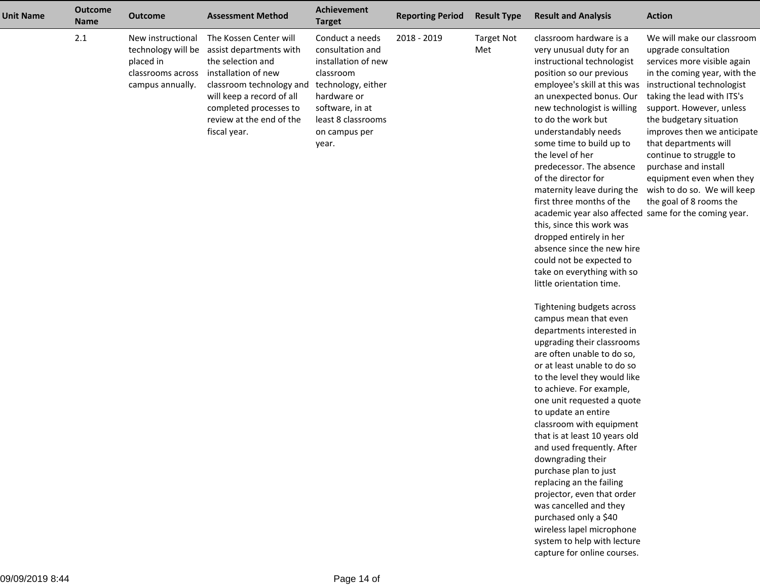| Unit Name | Outcome Name | Outcome | Assessment Method | Achievement Target | Reporting Period | Result Type | Result and Analysis | Action |
|---|---|---|---|---|---|---|---|---|
| | 2.1 | New instructional technology will be placed in classrooms across campus annually. | The Kossen Center will assist departments with the selection and installation of new classroom technology and will keep a record of all completed processes to review at the end of the fiscal year. | Conduct a needs consultation and installation of new classroom technology, either hardware or software, in at least 8 classrooms on campus per year. | 2018 - 2019 | Target Not Met | classroom hardware is a very unusual duty for an instructional technologist position so our previous employee's skill at this was an unexpected bonus. Our new technologist is willing to do the work but understandably needs some time to build up to the level of her predecessor. The absence of the director for maternity leave during the first three months of the academic year also affected this, since this work was dropped entirely in her absence since the new hire could not be expected to take on everything with so little orientation time.<br><br>Tightening budgets across campus mean that even departments interested in upgrading their classrooms are often unable to do so, or at least unable to do so to the level they would like to achieve. For example, one unit requested a quote to update an entire classroom with equipment that is at least 10 years old and used frequently. After downgrading their purchase plan to just replacing an the failing projector, even that order was cancelled and they purchased only a $40 wireless lapel microphone system to help with lecture capture for online courses. | We will make our classroom upgrade consultation services more visible again in the coming year, with the instructional technologist taking the lead with ITS's support. However, unless the budgetary situation improves then we anticipate that departments will continue to struggle to purchase and install equipment even when they wish to do so. We will keep the goal of 8 rooms the same for the coming year. |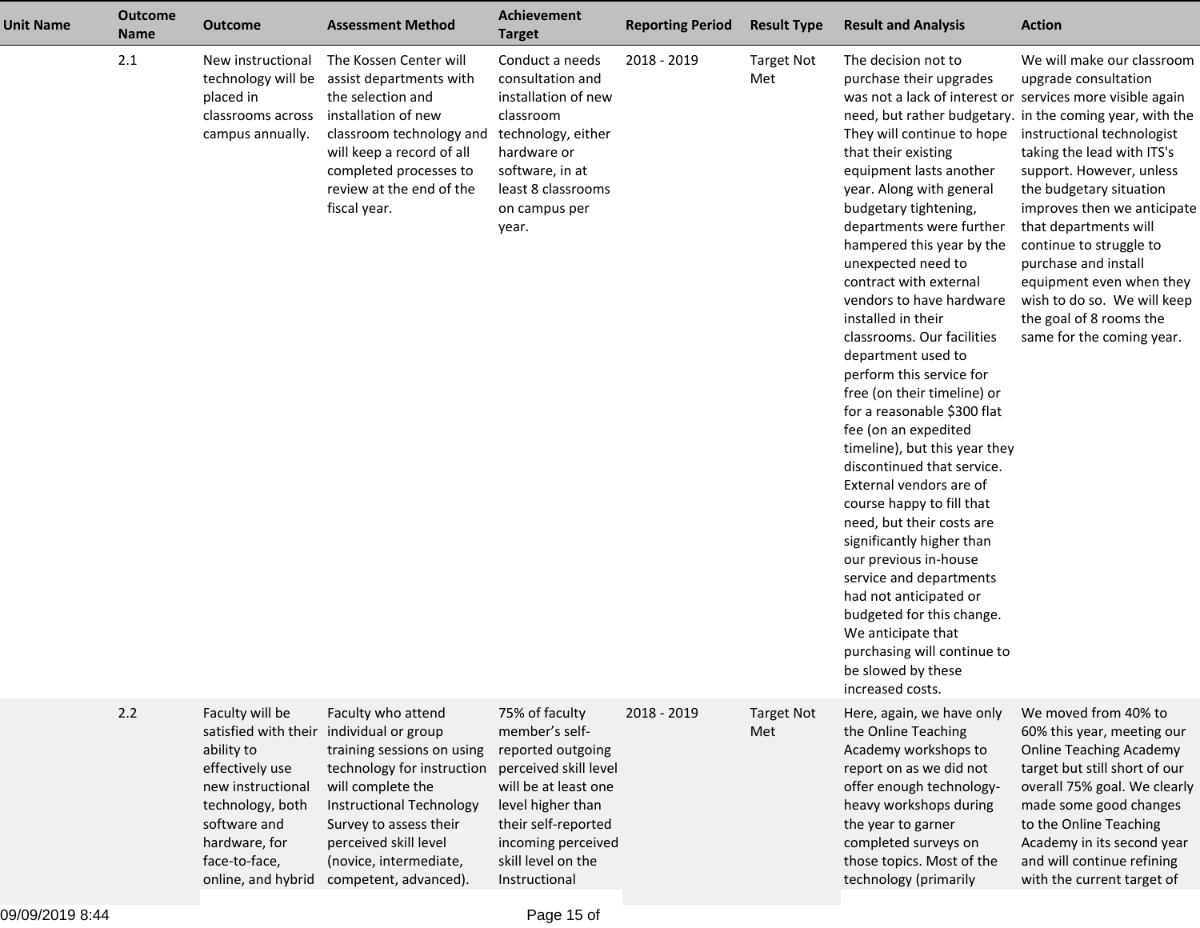| Unit Name | Outcome Name | Outcome | Assessment Method | Achievement Target | Reporting Period | Result Type | Result and Analysis | Action |
|---|---|---|---|---|---|---|---|---|
| | 2.1 | New instructional technology will be placed in classrooms across campus annually. | The Kossen Center will assist departments with the selection and installation of new classroom technology and will keep a record of all completed processes to review at the end of the fiscal year. | Conduct a needs consultation and installation of new classroom technology, either hardware or software, in at least 8 classrooms on campus per year. | 2018 - 2019 | Target Not Met | The decision not to purchase their upgrades was not a lack of interest or need, but rather budgetary. They will continue to hope that their existing equipment lasts another year. Along with general budgetary tightening, departments were further hampered this year by the unexpected need to contract with external vendors to have hardware installed in their classrooms. Our facilities department used to perform this service for free (on their timeline) or for a reasonable $300 flat fee (on an expedited timeline), but this year they discontinued that service. External vendors are of course happy to fill that need, but their costs are significantly higher than our previous in-house service and departments had not anticipated or budgeted for this change. We anticipate that purchasing will continue to be slowed by these increased costs. | We will make our classroom upgrade consultation services more visible again in the coming year, with the instructional technologist taking the lead with ITS's support. However, unless the budgetary situation improves then we anticipate that departments will continue to struggle to purchase and install equipment even when they wish to do so. We will keep the goal of 8 rooms the same for the coming year. |
| | 2.2 | Faculty will be satisfied with their ability to effectively use new instructional technology, both software and hardware, for face-to-face, online, and hybrid | Faculty who attend individual or group training sessions on using technology for instruction will complete the Instructional Technology Survey to assess their perceived skill level (novice, intermediate, competent, advanced). | 75% of faculty member's self-reported outgoing perceived skill level will be at least one level higher than their self-reported incoming perceived skill level on the Instructional | 2018 - 2019 | Target Not Met | Here, again, we have only the Online Teaching Academy workshops to report on as we did not offer enough technology-heavy workshops during the year to garner completed surveys on those topics. Most of the technology (primarily | We moved from 40% to 60% this year, meeting our Online Teaching Academy target but still short of our overall 75% goal. We clearly made some good changes to the Online Teaching Academy in its second year and will continue refining with the current target of |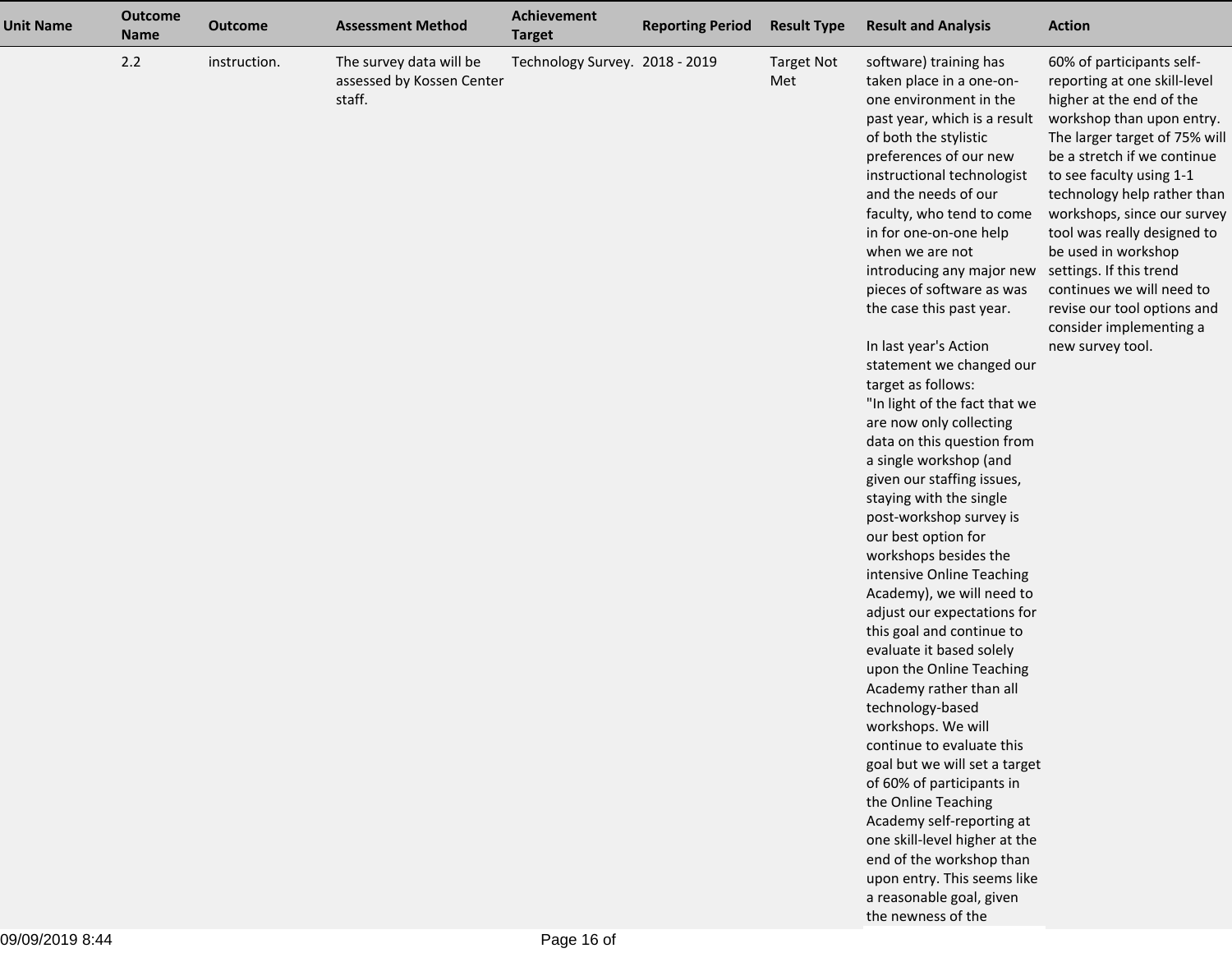| Unit Name | Outcome Name | Outcome | Assessment Method | Achievement Target | Reporting Period | Result Type | Result and Analysis | Action |
|---|---|---|---|---|---|---|---|---|
| | 2.2 | instruction. | The survey data will be assessed by Kossen Center staff. | Technology Survey. | 2018 - 2019 | Target Not Met | software) training has taken place in a one-on-one environment in the past year, which is a result of both the stylistic preferences of our new instructional technologist and the needs of our faculty, who tend to come in for one-on-one help when we are not introducing any major new pieces of software as was the case this past year.<br><br>In last year's Action statement we changed our target as follows:<br>"In light of the fact that we are now only collecting data on this question from a single workshop (and given our staffing issues, staying with the single post-workshop survey is our best option for workshops besides the intensive Online Teaching Academy), we will need to adjust our expectations for this goal and continue to evaluate it based solely upon the Online Teaching Academy rather than all technology-based workshops. We will continue to evaluate this goal but we will set a target of 60% of participants in the Online Teaching Academy self-reporting at one skill-level higher at the end of the workshop than upon entry. This seems like a reasonable goal, given the newness of the | 60% of participants self-reporting at one skill-level higher at the end of the workshop than upon entry. The larger target of 75% will be a stretch if we continue to see faculty using 1-1 technology help rather than workshops, since our survey tool was really designed to be used in workshop settings. If this trend continues we will need to revise our tool options and consider implementing a new survey tool. |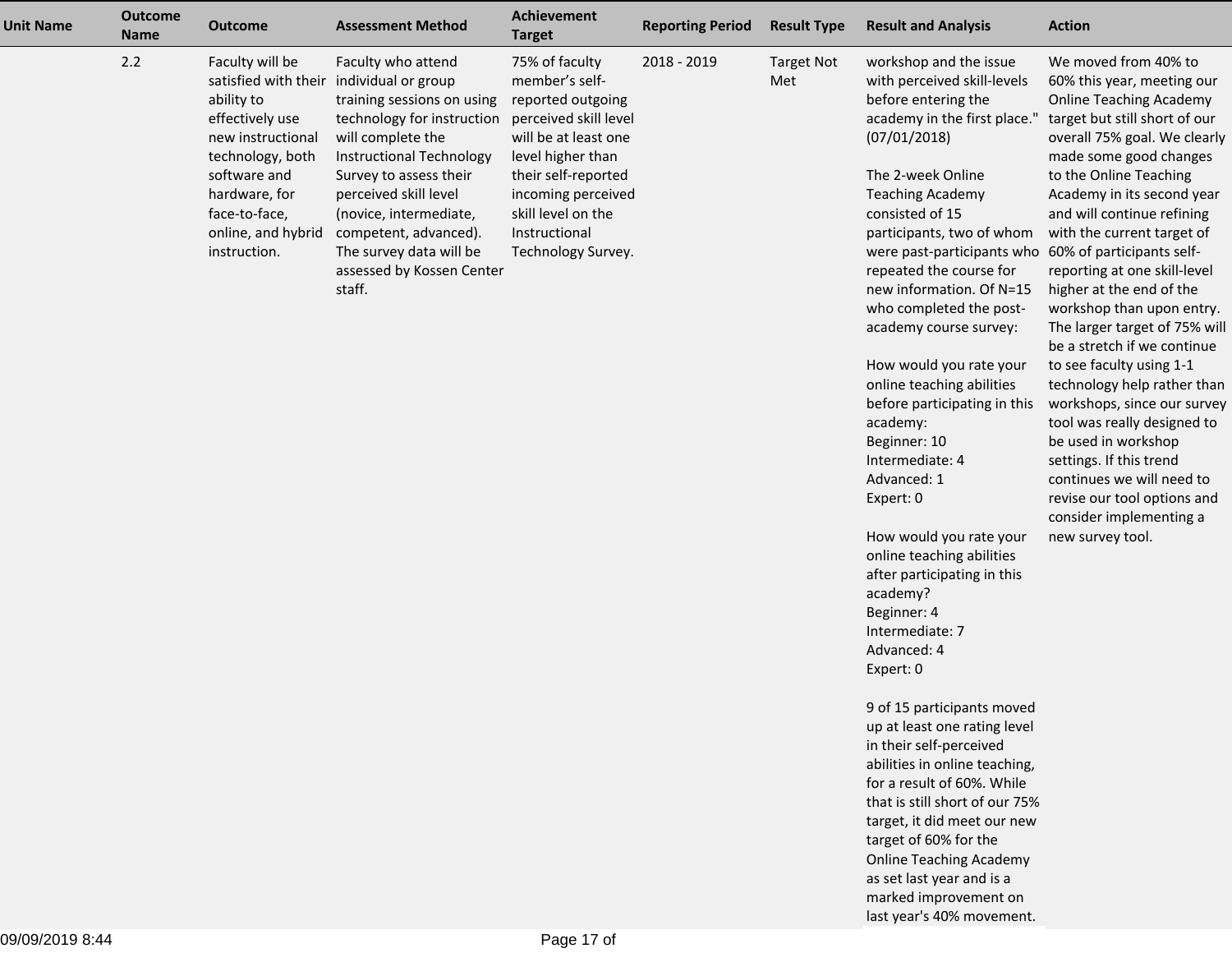| Unit Name | Outcome Name | Outcome | Assessment Method | Achievement Target | Reporting Period | Result Type | Result and Analysis | Action |
|---|---|---|---|---|---|---|---|---|
| | 2.2 | Faculty will be satisfied with their ability to effectively use new instructional technology, both software and hardware, for face-to-face, online, and hybrid instruction. | Faculty who attend individual or group training sessions on using technology for instruction will complete the Instructional Technology Survey to assess their perceived skill level (novice, intermediate, competent, advanced). The survey data will be assessed by Kossen Center staff. | 75% of faculty member's self-reported outgoing perceived skill level will be at least one level higher than their self-reported incoming perceived skill level on the Instructional Technology Survey. | 2018 - 2019 | Target Not Met | workshop and the issue with perceived skill-levels before entering the academy in the first place." (07/01/2018)<br><br>The 2-week Online Teaching Academy consisted of 15 participants, two of whom were past-participants who repeated the course for new information. Of N=15 who completed the post-academy course survey:<br><br>How would you rate your online teaching abilities before participating in this academy:<br>Beginner: 10<br>Intermediate: 4<br>Advanced: 1<br>Expert: 0<br><br>How would you rate your online teaching abilities after participating in this academy?<br>Beginner: 4<br>Intermediate: 7<br>Advanced: 4<br>Expert: 0<br><br>9 of 15 participants moved up at least one rating level in their self-perceived abilities in online teaching, for a result of 60%. While that is still short of our 75% target, it did meet our new target of 60% for the Online Teaching Academy as set last year and is a marked improvement on last year's 40% movement. | We moved from 40% to 60% this year, meeting our Online Teaching Academy target but still short of our overall 75% goal. We clearly made some good changes to the Online Teaching Academy in its second year and will continue refining with the current target of 60% of participants self-reporting at one skill-level higher at the end of the workshop than upon entry. The larger target of 75% will be a stretch if we continue to see faculty using 1-1 technology help rather than workshops, since our survey tool was really designed to be used in workshop settings. If this trend continues we will need to revise our tool options and consider implementing a new survey tool. |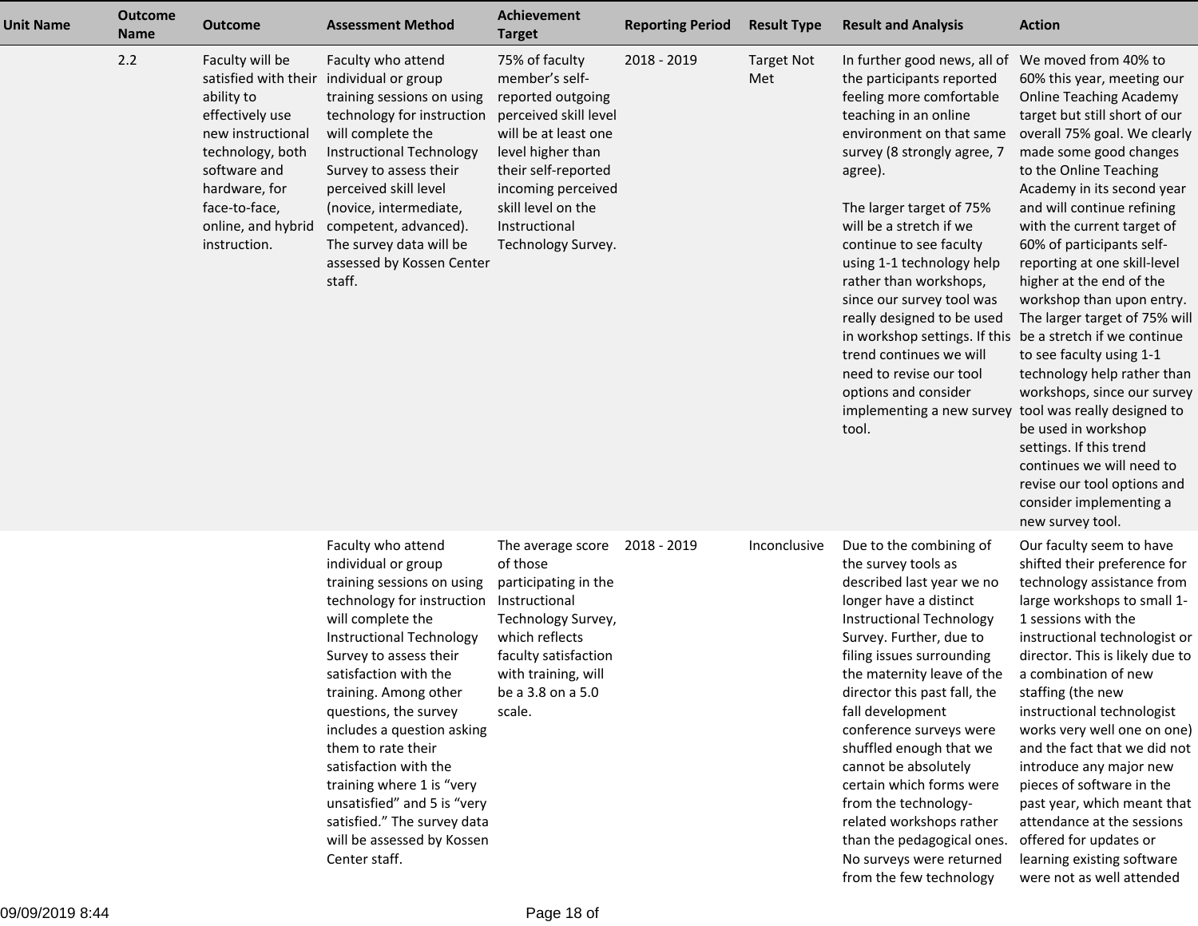| Unit Name | Outcome Name | Outcome | Assessment Method | Achievement Target | Reporting Period | Result Type | Result and Analysis | Action |
|---|---|---|---|---|---|---|---|---|
| | 2.2 | Faculty will be satisfied with their ability to effectively use new instructional technology, both software and hardware, for face-to-face, online, and hybrid instruction. | Faculty who attend individual or group training sessions on using technology for instruction will complete the Instructional Technology Survey to assess their perceived skill level (novice, intermediate, competent, advanced). The survey data will be assessed by Kossen Center staff. | 75% of faculty member's self-reported outgoing perceived skill level will be at least one level higher than their self-reported incoming perceived skill level on the Instructional Technology Survey. | 2018 - 2019 | Target Not Met | In further good news, all of the participants reported feeling more comfortable teaching in an online environment on that same survey (8 strongly agree, 7 agree).<br><br>The larger target of 75% will be a stretch if we continue to see faculty using 1-1 technology help rather than workshops, since our survey tool was really designed to be used in workshop settings. If this trend continues we will need to revise our tool options and consider implementing a new survey tool. | We moved from 40% to 60% this year, meeting our Online Teaching Academy target but still short of our overall 75% goal. We clearly made some good changes to the Online Teaching Academy in its second year and will continue refining with the current target of 60% of participants self-reporting at one skill-level higher at the end of the workshop than upon entry. The larger target of 75% will be a stretch if we continue to see faculty using 1-1 technology help rather than workshops, since our survey tool was really designed to be used in workshop settings. If this trend continues we will need to revise our tool options and consider implementing a new survey tool. |
| | | | Faculty who attend individual or group training sessions on using technology for instruction will complete the Instructional Technology Survey to assess their satisfaction with the training. Among other questions, the survey includes a question asking them to rate their satisfaction with the training where 1 is "very unsatisfied" and 5 is "very satisfied." The survey data will be assessed by Kossen Center staff. | The average score of those participating in the Instructional Technology Survey, which reflects faculty satisfaction with training, will be a 3.8 on a 5.0 scale. | 2018 - 2019 | Inconclusive | Due to the combining of the survey tools as described last year we no longer have a distinct Instructional Technology Survey. Further, due to filing issues surrounding the maternity leave of the director this past fall, the fall development conference surveys were shuffled enough that we cannot be absolutely certain which forms were from the technology-related workshops rather than the pedagogical ones. No surveys were returned from the few technology | Our faculty seem to have shifted their preference for technology assistance from large workshops to small 1-1 sessions with the instructional technologist or director. This is likely due to a combination of new staffing (the new instructional technologist works very well one on one) and the fact that we did not introduce any major new pieces of software in the past year, which meant that attendance at the sessions offered for updates or learning existing software were not as well attended |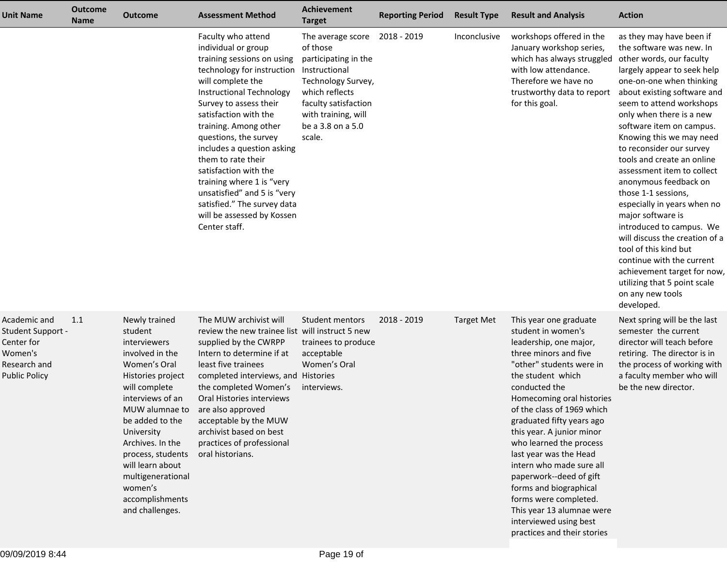| Unit Name | Outcome Name | Outcome | Assessment Method | Achievement Target | Reporting Period | Result Type | Result and Analysis | Action |
|---|---|---|---|---|---|---|---|---|
| | | | Faculty who attend individual or group training sessions on using technology for instruction will complete the Instructional Technology Survey to assess their satisfaction with the training. Among other questions, the survey includes a question asking them to rate their satisfaction with the training where 1 is "very unsatisfied" and 5 is "very satisfied." The survey data will be assessed by Kossen Center staff. | The average score of those participating in the Instructional Technology Survey, which reflects faculty satisfaction with training, will be a 3.8 on a 5.0 scale. | 2018 - 2019 | Inconclusive | workshops offered in the January workshop series, which has always struggled with low attendance. Therefore we have no trustworthy data to report for this goal. | as they may have been if the software was new. In other words, our faculty largely appear to seek help one-on-one when thinking about existing software and seem to attend workshops only when there is a new software item on campus. Knowing this we may need to reconsider our survey tools and create an online assessment item to collect anonymous feedback on those 1-1 sessions, especially in years when no major software is introduced to campus. We will discuss the creation of a tool of this kind but continue with the current achievement target for now, utilizing that 5 point scale on any new tools developed. |
| Academic and Student Support - Center for Women's Research and Public Policy | 1.1 | Newly trained student interviewers involved in the Women's Oral Histories project will complete interviews of an MUW alumnae to be added to the University Archives. In the process, students will learn about multigenerational women's accomplishments and challenges. | The MUW archivist will review the new trainee list supplied by the CWRPP Intern to determine if at least five trainees completed interviews, and the completed Women's Oral Histories interviews are also approved acceptable by the MUW archivist based on best practices of professional oral historians. | Student mentors will instruct 5 new trainees to produce acceptable Women's Oral Histories interviews. | 2018 - 2019 | Target Met | This year one graduate student in women's leadership, one major, three minors and five "other" students were in the student which conducted the Homecoming oral histories of the class of 1969 which graduated fifty years ago this year. A junior minor who learned the process last year was the Head intern who made sure all paperwork--deed of gift forms and biographical forms were completed. This year 13 alumnae were interviewed using best practices and their stories | Next spring will be the last semester the current director will teach before retiring. The director is in the process of working with a faculty member who will be the new director. |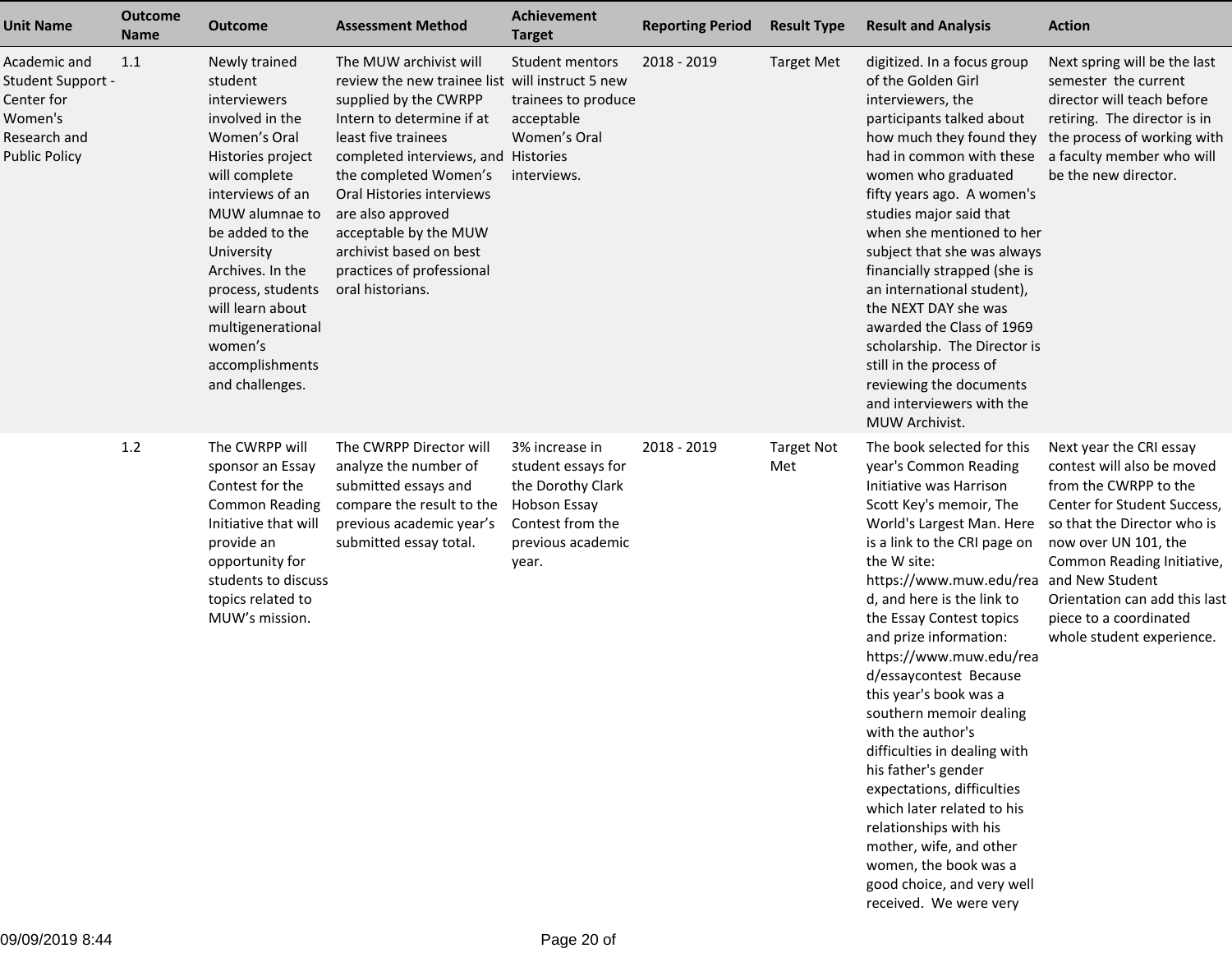| Unit Name | Outcome Name | Outcome | Assessment Method | Achievement Target | Reporting Period | Result Type | Result and Analysis | Action |
|---|---|---|---|---|---|---|---|---|
| Academic and Student Support - Center for Women's Research and Public Policy | 1.1 | Newly trained student interviewers involved in the Women's Oral Histories project will complete interviews of an MUW alumnae to be added to the University Archives. In the process, students will learn about multigenerational women's accomplishments and challenges. | The MUW archivist will review the new trainee list supplied by the CWRPP Intern to determine if at least five trainees completed interviews, and the completed Women's Oral Histories interviews are also approved acceptable by the MUW archivist based on best practices of professional oral historians. | Student mentors will instruct 5 new trainees to produce acceptable Women's Oral Histories interviews. | 2018 - 2019 | Target Met | digitized. In a focus group of the Golden Girl interviewers, the participants talked about how much they found they had in common with these women who graduated fifty years ago. A women's studies major said that when she mentioned to her subject that she was always financially strapped (she is an international student), the NEXT DAY she was awarded the Class of 1969 scholarship. The Director is still in the process of reviewing the documents and interviewers with the MUW Archivist. | Next spring will be the last semester the current director will teach before retiring. The director is in the process of working with a faculty member who will be the new director. |
| | 1.2 | The CWRPP will sponsor an Essay Contest for the Common Reading Initiative that will provide an opportunity for students to discuss topics related to MUW's mission. | The CWRPP Director will analyze the number of submitted essays and compare the result to the previous academic year's submitted essay total. | 3% increase in student essays for the Dorothy Clark Hobson Essay Contest from the previous academic year. | 2018 - 2019 | Target Not Met | The book selected for this year's Common Reading Initiative was Harrison Scott Key's memoir, The World's Largest Man. Here is a link to the CRI page on the W site: https://www.muw.edu/read, and here is the link to the Essay Contest topics and prize information: https://www.muw.edu/read/essaycontest Because this year's book was a southern memoir dealing with the author's difficulties in dealing with his father's gender expectations, difficulties which later related to his relationships with his mother, wife, and other women, the book was a good choice, and very well received. We were very | Next year the CRI essay contest will also be moved from the CWRPP to the Center for Student Success, so that the Director who is now over UN 101, the Common Reading Initiative, and New Student Orientation can add this last piece to a coordinated whole student experience. |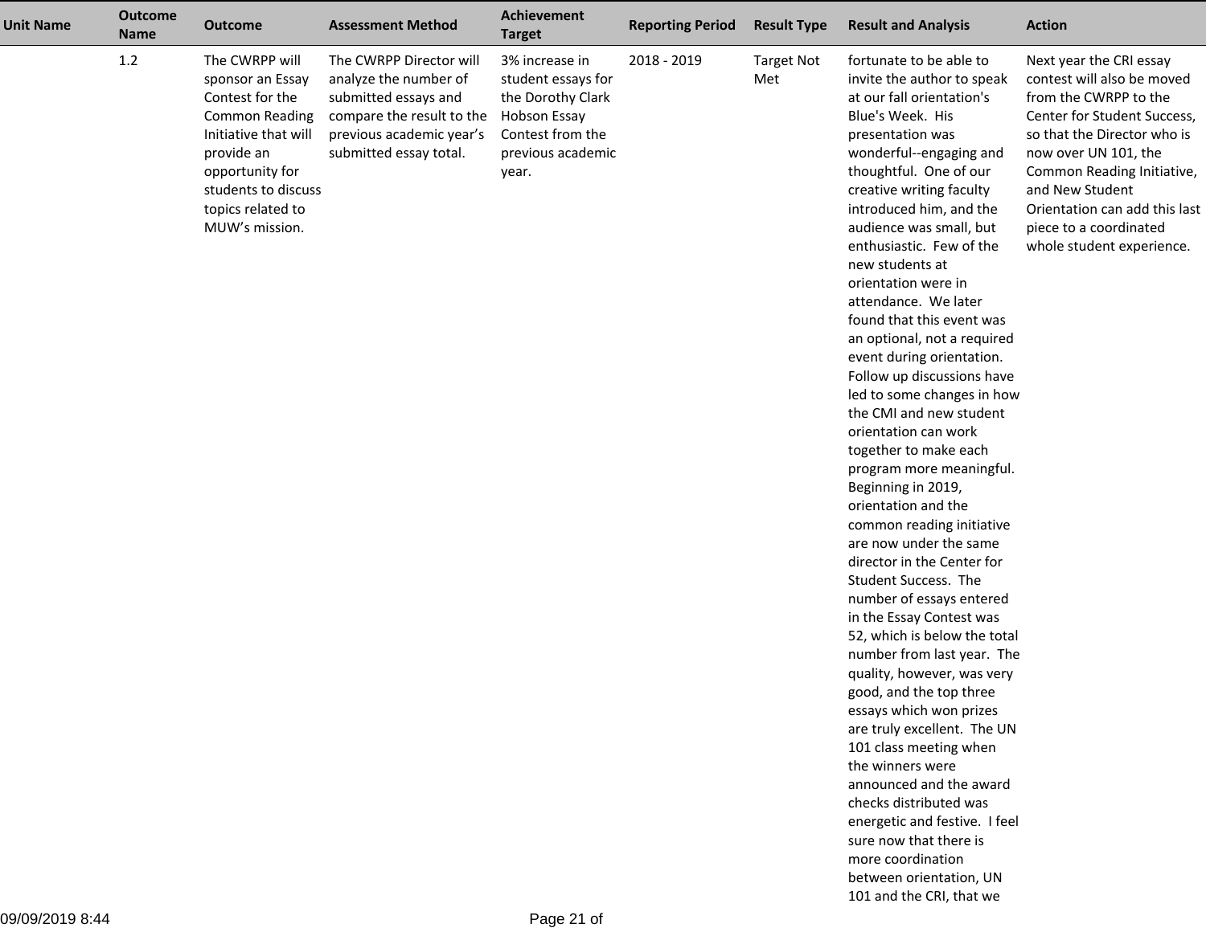| Unit Name | Outcome Name | Outcome | Assessment Method | Achievement Target | Reporting Period | Result Type | Result and Analysis | Action |
|---|---|---|---|---|---|---|---|---|
| | 1.2 | The CWRPP will sponsor an Essay Contest for the Common Reading Initiative that will provide an opportunity for students to discuss topics related to MUW's mission. | The CWRPP Director will analyze the number of submitted essays and compare the result to the previous academic year's submitted essay total. | 3% increase in student essays for the Dorothy Clark Hobson Essay Contest from the previous academic year. | 2018 - 2019 | Target Not Met | fortunate to be able to invite the author to speak at our fall orientation's Blue's Week. His presentation was wonderful--engaging and thoughtful. One of our creative writing faculty introduced him, and the audience was small, but enthusiastic. Few of the new students at orientation were in attendance. We later found that this event was an optional, not a required event during orientation. Follow up discussions have led to some changes in how the CMI and new student orientation can work together to make each program more meaningful. Beginning in 2019, orientation and the common reading initiative are now under the same director in the Center for Student Success. The number of essays entered in the Essay Contest was 52, which is below the total number from last year. The quality, however, was very good, and the top three essays which won prizes are truly excellent. The UN 101 class meeting when the winners were announced and the award checks distributed was energetic and festive. I feel sure now that there is more coordination between orientation, UN 101 and the CRI, that we | Next year the CRI essay contest will also be moved from the CWRPP to the Center for Student Success, so that the Director who is now over UN 101, the Common Reading Initiative, and New Student Orientation can add this last piece to a coordinated whole student experience. |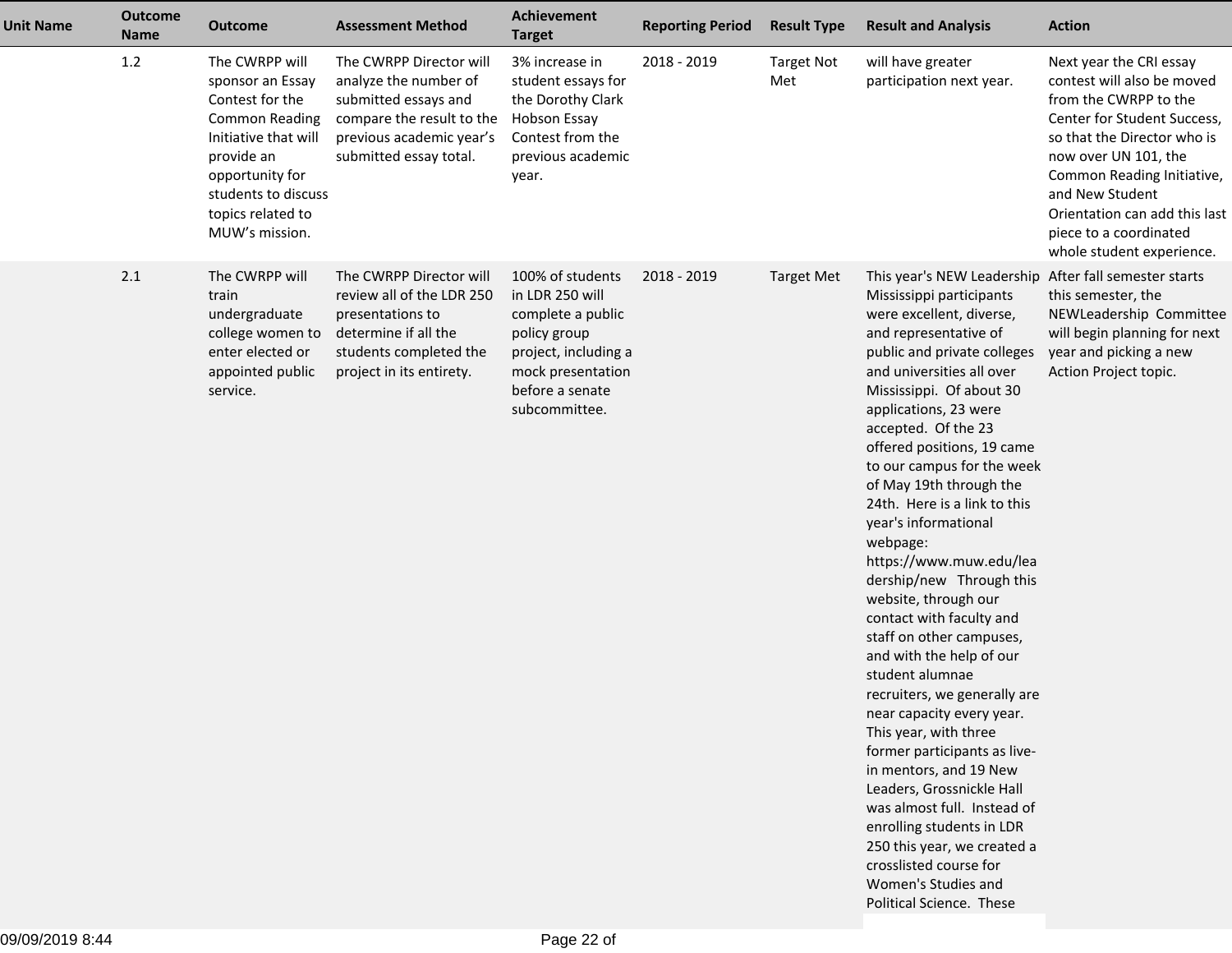| Unit Name | Outcome Name | Outcome | Assessment Method | Achievement Target | Reporting Period | Result Type | Result and Analysis | Action |
|---|---|---|---|---|---|---|---|---|
| | 1.2 | The CWRPP will sponsor an Essay Contest for the Common Reading Initiative that will provide an opportunity for students to discuss topics related to MUW's mission. | The CWRPP Director will analyze the number of submitted essays and compare the result to the previous academic year's submitted essay total. | 3% increase in student essays for the Dorothy Clark Hobson Essay Contest from the previous academic year. | 2018 - 2019 | Target Not Met | will have greater participation next year. | Next year the CRI essay contest will also be moved from the CWRPP to the Center for Student Success, so that the Director who is now over UN 101, the Common Reading Initiative, and New Student Orientation can add this last piece to a coordinated whole student experience. |
| | 2.1 | The CWRPP will train undergraduate college women to enter elected or appointed public service. | The CWRPP Director will review all of the LDR 250 presentations to determine if all the students completed the project in its entirety. | 100% of students in LDR 250 will complete a public policy group project, including a mock presentation before a senate subcommittee. | 2018 - 2019 | Target Met | This year's NEW Leadership Mississippi participants were excellent, diverse, and representative of public and private colleges and universities all over Mississippi. Of about 30 applications, 23 were accepted. Of the 23 offered positions, 19 came to our campus for the week of May 19th through the 24th. Here is a link to this year's informational webpage: https://www.muw.edu/leadership/new Through this website, through our contact with faculty and staff on other campuses, and with the help of our student alumnae recruiters, we generally are near capacity every year. This year, with three former participants as live-in mentors, and 19 New Leaders, Grossnickle Hall was almost full. Instead of enrolling students in LDR 250 this year, we created a crosslisted course for Women's Studies and Political Science. These | After fall semester starts this semester, the NEWLeadership Committee will begin planning for next year and picking a new Action Project topic. |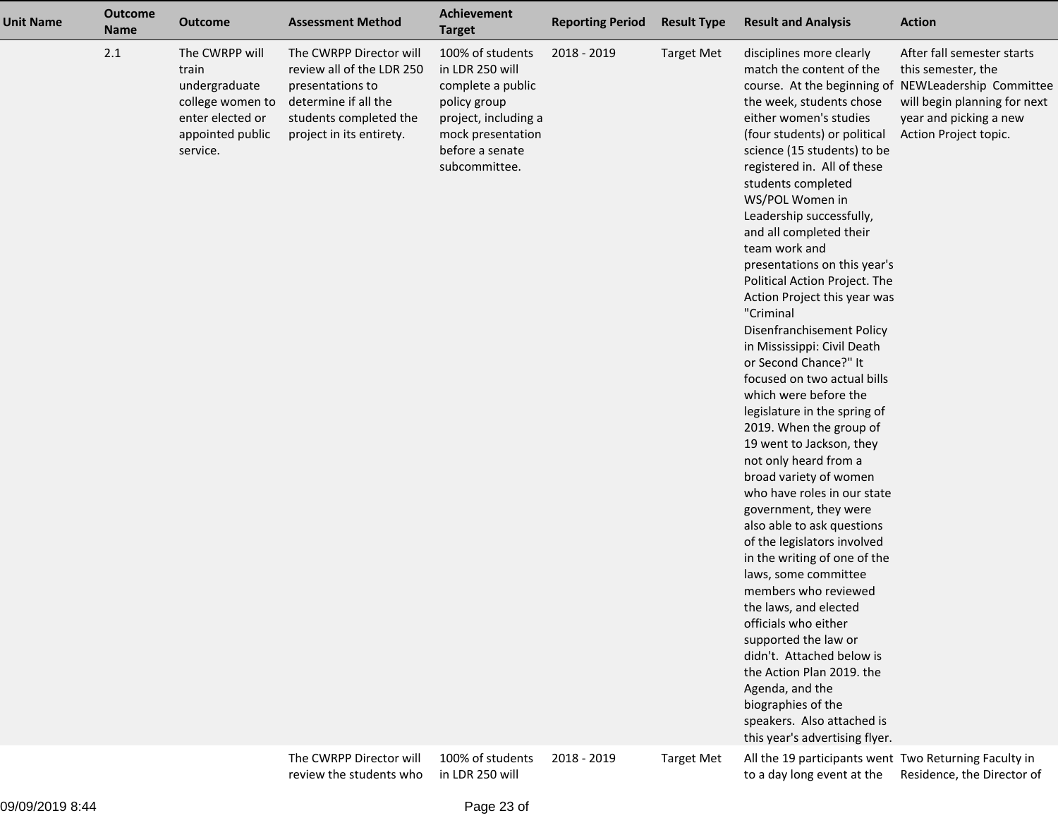| Unit Name | Outcome Name | Outcome | Assessment Method | Achievement Target | Reporting Period | Result Type | Result and Analysis | Action |
|---|---|---|---|---|---|---|---|---|
| | 2.1 | The CWRPP will train undergraduate college women to enter elected or appointed public service. | The CWRPP Director will review all of the LDR 250 presentations to determine if all the students completed the project in its entirety. | 100% of students in LDR 250 will complete a public policy group project, including a mock presentation before a senate subcommittee. | 2018 - 2019 | Target Met | disciplines more clearly match the content of the course. At the beginning of the week, students chose either women's studies (four students) or political science (15 students) to be registered in. All of these students completed WS/POL Women in Leadership successfully, and all completed their team work and presentations on this year's Political Action Project. The Action Project this year was "Criminal Disenfranchisement Policy in Mississippi: Civil Death or Second Chance?" It focused on two actual bills which were before the legislature in the spring of 2019. When the group of 19 went to Jackson, they not only heard from a broad variety of women who have roles in our state government, they were also able to ask questions of the legislators involved in the writing of one of the laws, some committee members who reviewed the laws, and elected officials who either supported the law or didn't. Attached below is the Action Plan 2019. the Agenda, and the biographies of the speakers. Also attached is this year's advertising flyer. | After fall semester starts this semester, the NEWLeadership Committee will begin planning for next year and picking a new Action Project topic. |
| | | | The CWRPP Director will review the students who | 100% of students in LDR 250 will | 2018 - 2019 | Target Met | All the 19 participants went to a day long event at the | Two Returning Faculty in Residence, the Director of |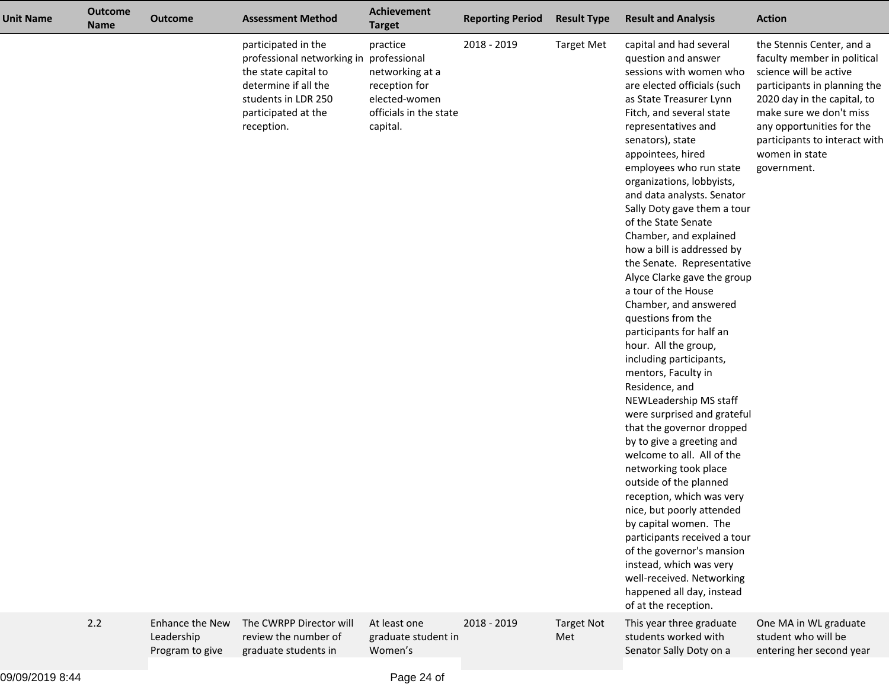| Unit Name | Outcome Name | Outcome | Assessment Method | Achievement Target | Reporting Period | Result Type | Result and Analysis | Action |
|---|---|---|---|---|---|---|---|---|
| | | | participated in the professional networking in the state capital to determine if all the students in LDR 250 participated at the reception. | practice professional networking at a reception for elected-women officials in the state capital. | 2018 - 2019 | Target Met | capital and had several question and answer sessions with women who are elected officials (such as State Treasurer Lynn Fitch, and several state representatives and senators), state appointees, hired employees who run state organizations, lobbyists, and data analysts. Senator Sally Doty gave them a tour of the State Senate Chamber, and explained how a bill is addressed by the Senate. Representative Alyce Clarke gave the group a tour of the House Chamber, and answered questions from the participants for half an hour. All the group, including participants, mentors, Faculty in Residence, and NEWLeadership MS staff were surprised and grateful that the governor dropped by to give a greeting and welcome to all. All of the networking took place outside of the planned reception, which was very nice, but poorly attended by capital women. The participants received a tour of the governor's mansion instead, which was very well-received. Networking happened all day, instead of at the reception. | the Stennis Center, and a faculty member in political science will be active participants in planning the 2020 day in the capital, to make sure we don't miss any opportunities for the participants to interact with women in state government. |
| | 2.2 | Enhance the New Leadership Program to give | The CWRPP Director will review the number of graduate students in | At least one graduate student in Women’s | 2018 - 2019 | Target Not Met | This year three graduate students worked with Senator Sally Doty on a | One MA in WL graduate student who will be entering her second year |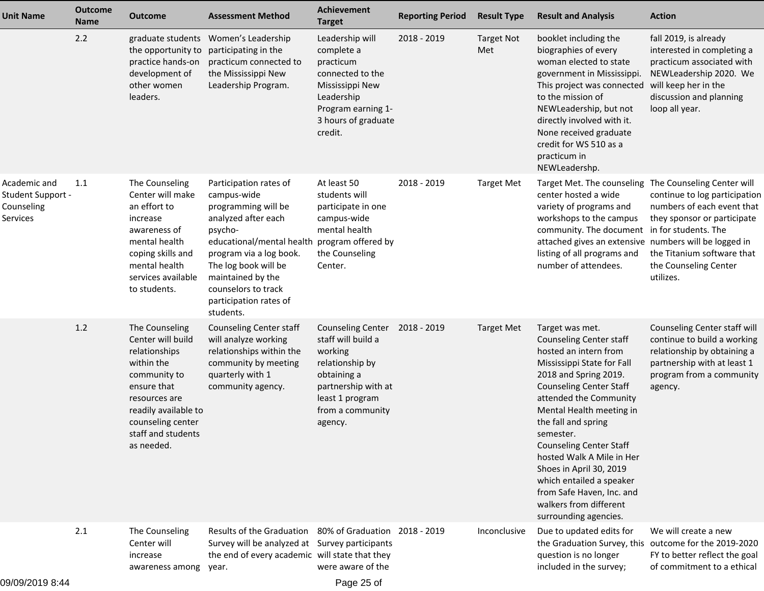| Unit Name | Outcome Name | Outcome | Assessment Method | Achievement Target | Reporting Period | Result Type | Result and Analysis | Action |
|---|---|---|---|---|---|---|---|---|
| | 2.2 | graduate students the opportunity to practice hands-on development of other women leaders. | Women's Leadership participating in the practicum connected to the Mississippi New Leadership Program. | Leadership will complete a practicum connected to the Mississippi New Leadership Program earning 1-3 hours of graduate credit. | 2018 - 2019 | Target Not Met | booklet including the biographies of every woman elected to state government in Mississippi. This project was connected to the mission of NEWLeadership, but not directly involved with it. None received graduate credit for WS 510 as a practicum in NEWLeadershp. | fall 2019, is already interested in completing a practicum associated with NEWLeadership 2020. We will keep her in the discussion and planning loop all year. |
| Academic and Student Support - Counseling Services | 1.1 | The Counseling Center will make an effort to increase awareness of mental health coping skills and mental health services available to students. | Participation rates of campus-wide programming will be analyzed after each psycho-educational/mental health program via a log book. The log book will be maintained by the counselors to track participation rates of students. | At least 50 students will participate in one campus-wide mental health program offered by the Counseling Center. | 2018 - 2019 | Target Met | Target Met. The counseling center hosted a wide variety of programs and workshops to the campus community. The document attached gives an extensive listing of all programs and number of attendees. | The Counseling Center will continue to log participation numbers of each event that they sponsor or participate in for students. The numbers will be logged in the Titanium software that the Counseling Center utilizes. |
| | 1.2 | The Counseling Center will build relationships within the community to ensure that resources are readily available to counseling center staff and students as needed. | Counseling Center staff will analyze working relationships within the community by meeting quarterly with 1 community agency. | Counseling Center staff will build a working relationship by obtaining a partnership with at least 1 program from a community agency. | 2018 - 2019 | Target Met | Target was met. Counseling Center staff hosted an intern from Mississippi State for Fall 2018 and Spring 2019. Counseling Center Staff attended the Community Mental Health meeting in the fall and spring semester. Counseling Center Staff hosted Walk A Mile in Her Shoes in April 30, 2019 which entailed a speaker from Safe Haven, Inc. and walkers from different surrounding agencies. | Counseling Center staff will continue to build a working relationship by obtaining a partnership with at least 1 program from a community agency. |
| | 2.1 | The Counseling Center will increase awareness among | Results of the Graduation Survey will be analyzed at the end of every academic year. | 80% of Graduation Survey participants will state that they were aware of the | 2018 - 2019 | Inconclusive | Due to updated edits for the Graduation Survey, this question is no longer included in the survey; | We will create a new outcome for the 2019-2020 FY to better reflect the goal of commitment to a ethical |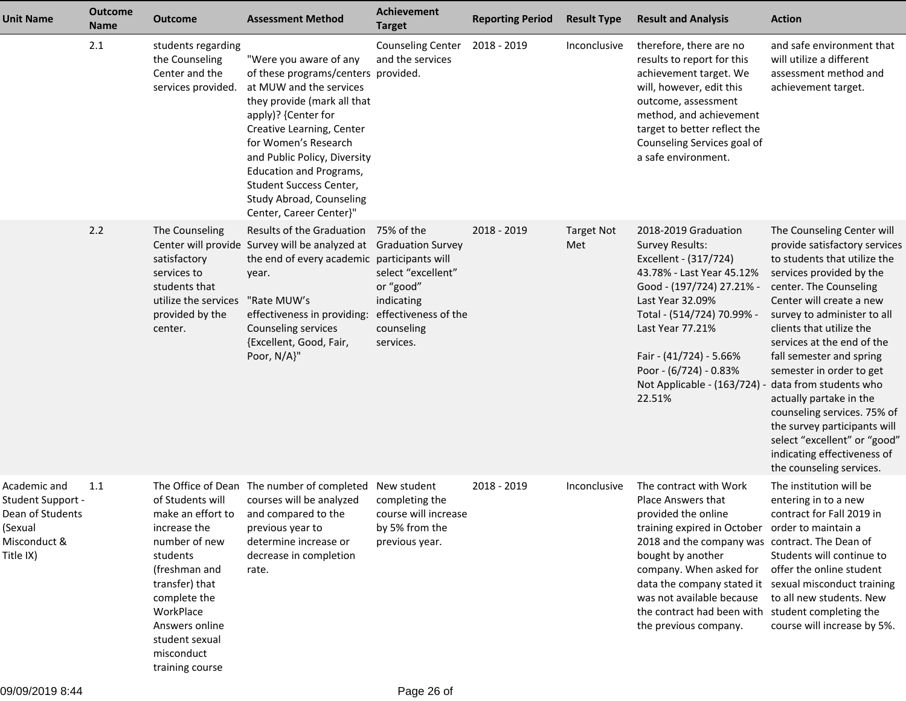| Unit Name | Outcome Name | Outcome | Assessment Method | Achievement Target | Reporting Period | Result Type | Result and Analysis | Action |
|---|---|---|---|---|---|---|---|---|
| | 2.1 | students regarding the Counseling Center and the services provided. | "Were you aware of any of these programs/centers at MUW and the services they provide (mark all that apply)? {Center for Creative Learning, Center for Women's Research and Public Policy, Diversity Education and Programs, Student Success Center, Study Abroad, Counseling Center, Career Center}" | Counseling Center and the services provided. | 2018 - 2019 | Inconclusive | therefore, there are no results to report for this achievement target. We will, however, edit this outcome, assessment method, and achievement target to better reflect the Counseling Services goal of a safe environment. | and safe environment that will utilize a different assessment method and achievement target. |
| | 2.2 | The Counseling Center will provide satisfactory services to students that utilize the services provided by the center. | Results of the Graduation Survey will be analyzed at the end of every academic year.<br><br>"Rate MUW's effectiveness in providing: Counseling services {Excellent, Good, Fair, Poor, N/A}" | 75% of the Graduation Survey participants will select "excellent" or "good" indicating effectiveness of the counseling services. | 2018 - 2019 | Target Not Met | 2018-2019 Graduation Survey Results:<br>Excellent - (317/724) 43.78% - Last Year 45.12%<br>Good - (197/724) 27.21% - Last Year 32.09%<br>Total - (514/724) 70.99% - Last Year 77.21%<br><br>Fair - (41/724) - 5.66%<br>Poor - (6/724) - 0.83%<br>Not Applicable - (163/724) - 22.51% | The Counseling Center will provide satisfactory services to students that utilize the services provided by the center. The Counseling Center will create a new survey to administer to all clients that utilize the services at the end of the fall semester and spring semester in order to get data from students who actually partake in the counseling services. 75% of the survey participants will select "excellent" or "good" indicating effectiveness of the counseling services. |
| Academic and Student Support - Dean of Students (Sexual Misconduct & Title IX) | 1.1 | The Office of Dean of Students will make an effort to increase the number of new students (freshman and transfer) that complete the WorkPlace Answers online student sexual misconduct training course | The number of completed courses will be analyzed and compared to the previous year to determine increase or decrease in completion rate. | New student completing the course will increase by 5% from the previous year. | 2018 - 2019 | Inconclusive | The contract with Work Place Answers that provided the online training expired in October 2018 and the company was bought by another company. When asked for data the company stated it was not available because the contract had been with the previous company. | The institution will be entering in to a new contract for Fall 2019 in order to maintain a contract. The Dean of Students will continue to offer the online student sexual misconduct training to all new students. New student completing the course will increase by 5%. |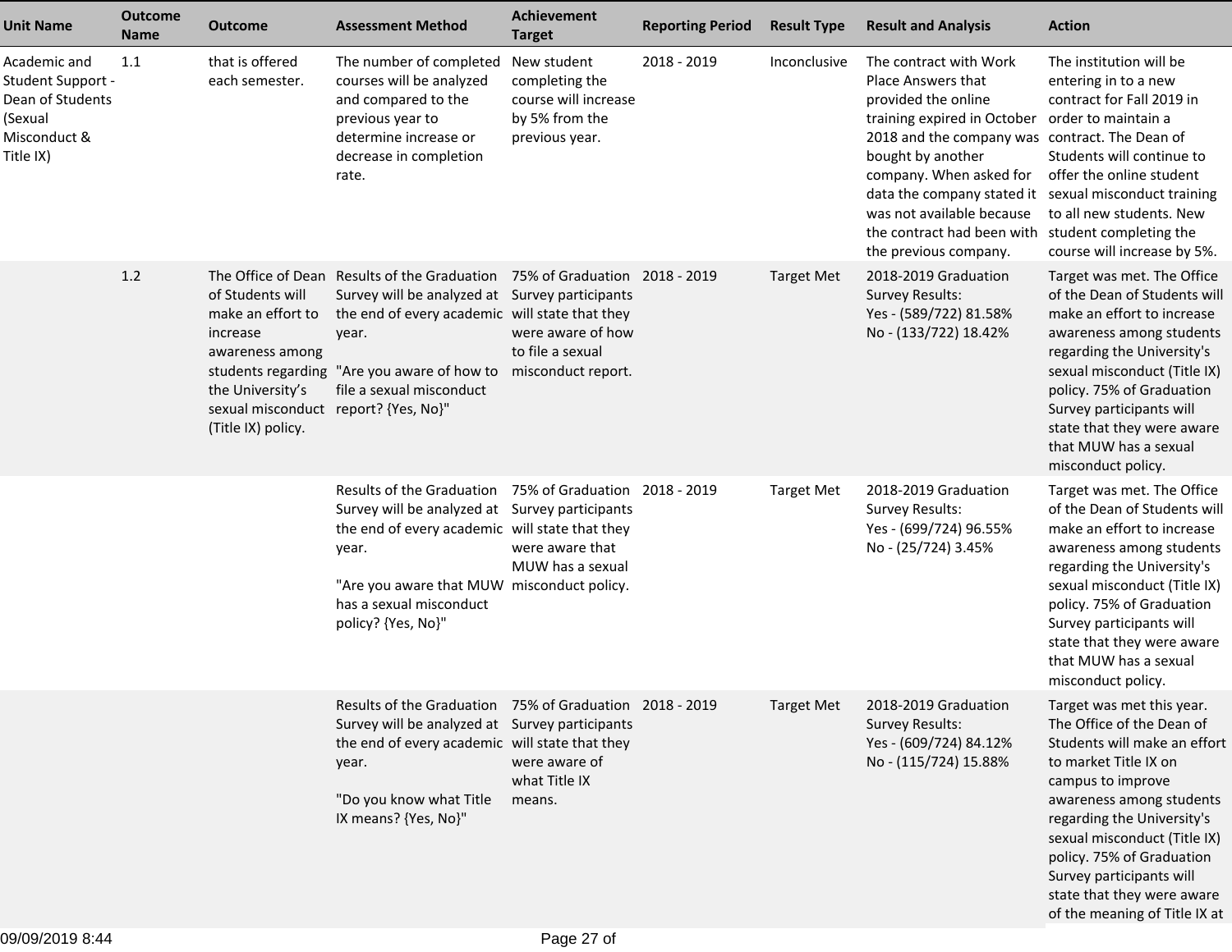| Unit Name | Outcome Name | Outcome | Assessment Method | Achievement Target | Reporting Period | Result Type | Result and Analysis | Action |
|---|---|---|---|---|---|---|---|---|
| Academic and Student Support - Dean of Students (Sexual Misconduct & Title IX) | 1.1 | that is offered each semester. | The number of completed courses will be analyzed and compared to the previous year to determine increase or decrease in completion rate. | New student completing the course will increase by 5% from the previous year. | 2018 - 2019 | Inconclusive | The contract with Work Place Answers that provided the online training expired in October 2018 and the company was bought by another company. When asked for data the company stated it was not available because the contract had been with the previous company. | The institution will be entering in to a new contract for Fall 2019 in order to maintain a contract. The Dean of Students will continue to offer the online student sexual misconduct training to all new students. New student completing the course will increase by 5%. |
| | 1.2 | The Office of Dean of Students will make an effort to increase awareness among students regarding the University's sexual misconduct (Title IX) policy. | Results of the Graduation Survey will be analyzed at the end of every academic year.<br><br>"Are you aware of how to file a sexual misconduct report? {Yes, No}" | 75% of Graduation Survey participants will state that they were aware of how to file a sexual misconduct report. | 2018 - 2019 | Target Met | 2018-2019 Graduation Survey Results:<br>Yes - (589/722) 81.58%<br>No - (133/722) 18.42% | Target was met. The Office of the Dean of Students will make an effort to increase awareness among students regarding the University's sexual misconduct (Title IX) policy. 75% of Graduation Survey participants will state that they were aware that MUW has a sexual misconduct policy. |
| | | | Results of the Graduation Survey will be analyzed at the end of every academic year.<br><br>"Are you aware that MUW has a sexual misconduct policy? {Yes, No}" | 75% of Graduation Survey participants will state that they were aware that MUW has a sexual misconduct policy. | 2018 - 2019 | Target Met | 2018-2019 Graduation Survey Results:<br>Yes - (699/724) 96.55%<br>No - (25/724) 3.45% | Target was met. The Office of the Dean of Students will make an effort to increase awareness among students regarding the University's sexual misconduct (Title IX) policy. 75% of Graduation Survey participants will state that they were aware that MUW has a sexual misconduct policy. |
| | | | Results of the Graduation Survey will be analyzed at the end of every academic year.<br><br>"Do you know what Title IX means? {Yes, No}" | 75% of Graduation Survey participants will state that they were aware of what Title IX means. | 2018 - 2019 | Target Met | 2018-2019 Graduation Survey Results:<br>Yes - (609/724) 84.12%<br>No - (115/724) 15.88% | Target was met this year. The Office of the Dean of Students will make an effort to market Title IX on campus to improve awareness among students regarding the University's sexual misconduct (Title IX) policy. 75% of Graduation Survey participants will state that they were aware of the meaning of Title IX at |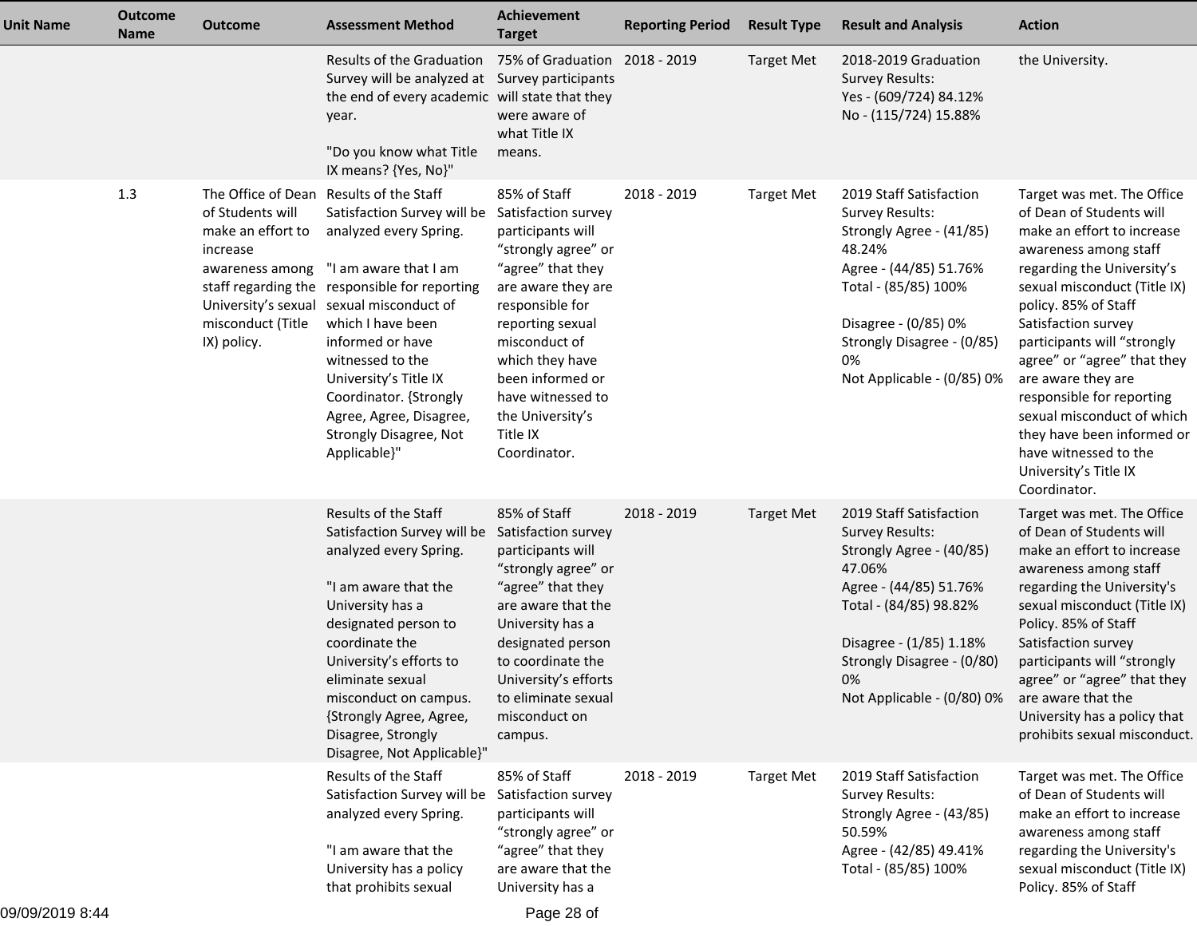| Unit Name | Outcome Name | Outcome | Assessment Method | Achievement Target | Reporting Period | Result Type | Result and Analysis | Action |
|---|---|---|---|---|---|---|---|---|
| | | | Results of the Graduation Survey will be analyzed at the end of every academic year.<br><br>"Do you know what Title IX means? {Yes, No}" | 75% of Graduation Survey participants will state that they were aware of what Title IX means. | 2018 - 2019 | Target Met | 2018-2019 Graduation Survey Results:<br>Yes - (609/724) 84.12%<br>No - (115/724) 15.88% | the University. |
| | 1.3 | The Office of Dean of Students will make an effort to increase awareness among staff regarding the University's sexual misconduct (Title IX) policy. | Results of the Staff Satisfaction Survey will be analyzed every Spring.<br><br>"I am aware that I am responsible for reporting sexual misconduct of which I have been informed or have witnessed to the University's Title IX Coordinator. {Strongly Agree, Agree, Disagree, Strongly Disagree, Not Applicable}" | 85% of Staff Satisfaction survey participants will "strongly agree" or "agree" that they are aware they are responsible for reporting sexual misconduct of which they have been informed or have witnessed to the University's Title IX Coordinator. | 2018 - 2019 | Target Met | 2019 Staff Satisfaction Survey Results:<br>Strongly Agree - (41/85) 48.24%<br>Agree - (44/85) 51.76%<br>Total - (85/85) 100%<br><br>Disagree - (0/85) 0%<br>Strongly Disagree - (0/85) 0%<br>Not Applicable - (0/85) 0% | Target was met. The Office of Dean of Students will make an effort to increase awareness among staff regarding the University's sexual misconduct (Title IX) policy. 85% of Staff Satisfaction survey participants will "strongly agree" or "agree" that they are aware they are responsible for reporting sexual misconduct of which they have been informed or have witnessed to the University's Title IX Coordinator. |
| | | | Results of the Staff Satisfaction Survey will be analyzed every Spring.<br><br>"I am aware that the University has a designated person to coordinate the University's efforts to eliminate sexual misconduct on campus. {Strongly Agree, Agree, Disagree, Strongly Disagree, Not Applicable}" | 85% of Staff Satisfaction survey participants will "strongly agree" or "agree" that they are aware that the University has a designated person to coordinate the University's efforts to eliminate sexual misconduct on campus. | 2018 - 2019 | Target Met | 2019 Staff Satisfaction Survey Results:<br>Strongly Agree - (40/85) 47.06%<br>Agree - (44/85) 51.76%<br>Total - (84/85) 98.82%<br><br>Disagree - (1/85) 1.18%<br>Strongly Disagree - (0/80) 0%<br>Not Applicable - (0/80) 0% | Target was met. The Office of Dean of Students will make an effort to increase awareness among staff regarding the University's sexual misconduct (Title IX) Policy. 85% of Staff Satisfaction survey participants will "strongly agree" or "agree" that they are aware that the University has a policy that prohibits sexual misconduct. |
| | | | Results of the Staff Satisfaction Survey will be analyzed every Spring.<br><br>"I am aware that the University has a policy that prohibits sexual | 85% of Staff Satisfaction survey participants will "strongly agree" or "agree" that they are aware that the University has a | 2018 - 2019 | Target Met | 2019 Staff Satisfaction Survey Results:<br>Strongly Agree - (43/85) 50.59%<br>Agree - (42/85) 49.41%<br>Total - (85/85) 100% | Target was met. The Office of Dean of Students will make an effort to increase awareness among staff regarding the University's sexual misconduct (Title IX) Policy. 85% of Staff |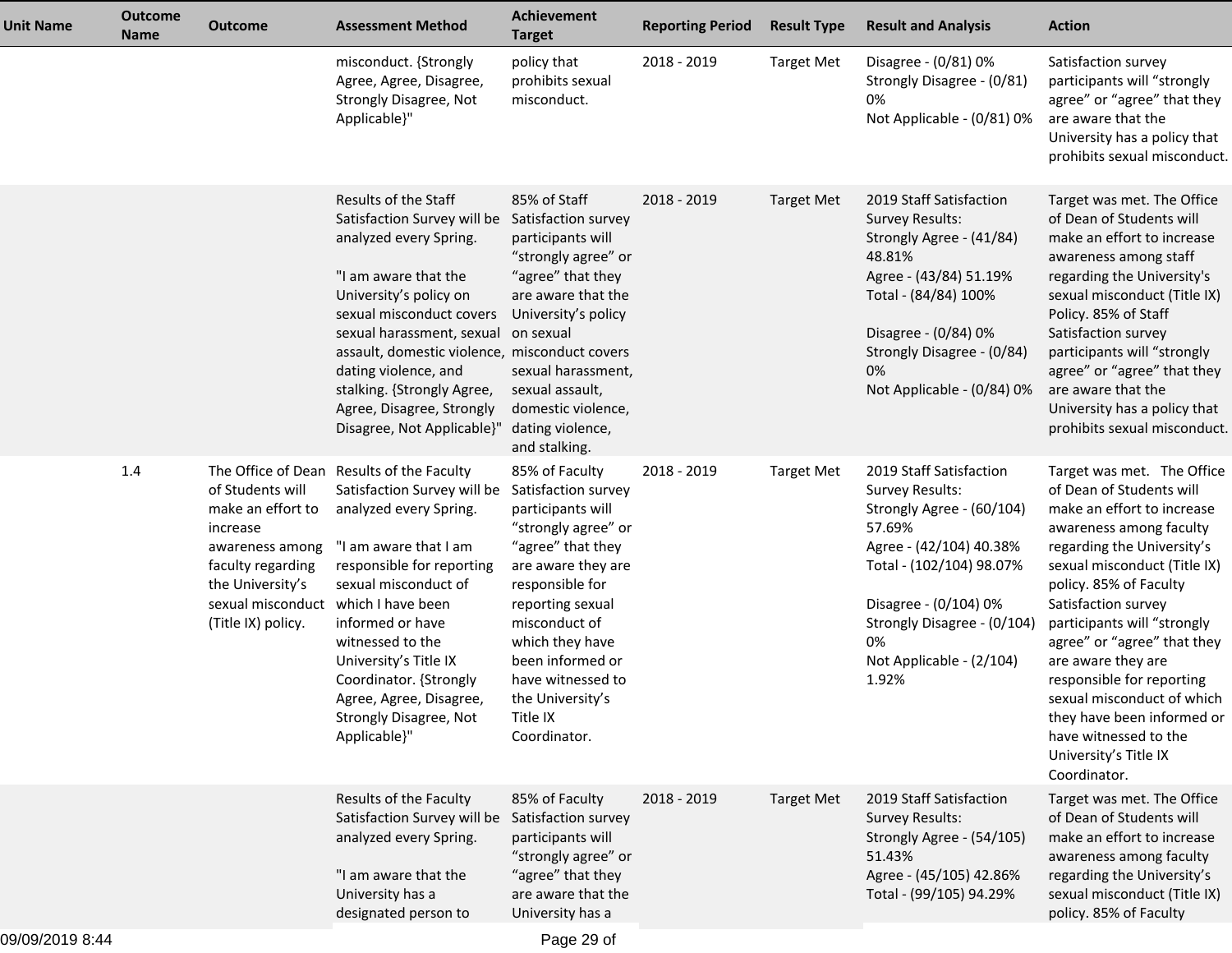| Unit Name | Outcome Name | Outcome | Assessment Method | Achievement Target | Reporting Period | Result Type | Result and Analysis | Action |
|---|---|---|---|---|---|---|---|---|
| | | | misconduct. {Strongly Agree, Agree, Disagree, Strongly Disagree, Not Applicable}" | policy that prohibits sexual misconduct. | 2018 - 2019 | Target Met | Disagree - (0/81) 0%<br>Strongly Disagree - (0/81) 0%<br>Not Applicable - (0/81) 0% | Satisfaction survey participants will "strongly agree" or "agree" that they are aware that the University has a policy that prohibits sexual misconduct. |
| | | | Results of the Staff Satisfaction Survey will be analyzed every Spring.<br><br>"I am aware that the University's policy on sexual misconduct covers sexual harassment, sexual assault, domestic violence, dating violence, and stalking. {Strongly Agree, Agree, Disagree, Strongly Disagree, Not Applicable}" | 85% of Staff Satisfaction survey participants will "strongly agree" or "agree" that they are aware that the University's policy on sexual misconduct covers sexual harassment, sexual assault, domestic violence, dating violence, and stalking. | 2018 - 2019 | Target Met | 2019 Staff Satisfaction Survey Results:<br>Strongly Agree - (41/84) 48.81%<br>Agree - (43/84) 51.19%<br>Total - (84/84) 100%<br><br>Disagree - (0/84) 0%<br>Strongly Disagree - (0/84) 0%<br>Not Applicable - (0/84) 0% | Target was met. The Office of Dean of Students will make an effort to increase awareness among staff regarding the University's sexual misconduct (Title IX) Policy. 85% of Staff Satisfaction survey participants will "strongly agree" or "agree" that they are aware that the University has a policy that prohibits sexual misconduct. |
| | 1.4 | The Office of Dean of Students will make an effort to increase awareness among faculty regarding the University's sexual misconduct (Title IX) policy. | Results of the Faculty Satisfaction Survey will be analyzed every Spring.<br><br>"I am aware that I am responsible for reporting sexual misconduct of which I have been informed or have witnessed to the University's Title IX Coordinator. {Strongly Agree, Agree, Disagree, Strongly Disagree, Not Applicable}" | 85% of Faculty Satisfaction survey participants will "strongly agree" or "agree" that they are aware they are responsible for reporting sexual misconduct of which they have been informed or have witnessed to the University's Title IX Coordinator. | 2018 - 2019 | Target Met | 2019 Staff Satisfaction Survey Results:<br>Strongly Agree - (60/104) 57.69%<br>Agree - (42/104) 40.38%<br>Total - (102/104) 98.07%<br><br>Disagree - (0/104) 0%<br>Strongly Disagree - (0/104) 0%<br>Not Applicable - (2/104) 1.92% | Target was met. The Office of Dean of Students will make an effort to increase awareness among faculty regarding the University's sexual misconduct (Title IX) policy. 85% of Faculty Satisfaction survey participants will "strongly agree" or "agree" that they are aware they are responsible for reporting sexual misconduct of which they have been informed or have witnessed to the University's Title IX Coordinator. |
| | | | Results of the Faculty Satisfaction Survey will be analyzed every Spring.<br><br>"I am aware that the University has a designated person to | 85% of Faculty Satisfaction survey participants will "strongly agree" or "agree" that they are aware that the University has a | 2018 - 2019 | Target Met | 2019 Staff Satisfaction Survey Results:<br>Strongly Agree - (54/105) 51.43%<br>Agree - (45/105) 42.86%<br>Total - (99/105) 94.29% | Target was met. The Office of Dean of Students will make an effort to increase awareness among faculty regarding the University's sexual misconduct (Title IX) policy. 85% of Faculty |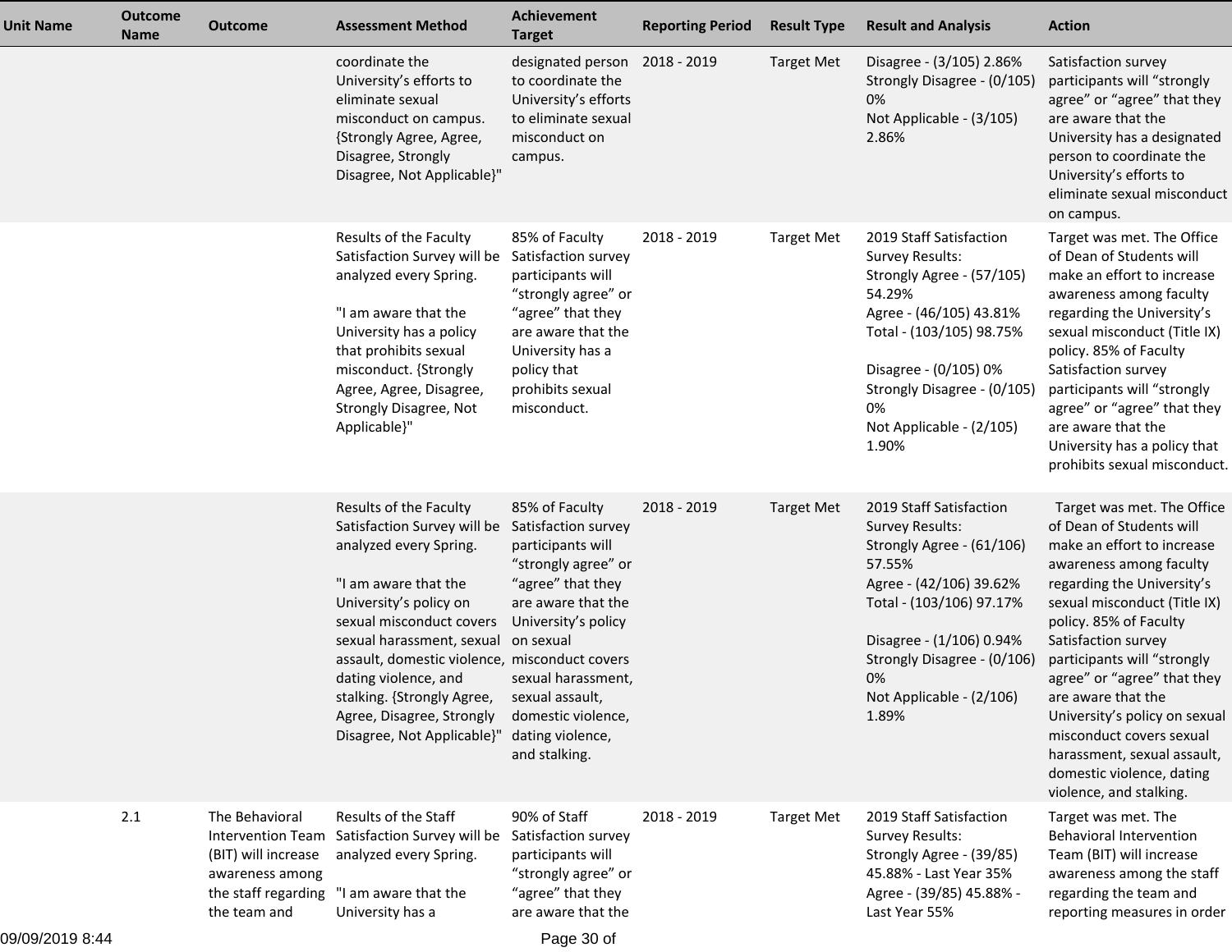| Unit Name | Outcome Name | Outcome | Assessment Method | Achievement Target | Reporting Period | Result Type | Result and Analysis | Action |
|---|---|---|---|---|---|---|---|---|
| | | | coordinate the University's efforts to eliminate sexual misconduct on campus. {Strongly Agree, Agree, Disagree, Strongly Disagree, Not Applicable}" | designated person to coordinate the University's efforts to eliminate sexual misconduct on campus. | 2018 - 2019 | Target Met | Disagree - (3/105) 2.86%<br>Strongly Disagree - (0/105) 0%<br>Not Applicable - (3/105) 2.86% | Satisfaction survey participants will "strongly agree" or "agree" that they are aware that the University has a designated person to coordinate the University's efforts to eliminate sexual misconduct on campus. |
| | | | Results of the Faculty Satisfaction Survey will be analyzed every Spring.<br><br>"I am aware that the University has a policy that prohibits sexual misconduct. {Strongly Agree, Agree, Disagree, Strongly Disagree, Not Applicable}" | 85% of Faculty Satisfaction survey participants will "strongly agree" or "agree" that they are aware that the University has a policy that prohibits sexual misconduct. | 2018 - 2019 | Target Met | 2019 Staff Satisfaction Survey Results:<br>Strongly Agree - (57/105) 54.29%<br>Agree - (46/105) 43.81%<br>Total - (103/105) 98.75%<br><br>Disagree - (0/105) 0%<br>Strongly Disagree - (0/105) 0%<br>Not Applicable - (2/105) 1.90% | Target was met. The Office of Dean of Students will make an effort to increase awareness among faculty regarding the University's sexual misconduct (Title IX) policy. 85% of Faculty Satisfaction survey participants will "strongly agree" or "agree" that they are aware that the University has a policy that prohibits sexual misconduct. |
| | | | Results of the Faculty Satisfaction Survey will be analyzed every Spring.<br><br>"I am aware that the University's policy on sexual misconduct covers sexual harassment, sexual assault, domestic violence, dating violence, and stalking. {Strongly Agree, Agree, Disagree, Strongly Disagree, Not Applicable}" | 85% of Faculty Satisfaction survey participants will "strongly agree" or "agree" that they are aware that the University's policy on sexual misconduct covers sexual harassment, sexual assault, domestic violence, dating violence, and stalking. | 2018 - 2019 | Target Met | 2019 Staff Satisfaction Survey Results:<br>Strongly Agree - (61/106) 57.55%<br>Agree - (42/106) 39.62%<br>Total - (103/106) 97.17%<br><br>Disagree - (1/106) 0.94%<br>Strongly Disagree - (0/106) 0%<br>Not Applicable - (2/106) 1.89% | Target was met. The Office of Dean of Students will make an effort to increase awareness among faculty regarding the University's sexual misconduct (Title IX) policy. 85% of Faculty Satisfaction survey participants will "strongly agree" or "agree" that they are aware that the University's policy on sexual misconduct covers sexual harassment, sexual assault, domestic violence, dating violence, and stalking. |
| | 2.1 | The Behavioral Intervention Team (BIT) will increase awareness among the staff regarding the team and | Results of the Staff Satisfaction Survey will be analyzed every Spring.<br><br>"I am aware that the University has a | 90% of Staff Satisfaction survey participants will "strongly agree" or "agree" that they are aware that the | 2018 - 2019 | Target Met | 2019 Staff Satisfaction Survey Results:<br>Strongly Agree - (39/85) 45.88% - Last Year 35%<br>Agree - (39/85) 45.88% - Last Year 55% | Target was met. The Behavioral Intervention Team (BIT) will increase awareness among the staff regarding the team and reporting measures in order |

09/09/2019 8:44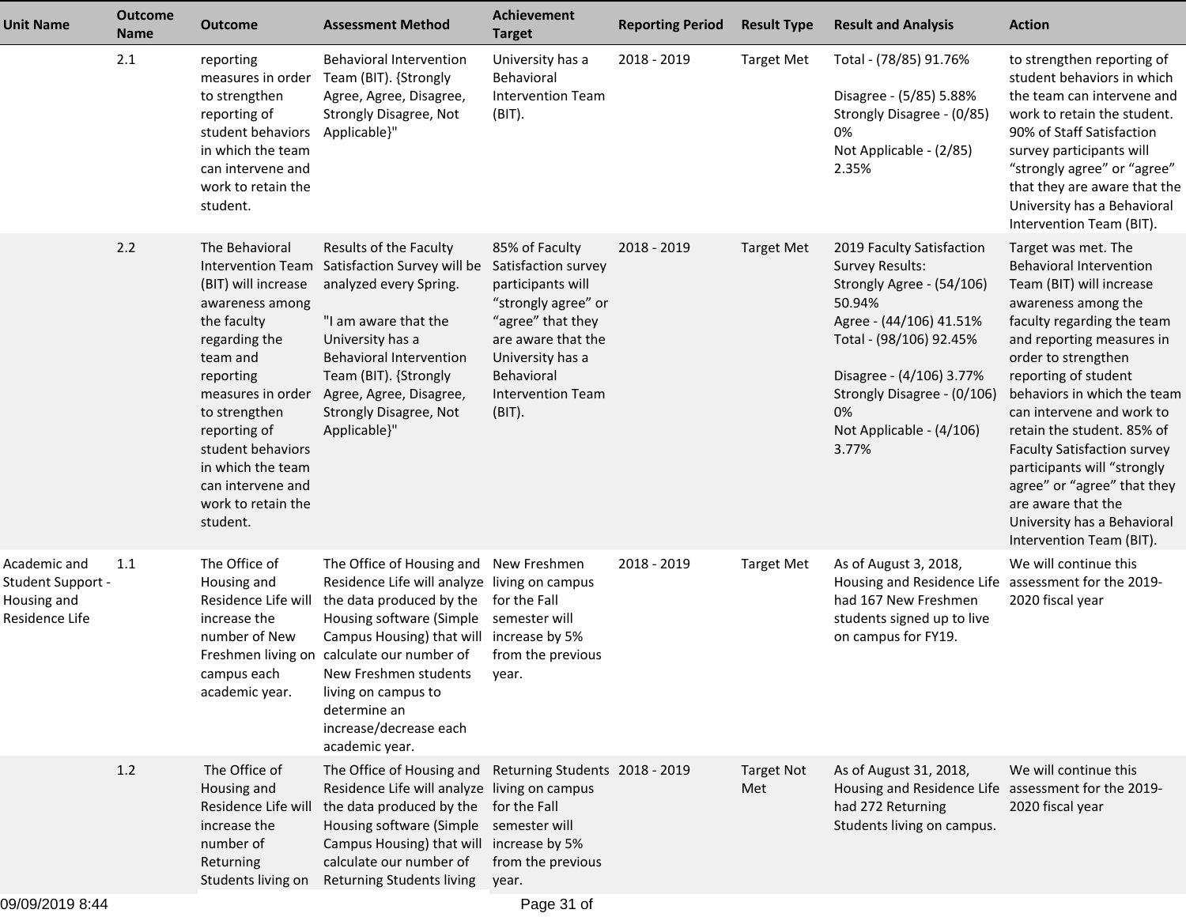| Unit Name | Outcome Name | Outcome | Assessment Method | Achievement Target | Reporting Period | Result Type | Result and Analysis | Action |
|---|---|---|---|---|---|---|---|---|
| | 2.1 | reporting measures in order to strengthen reporting of student behaviors in which the team can intervene and work to retain the student. | Behavioral Intervention Team (BIT). {Strongly Agree, Agree, Disagree, Strongly Disagree, Not Applicable}" | University has a Behavioral Intervention Team (BIT). | 2018 - 2019 | Target Met | Total - (78/85) 91.76%<br><br>Disagree - (5/85) 5.88%<br>Strongly Disagree - (0/85) 0%<br>Not Applicable - (2/85) 2.35% | to strengthen reporting of student behaviors in which the team can intervene and work to retain the student. 90% of Staff Satisfaction survey participants will “strongly agree” or “agree” that they are aware that the University has a Behavioral Intervention Team (BIT). |
| | 2.2 | The Behavioral Intervention Team (BIT) will increase awareness among the faculty regarding the team and reporting measures in order to strengthen reporting of student behaviors in which the team can intervene and work to retain the student. | Results of the Faculty Satisfaction Survey will be analyzed every Spring.<br><br>"I am aware that the University has a Behavioral Intervention Team (BIT). {Strongly Agree, Agree, Disagree, Strongly Disagree, Not Applicable}" | 85% of Faculty Satisfaction survey participants will “strongly agree” or “agree” that they are aware that the University has a Behavioral Intervention Team (BIT). | 2018 - 2019 | Target Met | 2019 Faculty Satisfaction Survey Results:<br>Strongly Agree - (54/106) 50.94%<br>Agree - (44/106) 41.51%<br>Total - (98/106) 92.45%<br><br>Disagree - (4/106) 3.77%<br>Strongly Disagree - (0/106) 0%<br>Not Applicable - (4/106) 3.77% | Target was met. The Behavioral Intervention Team (BIT) will increase awareness among the faculty regarding the team and reporting measures in order to strengthen reporting of student behaviors in which the team can intervene and work to retain the student. 85% of Faculty Satisfaction survey participants will “strongly agree” or “agree” that they are aware that the University has a Behavioral Intervention Team (BIT). |
| Academic and Student Support - Housing and Residence Life | 1.1 | The Office of Housing and Residence Life will increase the number of New Freshmen living on campus each academic year. | The Office of Housing and Residence Life will analyze the data produced by the Housing software (Simple Campus Housing) that will calculate our number of New Freshmen students living on campus to determine an increase/decrease each academic year. | New Freshmen living on campus for the Fall semester will increase by 5% from the previous year. | 2018 - 2019 | Target Met | As of August 3, 2018, Housing and Residence Life had 167 New Freshmen students signed up to live on campus for FY19. | We will continue this assessment for the 2019-2020 fiscal year |
| | 1.2 | The Office of Housing and Residence Life will increase the number of Returning Students living on | The Office of Housing and Residence Life will analyze the data produced by the Housing software (Simple Campus Housing) that will calculate our number of Returning Students living | Returning Students living on campus for the Fall semester will increase by 5% from the previous year. | 2018 - 2019 | Target Not Met | As of August 31, 2018, Housing and Residence Life had 272 Returning Students living on campus. | We will continue this assessment for the 2019-2020 fiscal year |

09/09/2019 8:44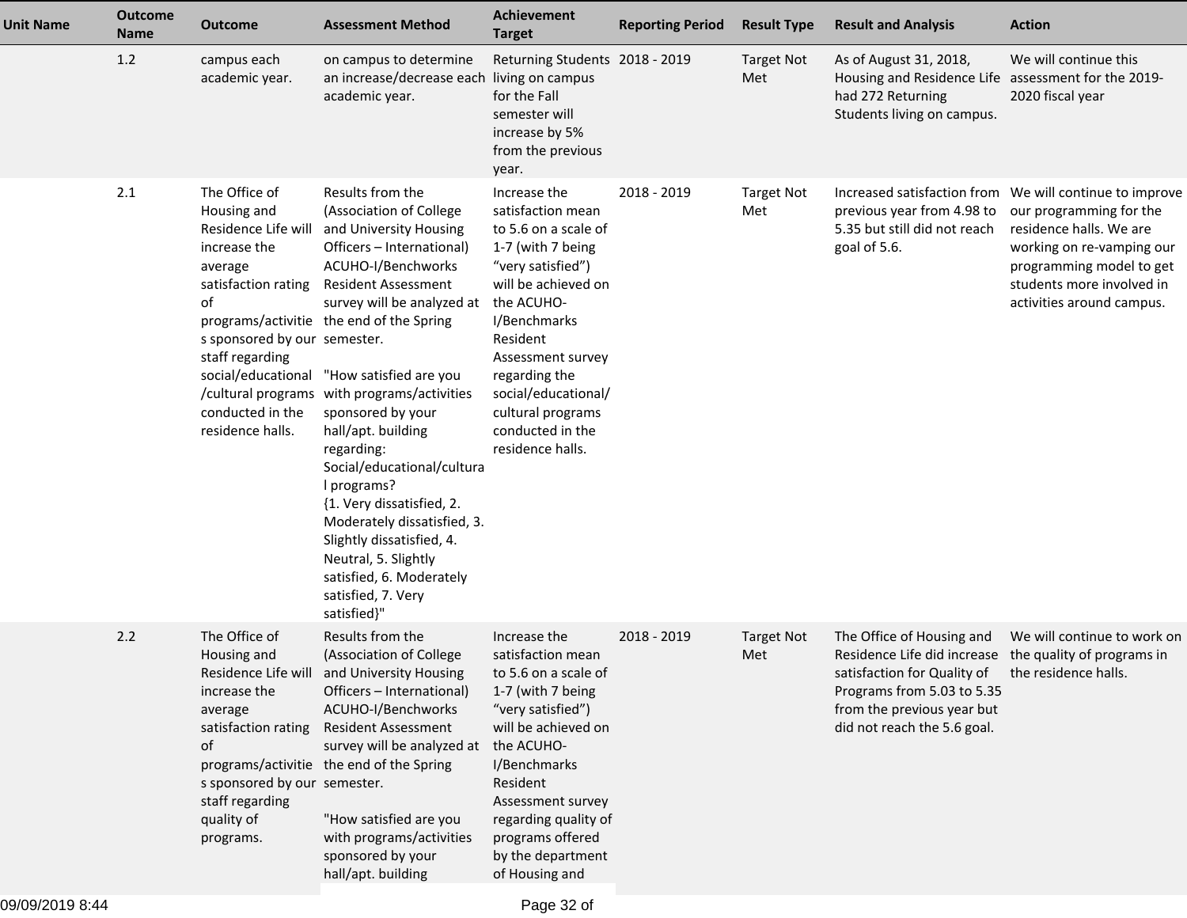| Unit Name | Outcome Name | Outcome | Assessment Method | Achievement Target | Reporting Period | Result Type | Result and Analysis | Action |
|---|---|---|---|---|---|---|---|---|
| | 1.2 | campus each academic year. | on campus to determine an increase/decrease each academic year. | Returning Students living on campus for the Fall semester will increase by 5% from the previous year. | 2018 - 2019 | Target Not Met | As of August 31, 2018, Housing and Residence Life had 272 Returning Students living on campus. | We will continue this assessment for the 2019-2020 fiscal year |
| | 2.1 | The Office of Housing and Residence Life will increase the average satisfaction rating of programs/activities sponsored by our staff regarding social/educational/cultural programs conducted in the residence halls. | Results from the (Association of College and University Housing Officers – International) ACUHO-I/Benchworks Resident Assessment survey will be analyzed at the end of the Spring semester.<br><br>"How satisfied are you with programs/activities sponsored by your hall/apt. building regarding: Social/educational/cultural programs? {1. Very dissatisfied, 2. Moderately dissatisfied, 3. Slightly dissatisfied, 4. Neutral, 5. Slightly satisfied, 6. Moderately satisfied, 7. Very satisfied}" | Increase the satisfaction mean to 5.6 on a scale of 1-7 (with 7 being "very satisfied") will be achieved on the ACUHO-I/Benchmarks Resident Assessment survey regarding the social/educational/cultural programs conducted in the residence halls. | 2018 - 2019 | Target Not Met | Increased satisfaction from previous year from 4.98 to 5.35 but still did not reach goal of 5.6. | We will continue to improve our programming for the residence halls. We are working on re-vamping our programming model to get students more involved in activities around campus. |
| | 2.2 | The Office of Housing and Residence Life will increase the average satisfaction rating of programs/activities sponsored by our staff regarding quality of programs. | Results from the (Association of College and University Housing Officers – International) ACUHO-I/Benchworks Resident Assessment survey will be analyzed at the end of the Spring semester.<br><br>"How satisfied are you with programs/activities sponsored by your hall/apt. building | Increase the satisfaction mean to 5.6 on a scale of 1-7 (with 7 being "very satisfied") will be achieved on the ACUHO-I/Benchmarks Resident Assessment survey regarding quality of programs offered by the department of Housing and | 2018 - 2019 | Target Not Met | The Office of Housing and Residence Life did increase satisfaction for Quality of Programs from 5.03 to 5.35 from the previous year but did not reach the 5.6 goal. | We will continue to work on the quality of programs in the residence halls. |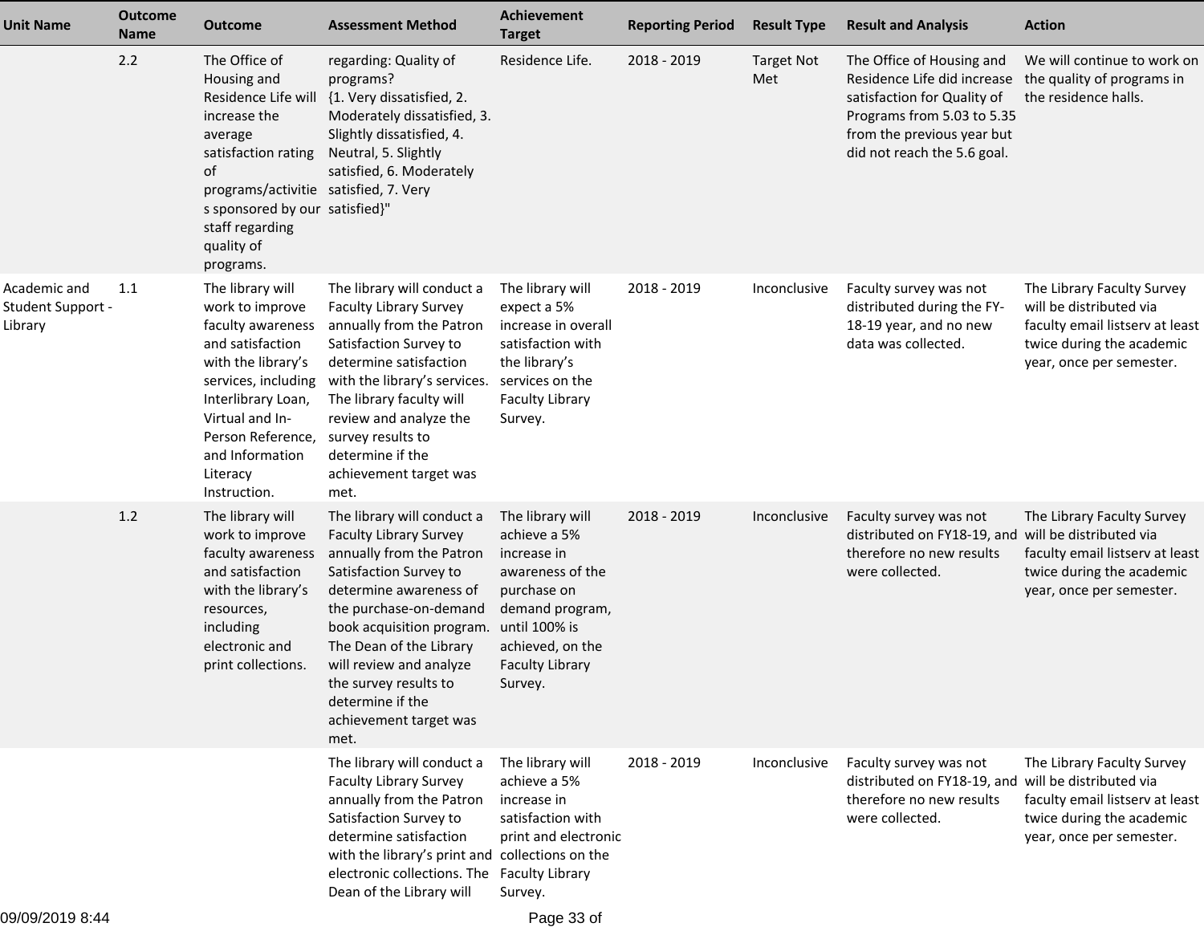| Unit Name | Outcome Name | Outcome | Assessment Method | Achievement Target | Reporting Period | Result Type | Result and Analysis | Action |
|---|---|---|---|---|---|---|---|---|
| | 2.2 | The Office of Housing and Residence Life will increase the average satisfaction rating of programs/activities sponsored by our staff regarding quality of programs. | regarding: Quality of programs? {1. Very dissatisfied, 2. Moderately dissatisfied, 3. Slightly dissatisfied, 4. Neutral, 5. Slightly satisfied, 6. Moderately satisfied, 7. Very satisfied}" | Residence Life. | 2018 - 2019 | Target Not Met | The Office of Housing and Residence Life did increase satisfaction for Quality of Programs from 5.03 to 5.35 from the previous year but did not reach the 5.6 goal. | We will continue to work on the quality of programs in the residence halls. |
| Academic and Student Support - Library | 1.1 | The library will work to improve faculty awareness and satisfaction with the library's services, including Interlibrary Loan, Virtual and In-Person Reference, and Information Literacy Instruction. | The library will conduct a Faculty Library Survey annually from the Patron Satisfaction Survey to determine satisfaction with the library's services. The library faculty will review and analyze the survey results to determine if the achievement target was met. | The library will expect a 5% increase in overall satisfaction with the library's services on the Faculty Library Survey. | 2018 - 2019 | Inconclusive | Faculty survey was not distributed during the FY-18-19 year, and no new data was collected. | The Library Faculty Survey will be distributed via faculty email listserv at least twice during the academic year, once per semester. |
| | 1.2 | The library will work to improve faculty awareness and satisfaction with the library's resources, including electronic and print collections. | The library will conduct a Faculty Library Survey annually from the Patron Satisfaction Survey to determine awareness of the purchase-on-demand book acquisition program. The Dean of the Library will review and analyze the survey results to determine if the achievement target was met. | The library will achieve a 5% increase in awareness of the purchase on demand program, until 100% is achieved, on the Faculty Library Survey. | 2018 - 2019 | Inconclusive | Faculty survey was not distributed on FY18-19, and therefore no new results were collected. | The Library Faculty Survey will be distributed via faculty email listserv at least twice during the academic year, once per semester. |
| | | | The library will conduct a Faculty Library Survey annually from the Patron Satisfaction Survey to determine satisfaction with the library's print and electronic collections. The Dean of the Library will | The library will achieve a 5% increase in satisfaction with print and electronic collections on the Faculty Library Survey. | 2018 - 2019 | Inconclusive | Faculty survey was not distributed on FY18-19, and therefore no new results were collected. | The Library Faculty Survey will be distributed via faculty email listserv at least twice during the academic year, once per semester. |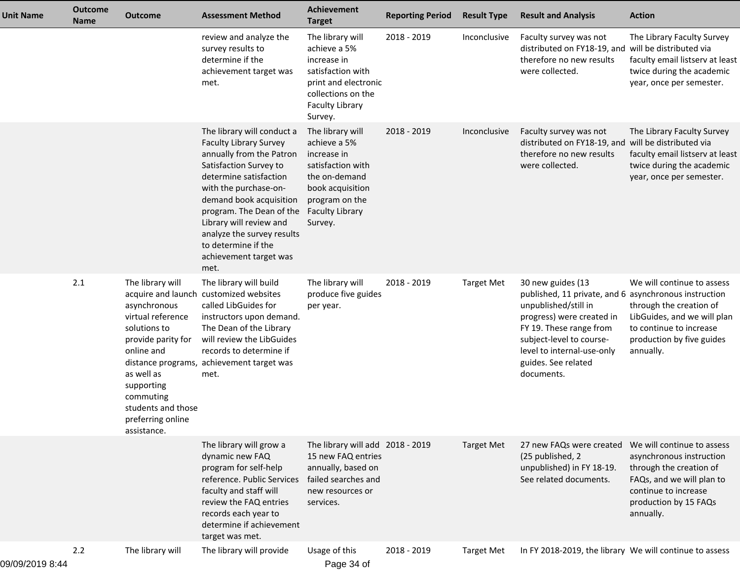| Unit Name | Outcome Name | Outcome | Assessment Method | Achievement Target | Reporting Period | Result Type | Result and Analysis | Action |
|---|---|---|---|---|---|---|---|---|
| | | | review and analyze the survey results to determine if the achievement target was met. | The library will achieve a 5% increase in satisfaction with print and electronic collections on the Faculty Library Survey. | 2018 - 2019 | Inconclusive | Faculty survey was not distributed on FY18-19, and therefore no new results were collected. | The Library Faculty Survey will be distributed via faculty email listserv at least twice during the academic year, once per semester. |
| | | | The library will conduct a Faculty Library Survey annually from the Patron Satisfaction Survey to determine satisfaction with the purchase-on-demand book acquisition program. The Dean of the Library will review and analyze the survey results to determine if the achievement target was met. | The library will achieve a 5% increase in satisfaction with the on-demand book acquisition program on the Faculty Library Survey. | 2018 - 2019 | Inconclusive | Faculty survey was not distributed on FY18-19, and therefore no new results were collected. | The Library Faculty Survey will be distributed via faculty email listserv at least twice during the academic year, once per semester. |
| | 2.1 | The library will acquire and launch asynchronous virtual reference solutions to provide parity for online and distance programs, as well as supporting commuting students and those preferring online assistance. | The library will build customized websites called LibGuides for instructors upon demand. The Dean of the Library will review the LibGuides records to determine if achievement target was met. | The library will produce five guides per year. | 2018 - 2019 | Target Met | 30 new guides (13 published, 11 private, and 6 unpublished/still in progress) were created in FY 19. These range from subject-level to course-level to internal-use-only guides. See related documents. | We will continue to assess asynchronous instruction through the creation of LibGuides, and we will plan to continue to increase production by five guides annually. |
| | | | The library will grow a dynamic new FAQ program for self-help reference. Public Services faculty and staff will review the FAQ entries records each year to determine if achievement target was met. | The library will add 15 new FAQ entries annually, based on failed searches and new resources or services. | 2018 - 2019 | Target Met | 27 new FAQs were created (25 published, 2 unpublished) in FY 18-19. See related documents. | We will continue to assess asynchronous instruction through the creation of FAQs, and we will plan to continue to increase production by 15 FAQs annually. |
| | 2.2 | The library will | The library will provide | Usage of this | 2018 - 2019 | Target Met | In FY 2018-2019, the library | We will continue to assess |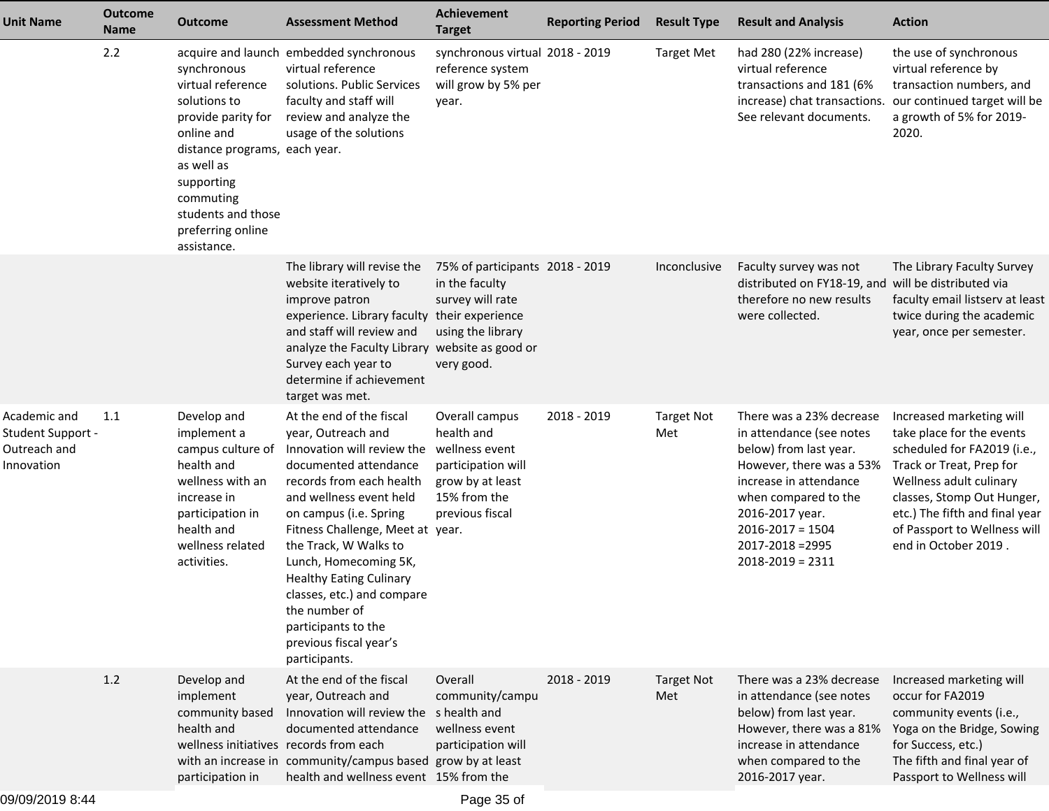| Unit Name | Outcome Name | Outcome | Assessment Method | Achievement Target | Reporting Period | Result Type | Result and Analysis | Action |
|---|---|---|---|---|---|---|---|---|
| | 2.2 | acquire and launch synchronous virtual reference solutions to provide parity for online and distance programs, as well as supporting commuting students and those preferring online assistance. | embedded synchronous virtual reference solutions. Public Services faculty and staff will review and analyze the usage of the solutions each year. | synchronous virtual reference system will grow by 5% per year. | 2018 - 2019 | Target Met | had 280 (22% increase) virtual reference transactions and 181 (6% increase) chat transactions. See relevant documents. | the use of synchronous virtual reference by transaction numbers, and our continued target will be a growth of 5% for 2019-2020. |
| | | | The library will revise the website iteratively to improve patron experience. Library faculty and staff will review and analyze the Faculty Library Survey each year to determine if achievement target was met. | 75% of participants in the faculty survey will rate their experience using the library website as good or very good. | 2018 - 2019 | Inconclusive | Faculty survey was not distributed on FY18-19, and therefore no new results were collected. | The Library Faculty Survey will be distributed via faculty email listserv at least twice during the academic year, once per semester. |
| Academic and Student Support - Outreach and Innovation | 1.1 | Develop and implement a campus culture of health and wellness with an increase in participation in health and wellness related activities. | At the end of the fiscal year, Outreach and Innovation will review the documented attendance records from each health and wellness event held on campus (i.e. Spring Fitness Challenge, Meet at the Track, W Walks to Lunch, Homecoming 5K, Healthy Eating Culinary classes, etc.) and compare the number of participants to the previous fiscal year's participants. | Overall campus health and wellness event participation will grow by at least 15% from the previous fiscal year. | 2018 - 2019 | Target Not Met | There was a 23% decrease in attendance (see notes below) from last year. However, there was a 53% increase in attendance when compared to the 2016-2017 year.<br>2016-2017 = 1504<br>2017-2018 =2995<br>2018-2019 = 2311 | Increased marketing will take place for the events scheduled for FA2019 (i.e., Track or Treat, Prep for Wellness adult culinary classes, Stomp Out Hunger, etc.) The fifth and final year of Passport to Wellness will end in October 2019 . |
| | 1.2 | Develop and implement community based health and wellness initiatives with an increase in participation in | At the end of the fiscal year, Outreach and Innovation will review the documented attendance records from each community/campus based health and wellness event | Overall community/campus health and wellness event participation will grow by at least 15% from the | 2018 - 2019 | Target Not Met | There was a 23% decrease in attendance (see notes below) from last year. However, there was a 81% increase in attendance when compared to the 2016-2017 year. | Increased marketing will occur for FA2019 community events (i.e., Yoga on the Bridge, Sowing for Success, etc.)<br>The fifth and final year of Passport to Wellness will |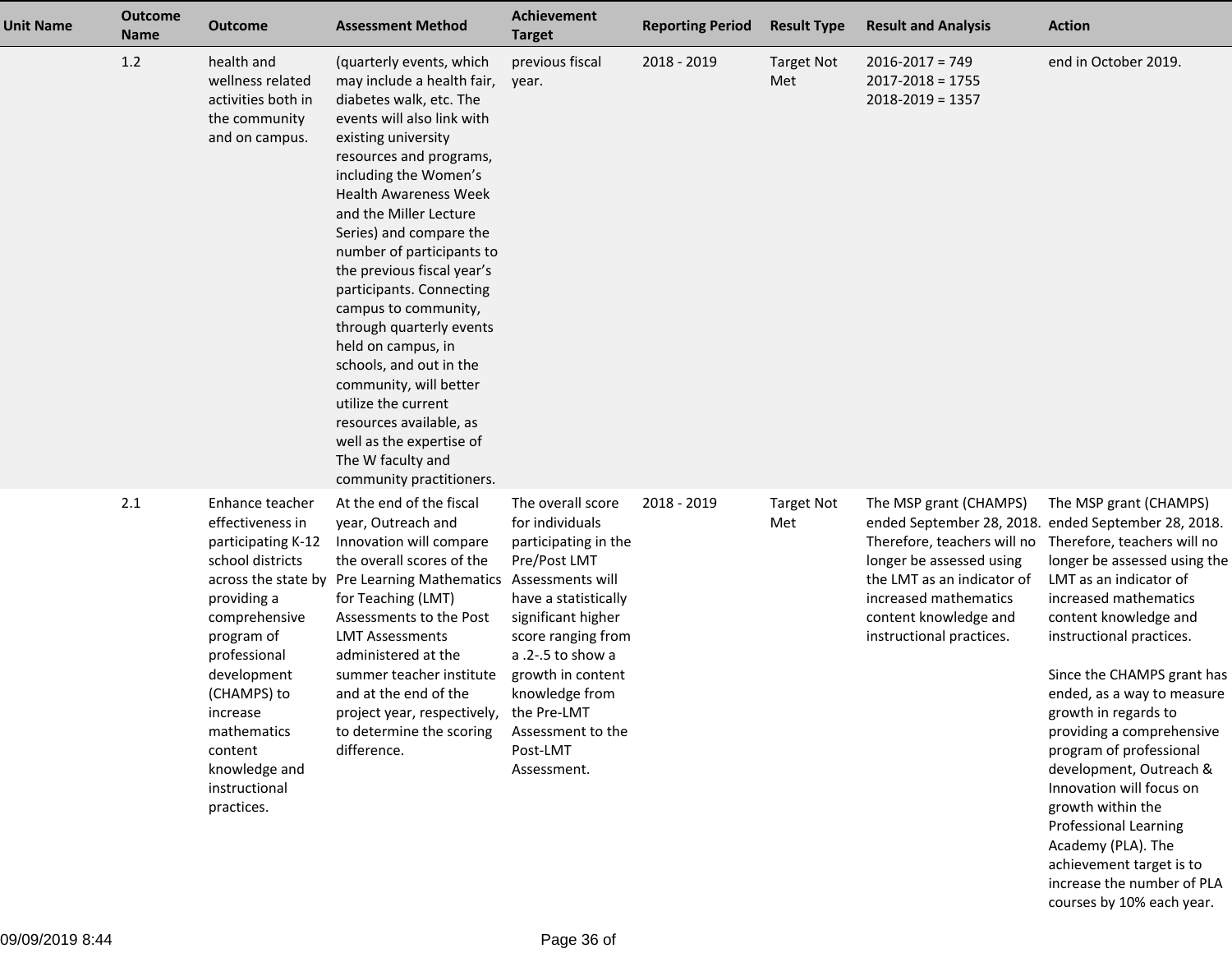| Unit Name | Outcome Name | Outcome | Assessment Method | Achievement Target | Reporting Period | Result Type | Result and Analysis | Action |
|---|---|---|---|---|---|---|---|---|
| | 1.2 | health and wellness related activities both in the community and on campus. | (quarterly events, which may include a health fair, diabetes walk, etc. The events will also link with existing university resources and programs, including the Women's Health Awareness Week and the Miller Lecture Series) and compare the number of participants to the previous fiscal year's participants. Connecting campus to community, through quarterly events held on campus, in schools, and out in the community, will better utilize the current resources available, as well as the expertise of The W faculty and community practitioners. | previous fiscal year. | 2018 - 2019 | Target Not Met | 2016-2017 = 749<br>2017-2018 = 1755<br>2018-2019 = 1357 | end in October 2019. |
| | 2.1 | Enhance teacher effectiveness in participating K-12 school districts across the state by providing a comprehensive program of professional development (CHAMPS) to increase mathematics content knowledge and instructional practices. | At the end of the fiscal year, Outreach and Innovation will compare the overall scores of the Pre Learning Mathematics for Teaching (LMT) Assessments to the Post LMT Assessments administered at the summer teacher institute and at the end of the project year, respectively, to determine the scoring difference. | The overall score for individuals participating in the Pre/Post LMT Assessments will have a statistically significant higher score ranging from a .2-.5 to show a growth in content knowledge from the Pre-LMT Assessment to the Post-LMT Assessment. | 2018 - 2019 | Target Not Met | The MSP grant (CHAMPS) ended September 28, 2018. Therefore, teachers will no longer be assessed using the LMT as an indicator of increased mathematics content knowledge and instructional practices. | The MSP grant (CHAMPS) ended September 28, 2018. Therefore, teachers will no longer be assessed using the LMT as an indicator of increased mathematics content knowledge and instructional practices.<br><br>Since the CHAMPS grant has ended, as a way to measure growth in regards to providing a comprehensive program of professional development, Outreach & Innovation will focus on growth within the Professional Learning Academy (PLA). The achievement target is to increase the number of PLA courses by 10% each year. |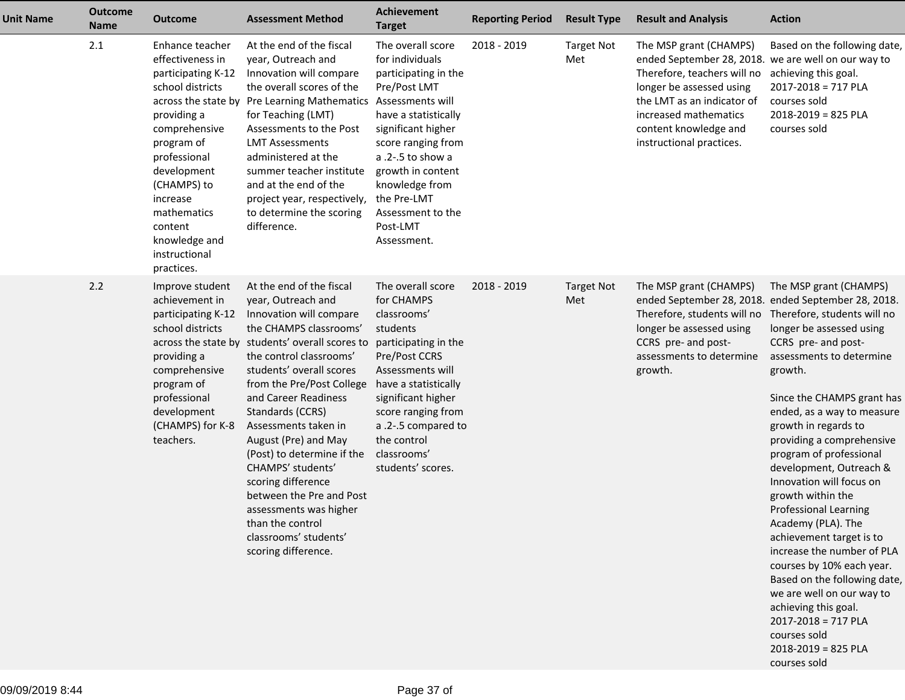| Unit Name | Outcome Name | Outcome | Assessment Method | Achievement Target | Reporting Period | Result Type | Result and Analysis | Action |
|---|---|---|---|---|---|---|---|---|
| | 2.1 | Enhance teacher effectiveness in participating K-12 school districts across the state by providing a comprehensive program of professional development (CHAMPS) to increase mathematics content knowledge and instructional practices. | At the end of the fiscal year, Outreach and Innovation will compare the overall scores of the Pre Learning Mathematics for Teaching (LMT) Assessments to the Post LMT Assessments administered at the summer teacher institute and at the end of the project year, respectively, to determine the scoring difference. | The overall score for individuals participating in the Pre/Post LMT Assessments will have a statistically significant higher score ranging from a .2-.5 to show a growth in content knowledge from the Pre-LMT Assessment to the Post-LMT Assessment. | 2018 - 2019 | Target Not Met | The MSP grant (CHAMPS) ended September 28, 2018. Therefore, teachers will no longer be assessed using the LMT as an indicator of increased mathematics content knowledge and instructional practices. | Based on the following date, we are well on our way to achieving this goal.<br>2017-2018 = 717 PLA courses sold<br>2018-2019 = 825 PLA courses sold |
| | 2.2 | Improve student achievement in participating K-12 school districts across the state by providing a comprehensive program of professional development (CHAMPS) for K-8 teachers. | At the end of the fiscal year, Outreach and Innovation will compare the CHAMPS classrooms' students' overall scores to the control classrooms' students' overall scores from the Pre/Post College and Career Readiness Standards (CCRS) Assessments taken in August (Pre) and May (Post) to determine if the CHAMPS' students' scoring difference between the Pre and Post assessments was higher than the control classrooms' students' scoring difference. | The overall score for CHAMPS classrooms' students participating in the Pre/Post CCRS Assessments will have a statistically significant higher score ranging from a .2-.5 compared to the control classrooms' students' scores. | 2018 - 2019 | Target Not Met | The MSP grant (CHAMPS) ended September 28, 2018. Therefore, students will no longer be assessed using CCRS pre- and post-assessments to determine growth. | The MSP grant (CHAMPS) ended September 28, 2018. Therefore, students will no longer be assessed using CCRS pre- and post-assessments to determine growth.<br><br>Since the CHAMPS grant has ended, as a way to measure growth in regards to providing a comprehensive program of professional development, Outreach & Innovation will focus on growth within the Professional Learning Academy (PLA). The achievement target is to increase the number of PLA courses by 10% each year. Based on the following date, we are well on our way to achieving this goal.<br>2017-2018 = 717 PLA courses sold<br>2018-2019 = 825 PLA courses sold |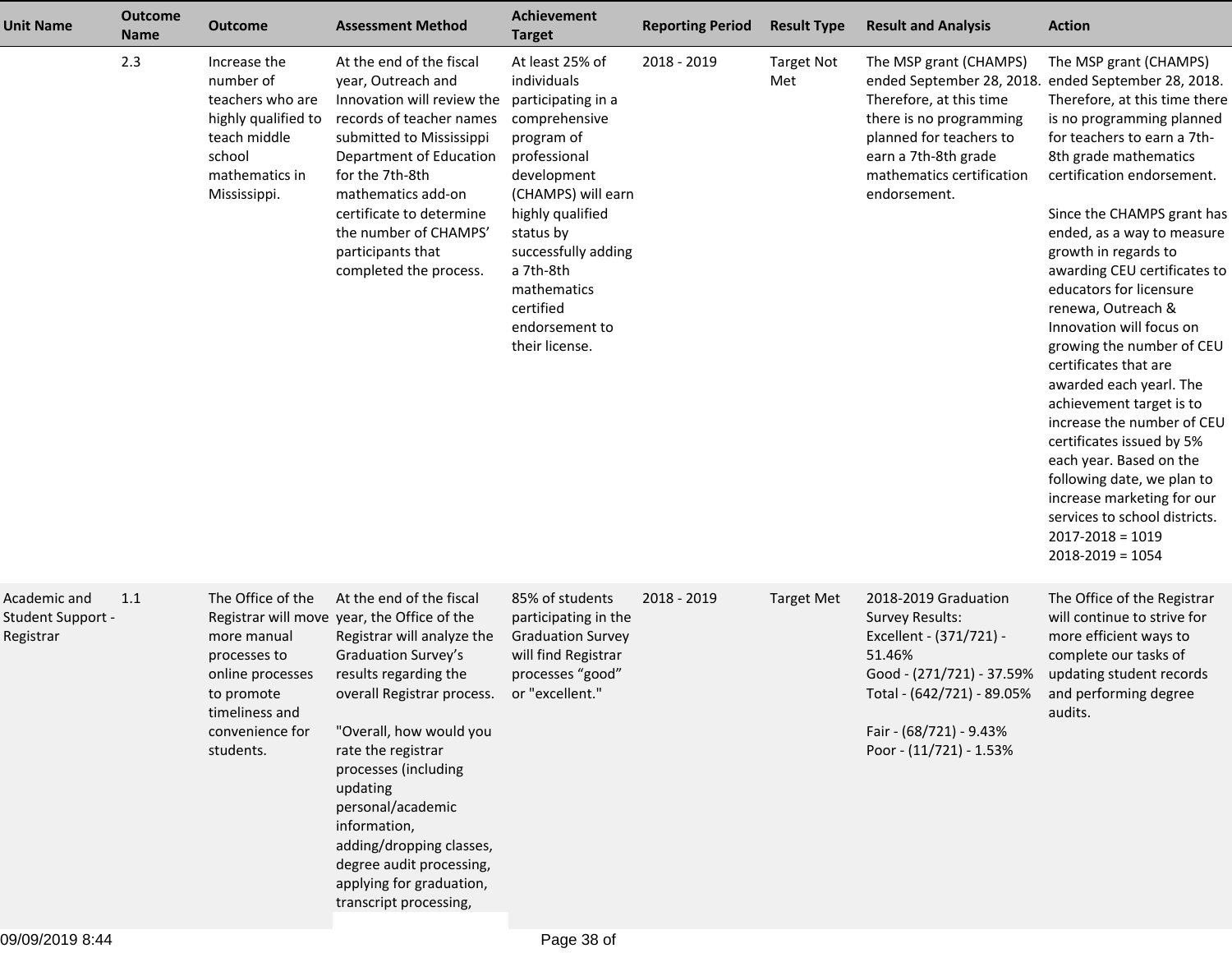| Unit Name | Outcome Name | Outcome | Assessment Method | Achievement Target | Reporting Period | Result Type | Result and Analysis | Action |
|---|---|---|---|---|---|---|---|---|
| | 2.3 | Increase the number of teachers who are highly qualified to teach middle school mathematics in Mississippi. | At the end of the fiscal year, Outreach and Innovation will review the records of teacher names submitted to Mississippi Department of Education for the 7th-8th mathematics add-on certificate to determine the number of CHAMPS' participants that completed the process. | At least 25% of individuals participating in a comprehensive program of professional development (CHAMPS) will earn highly qualified status by successfully adding a 7th-8th mathematics certified endorsement to their license. | 2018 - 2019 | Target Not Met | The MSP grant (CHAMPS) ended September 28, 2018. Therefore, at this time there is no programming planned for teachers to earn a 7th-8th grade mathematics certification endorsement. | The MSP grant (CHAMPS) ended September 28, 2018. Therefore, at this time there is no programming planned for teachers to earn a 7th-8th grade mathematics certification endorsement.<br><br>Since the CHAMPS grant has ended, as a way to measure growth in regards to awarding CEU certificates to educators for licensure renewa, Outreach & Innovation will focus on growing the number of CEU certificates that are awarded each yearl. The achievement target is to increase the number of CEU certificates issued by 5% each year. Based on the following date, we plan to increase marketing for our services to school districts.<br>2017-2018 = 1019<br>2018-2019 = 1054 |
| Academic and Student Support - Registrar | 1.1 | The Office of the Registrar will move more manual processes to online processes to promote timeliness and convenience for students. | At the end of the fiscal year, the Office of the Registrar will analyze the Graduation Survey's results regarding the overall Registrar process.<br><br>"Overall, how would you rate the registrar processes (including updating personal/academic information, adding/dropping classes, degree audit processing, applying for graduation, transcript processing, | 85% of students participating in the Graduation Survey will find Registrar processes "good" or "excellent." | 2018 - 2019 | Target Met | 2018-2019 Graduation Survey Results:<br>Excellent - (371/721) - 51.46%<br>Good - (271/721) - 37.59%<br>Total - (642/721) - 89.05%<br><br>Fair - (68/721) - 9.43%<br>Poor - (11/721) - 1.53% | The Office of the Registrar will continue to strive for more efficient ways to complete our tasks of updating student records and performing degree audits. |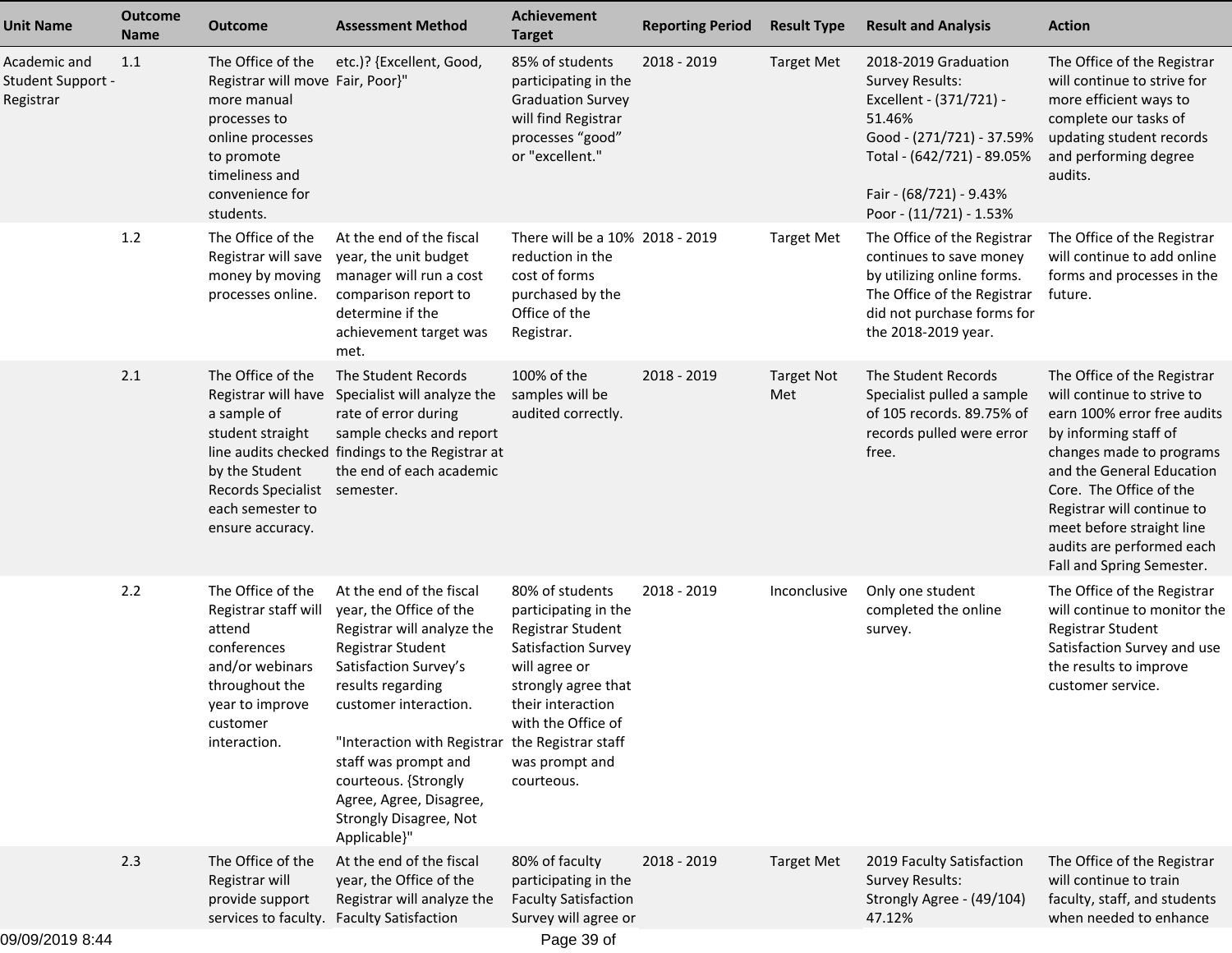| Unit Name | Outcome Name | Outcome | Assessment Method | Achievement Target | Reporting Period | Result Type | Result and Analysis | Action |
|---|---|---|---|---|---|---|---|---|
| Academic and Student Support - Registrar | 1.1 | The Office of the Registrar will move more manual processes to online processes to promote timeliness and convenience for students. | etc.)? {Excellent, Good, Fair, Poor}" | 85% of students participating in the Graduation Survey will find Registrar processes "good" or "excellent." | 2018 - 2019 | Target Met | 2018-2019 Graduation Survey Results:<br>Excellent - (371/721) - 51.46%<br>Good - (271/721) - 37.59%<br>Total - (642/721) - 89.05%<br><br>Fair - (68/721) - 9.43%<br>Poor - (11/721) - 1.53% | The Office of the Registrar will continue to strive for more efficient ways to complete our tasks of updating student records and performing degree audits. |
| | 1.2 | The Office of the Registrar will save money by moving processes online. | At the end of the fiscal year, the unit budget manager will run a cost comparison report to determine if the achievement target was met. | There will be a 10% reduction in the cost of forms purchased by the Office of the Registrar. | 2018 - 2019 | Target Met | The Office of the Registrar continues to save money by utilizing online forms. The Office of the Registrar did not purchase forms for the 2018-2019 year. | The Office of the Registrar will continue to add online forms and processes in the future. |
| | 2.1 | The Office of the Registrar will have a sample of student straight line audits checked by the Student Records Specialist each semester to ensure accuracy. | The Student Records Specialist will analyze the rate of error during sample checks and report findings to the Registrar at the end of each academic semester. | 100% of the samples will be audited correctly. | 2018 - 2019 | Target Not Met | The Student Records Specialist pulled a sample of 105 records. 89.75% of records pulled were error free. | The Office of the Registrar will continue to strive to earn 100% error free audits by informing staff of changes made to programs and the General Education Core. The Office of the Registrar will continue to meet before straight line audits are performed each Fall and Spring Semester. |
| | 2.2 | The Office of the Registrar staff will attend conferences and/or webinars throughout the year to improve customer interaction. | At the end of the fiscal year, the Office of the Registrar will analyze the Registrar Student Satisfaction Survey's results regarding customer interaction.<br><br>"Interaction with Registrar staff was prompt and courteous. {Strongly Agree, Agree, Disagree, Strongly Disagree, Not Applicable}" | 80% of students participating in the Registrar Student Satisfaction Survey will agree or strongly agree that their interaction with the Office of the Registrar staff was prompt and courteous. | 2018 - 2019 | Inconclusive | Only one student completed the online survey. | The Office of the Registrar will continue to monitor the Registrar Student Satisfaction Survey and use the results to improve customer service. |
| | 2.3 | The Office of the Registrar will provide support services to faculty. | At the end of the fiscal year, the Office of the Registrar will analyze the Faculty Satisfaction | 80% of faculty participating in the Faculty Satisfaction Survey will agree or | 2018 - 2019 | Target Met | 2019 Faculty Satisfaction Survey Results:<br>Strongly Agree - (49/104) 47.12% | The Office of the Registrar will continue to train faculty, staff, and students when needed to enhance |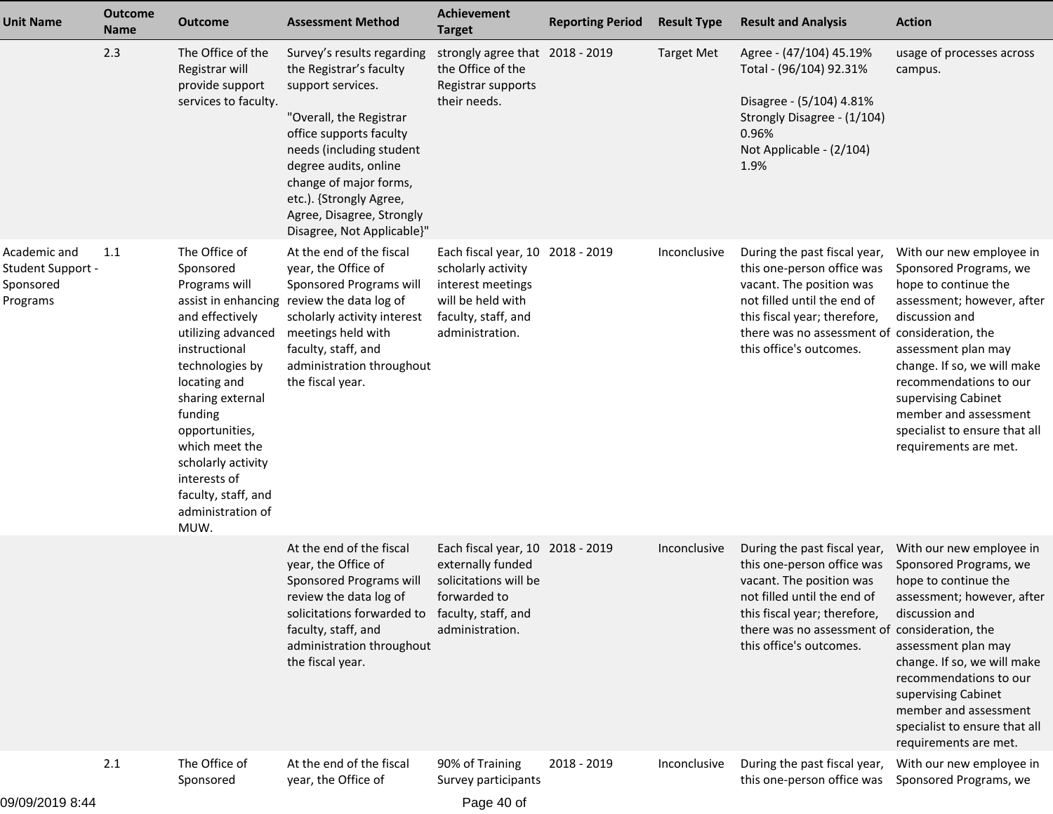| Unit Name | Outcome Name | Outcome | Assessment Method | Achievement Target | Reporting Period | Result Type | Result and Analysis | Action |
|---|---|---|---|---|---|---|---|---|
| | 2.3 | The Office of the Registrar will provide support services to faculty. | Survey's results regarding the Registrar's faculty support services.<br><br>"Overall, the Registrar office supports faculty needs (including student degree audits, online change of major forms, etc.). {Strongly Agree, Agree, Disagree, Strongly Disagree, Not Applicable}" | strongly agree that the Office of the Registrar supports their needs. | 2018 - 2019 | Target Met | Agree - (47/104) 45.19%<br>Total - (96/104) 92.31%<br><br>Disagree - (5/104) 4.81%<br>Strongly Disagree - (1/104) 0.96%<br>Not Applicable - (2/104) 1.9% | usage of processes across campus. |
| Academic and Student Support - Sponsored Programs | 1.1 | The Office of Sponsored Programs will assist in enhancing and effectively utilizing advanced instructional technologies by locating and sharing external funding opportunities, which meet the scholarly activity interests of faculty, staff, and administration of MUW. | At the end of the fiscal year, the Office of Sponsored Programs will review the data log of scholarly activity interest meetings held with faculty, staff, and administration throughout the fiscal year. | Each fiscal year, 10 scholarly activity interest meetings will be held with faculty, staff, and administration. | 2018 - 2019 | Inconclusive | During the past fiscal year, this one-person office was vacant. The position was not filled until the end of this fiscal year; therefore, there was no assessment of this office's outcomes. | With our new employee in Sponsored Programs, we hope to continue the assessment; however, after discussion and consideration, the assessment plan may change. If so, we will make recommendations to our supervising Cabinet member and assessment specialist to ensure that all requirements are met. |
| | | | At the end of the fiscal year, the Office of Sponsored Programs will review the data log of solicitations forwarded to faculty, staff, and administration throughout the fiscal year. | Each fiscal year, 10 externally funded solicitations will be forwarded to faculty, staff, and administration. | 2018 - 2019 | Inconclusive | During the past fiscal year, this one-person office was vacant. The position was not filled until the end of this fiscal year; therefore, there was no assessment of this office's outcomes. | With our new employee in Sponsored Programs, we hope to continue the assessment; however, after discussion and consideration, the assessment plan may change. If so, we will make recommendations to our supervising Cabinet member and assessment specialist to ensure that all requirements are met. |
| | 2.1 | The Office of Sponsored | At the end of the fiscal year, the Office of | 90% of Training Survey participants | 2018 - 2019 | Inconclusive | During the past fiscal year, this one-person office was | With our new employee in Sponsored Programs, we |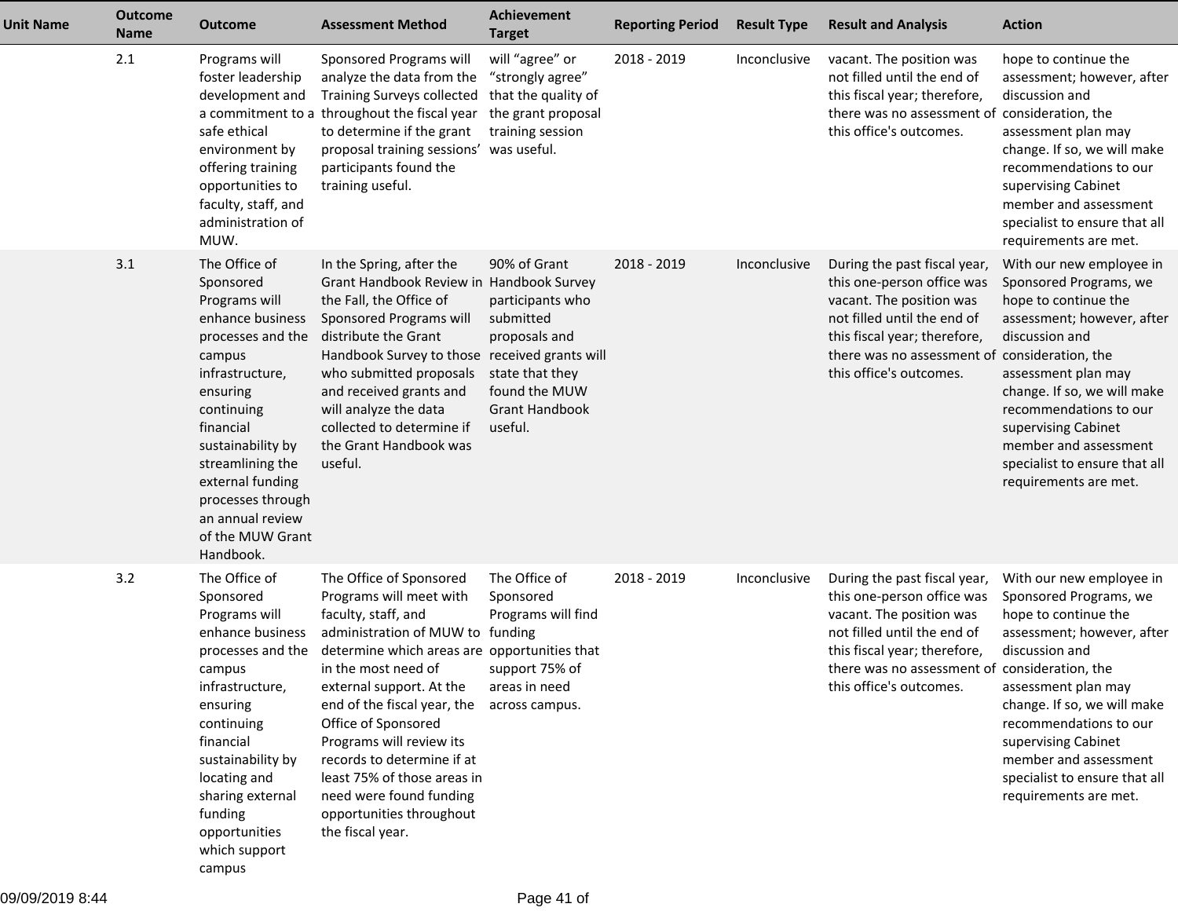| Unit Name | Outcome Name | Outcome | Assessment Method | Achievement Target | Reporting Period | Result Type | Result and Analysis | Action |
|---|---|---|---|---|---|---|---|---|
| | 2.1 | Programs will foster leadership development and a commitment to a safe ethical environment by offering training opportunities to faculty, staff, and administration of MUW. | Sponsored Programs will analyze the data from the Training Surveys collected throughout the fiscal year to determine if the grant proposal training sessions' participants found the training useful. | will "agree" or "strongly agree" that the quality of the grant proposal training session was useful. | 2018 - 2019 | Inconclusive | vacant. The position was not filled until the end of this fiscal year; therefore, there was no assessment of this office's outcomes. | hope to continue the assessment; however, after discussion and consideration, the assessment plan may change. If so, we will make recommendations to our supervising Cabinet member and assessment specialist to ensure that all requirements are met. |
| | 3.1 | The Office of Sponsored Programs will enhance business processes and the campus infrastructure, ensuring continuing financial sustainability by streamlining the external funding processes through an annual review of the MUW Grant Handbook. | In the Spring, after the Grant Handbook Review in the Fall, the Office of Sponsored Programs will distribute the Grant Handbook Survey to those who submitted proposals and received grants and will analyze the data collected to determine if the Grant Handbook was useful. | 90% of Grant Handbook Survey participants who submitted proposals and received grants will state that they found the MUW Grant Handbook useful. | 2018 - 2019 | Inconclusive | During the past fiscal year, this one-person office was vacant. The position was not filled until the end of this fiscal year; therefore, there was no assessment of this office's outcomes. | With our new employee in Sponsored Programs, we hope to continue the assessment; however, after discussion and consideration, the assessment plan may change. If so, we will make recommendations to our supervising Cabinet member and assessment specialist to ensure that all requirements are met. |
| | 3.2 | The Office of Sponsored Programs will enhance business processes and the campus infrastructure, ensuring continuing financial sustainability by locating and sharing external funding opportunities which support campus | The Office of Sponsored Programs will meet with faculty, staff, and administration of MUW to determine which areas are in the most need of external support. At the end of the fiscal year, the Office of Sponsored Programs will review its records to determine if at least 75% of those areas in need were found funding opportunities throughout the fiscal year. | The Office of Sponsored Programs will find funding opportunities that support 75% of areas in need across campus. | 2018 - 2019 | Inconclusive | During the past fiscal year, this one-person office was vacant. The position was not filled until the end of this fiscal year; therefore, there was no assessment of this office's outcomes. | With our new employee in Sponsored Programs, we hope to continue the assessment; however, after discussion and consideration, the assessment plan may change. If so, we will make recommendations to our supervising Cabinet member and assessment specialist to ensure that all requirements are met. |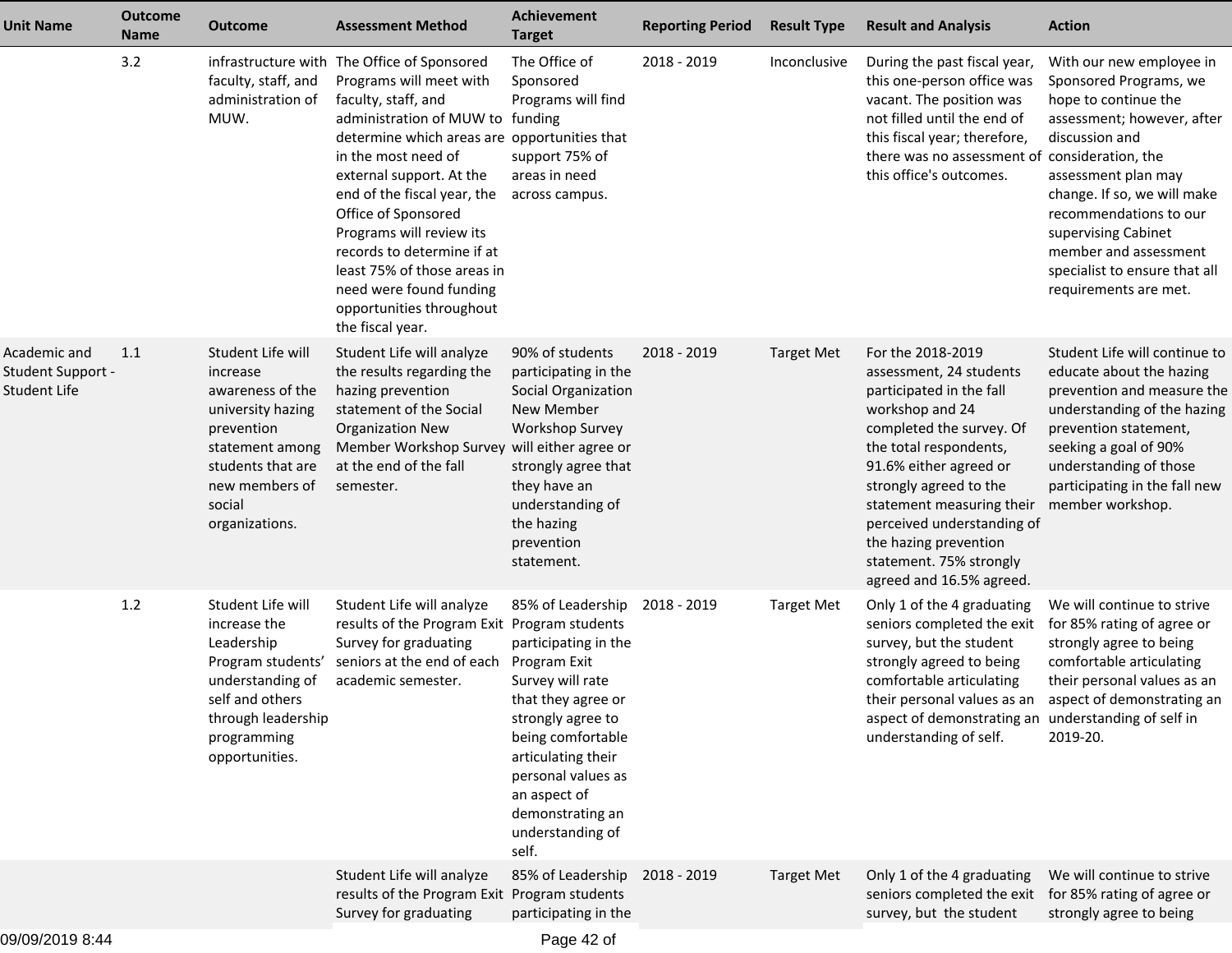| Unit Name | Outcome Name | Outcome | Assessment Method | Achievement Target | Reporting Period | Result Type | Result and Analysis | Action |
| --- | --- | --- | --- | --- | --- | --- | --- | --- |
| | 3.2 | infrastructure with faculty, staff, and administration of MUW. | The Office of Sponsored Programs will meet with faculty, staff, and administration of MUW to determine which areas are in the most need of external support. At the end of the fiscal year, the Office of Sponsored Programs will review its records to determine if at least 75% of those areas in need were found funding opportunities throughout the fiscal year. | The Office of Sponsored Programs will find funding opportunities that support 75% of areas in need across campus. | 2018 - 2019 | Inconclusive | During the past fiscal year, this one-person office was vacant. The position was not filled until the end of this fiscal year; therefore, there was no assessment of this office's outcomes. | With our new employee in Sponsored Programs, we hope to continue the assessment; however, after discussion and consideration, the assessment plan may change. If so, we will make recommendations to our supervising Cabinet member and assessment specialist to ensure that all requirements are met. |
| Academic and Student Support - Student Life | 1.1 | Student Life will increase awareness of the university hazing prevention statement among students that are new members of social organizations. | Student Life will analyze the results regarding the hazing prevention statement of the Social Organization New Member Workshop Survey at the end of the fall semester. | 90% of students participating in the Social Organization New Member Workshop Survey will either agree or strongly agree that they have an understanding of the hazing prevention statement. | 2018 - 2019 | Target Met | For the 2018-2019 assessment, 24 students participated in the fall workshop and 24 completed the survey. Of the total respondents, 91.6% either agreed or strongly agreed to the statement measuring their perceived understanding of the hazing prevention statement. 75% strongly agreed and 16.5% agreed. | Student Life will continue to educate about the hazing prevention and measure the understanding of the hazing prevention statement, seeking a goal of 90% understanding of those participating in the fall new member workshop. |
| | 1.2 | Student Life will increase the Leadership Program students' understanding of self and others through leadership programming opportunities. | Student Life will analyze results of the Program Exit Survey for graduating seniors at the end of each academic semester. | 85% of Leadership Program students participating in the Program Exit Survey will rate that they agree or strongly agree to being comfortable articulating their personal values as an aspect of demonstrating an understanding of self. | 2018 - 2019 | Target Met | Only 1 of the 4 graduating seniors completed the exit survey, but the student strongly agreed to being comfortable articulating their personal values as an aspect of demonstrating an understanding of self. | We will continue to strive for 85% rating of agree or strongly agree to being comfortable articulating their personal values as an aspect of demonstrating an understanding of self in 2019-20. |
| | | | Student Life will analyze results of the Program Exit Survey for graduating | 85% of Leadership Program students participating in the | 2018 - 2019 | Target Met | Only 1 of the 4 graduating seniors completed the exit survey, but the student | We will continue to strive for 85% rating of agree or strongly agree to being |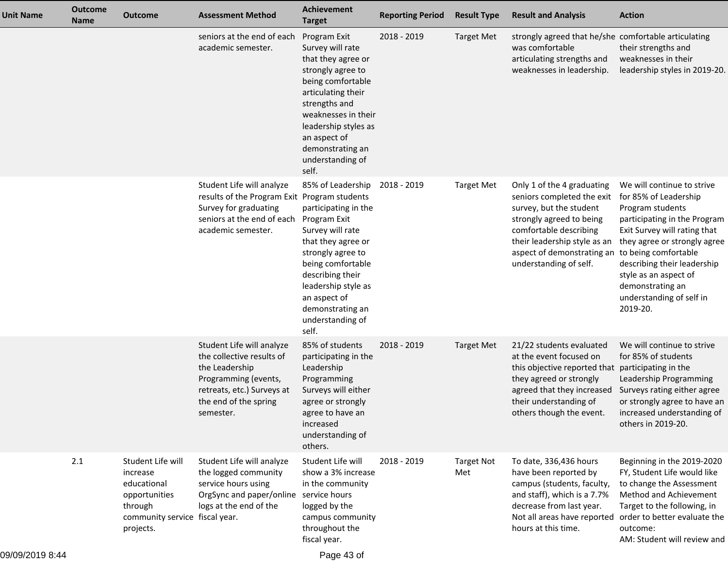| Unit Name | Outcome Name | Outcome | Assessment Method | Achievement Target | Reporting Period | Result Type | Result and Analysis | Action |
|---|---|---|---|---|---|---|---|---|
| | | | seniors at the end of each academic semester. | Program Exit Survey will rate that they agree or strongly agree to being comfortable articulating their strengths and weaknesses in their leadership styles as an aspect of demonstrating an understanding of self. | 2018 - 2019 | Target Met | strongly agreed that he/she was comfortable articulating strengths and weaknesses in leadership. | comfortable articulating their strengths and weaknesses in their leadership styles in 2019-20. |
| | | | Student Life will analyze results of the Program Exit Survey for graduating seniors at the end of each academic semester. | 85% of Leadership Program students participating in the Program Exit Survey will rate that they agree or strongly agree to being comfortable describing their leadership style as an aspect of demonstrating an understanding of self. | 2018 - 2019 | Target Met | Only 1 of the 4 graduating seniors completed the exit survey, but the student strongly agreed to being comfortable describing their leadership style as an aspect of demonstrating an understanding of self. | We will continue to strive for 85% of Leadership Program students participating in the Program Exit Survey will rating that they agree or strongly agree to being comfortable describing their leadership style as an aspect of demonstrating an understanding of self in 2019-20. |
| | | | Student Life will analyze the collective results of the Leadership Programming (events, retreats, etc.) Surveys at the end of the spring semester. | 85% of students participating in the Leadership Programming Surveys will either agree or strongly agree to have an increased understanding of others. | 2018 - 2019 | Target Met | 21/22 students evaluated at the event focused on this objective reported that they agreed or strongly agreed that they increased their understanding of others though the event. | We will continue to strive for 85% of students participating in the Leadership Programming Surveys rating either agree or strongly agree to have an increased understanding of others in 2019-20. |
| | 2.1 | Student Life will increase educational opportunities through community service projects. | Student Life will analyze the logged community service hours using OrgSync and paper/online logs at the end of the fiscal year. | Student Life will show a 3% increase in the community service hours logged by the campus community throughout the fiscal year. | 2018 - 2019 | Target Not Met | To date, 336,436 hours have been reported by campus (students, faculty, and staff), which is a 7.7% decrease from last year. Not all areas have reported hours at this time. | Beginning in the 2019-2020 FY, Student Life would like to change the Assessment Method and Achievement Target to the following, in order to better evaluate the outcome:<br>AM: Student will review and |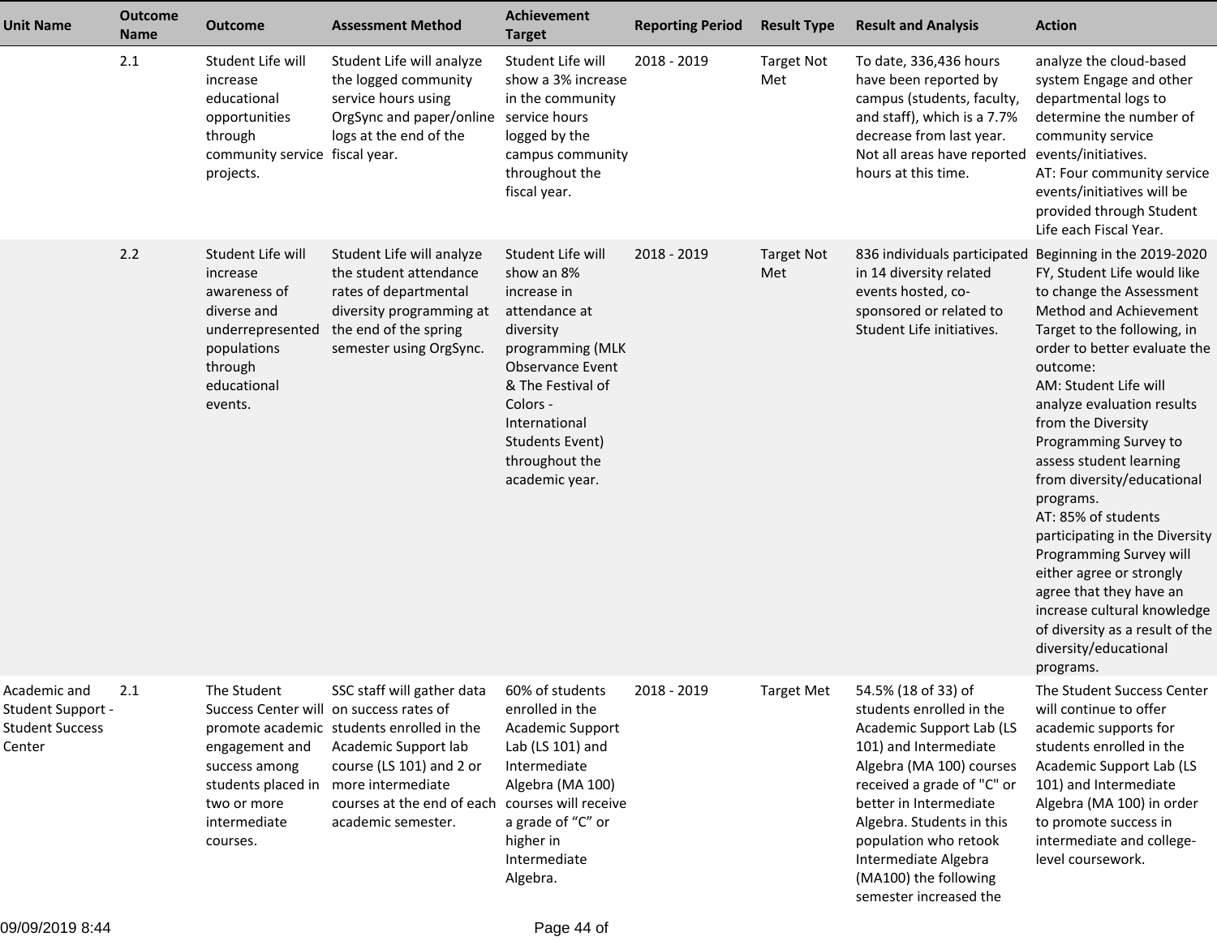| Unit Name | Outcome Name | Outcome | Assessment Method | Achievement Target | Reporting Period | Result Type | Result and Analysis | Action |
|---|---|---|---|---|---|---|---|---|
| | 2.1 | Student Life will increase educational opportunities through community service projects. | Student Life will analyze the logged community service hours using OrgSync and paper/online logs at the end of the fiscal year. | Student Life will show a 3% increase in the community service hours logged by the campus community throughout the fiscal year. | 2018 - 2019 | Target Not Met | To date, 336,436 hours have been reported by campus (students, faculty, and staff), which is a 7.7% decrease from last year. Not all areas have reported hours at this time. | analyze the cloud-based system Engage and other departmental logs to determine the number of community service events/initiatives. AT: Four community service events/initiatives will be provided through Student Life each Fiscal Year. |
| | 2.2 | Student Life will increase awareness of diverse and underrepresented populations through educational events. | Student Life will analyze the student attendance rates of departmental diversity programming at the end of the spring semester using OrgSync. | Student Life will show an 8% increase in attendance at diversity programming (MLK Observance Event & The Festival of Colors - International Students Event) throughout the academic year. | 2018 - 2019 | Target Not Met | 836 individuals participated in 14 diversity related events hosted, co-sponsored or related to Student Life initiatives. | Beginning in the 2019-2020 FY, Student Life would like to change the Assessment Method and Achievement Target to the following, in order to better evaluate the outcome: AM: Student Life will analyze evaluation results from the Diversity Programming Survey to assess student learning from diversity/educational programs. AT: 85% of students participating in the Diversity Programming Survey will either agree or strongly agree that they have an increase cultural knowledge of diversity as a result of the diversity/educational programs. |
| Academic and Student Support - Student Success Center | 2.1 | The Student Success Center will promote academic engagement and success among students placed in two or more intermediate courses. | SSC staff will gather data on success rates of students enrolled in the Academic Support lab course (LS 101) and 2 or more intermediate courses at the end of each academic semester. | 60% of students enrolled in the Academic Support Lab (LS 101) and Intermediate Algebra (MA 100) courses will receive a grade of "C" or higher in Intermediate Algebra. | 2018 - 2019 | Target Met | 54.5% (18 of 33) of students enrolled in the Academic Support Lab (LS 101) and Intermediate Algebra (MA 100) courses received a grade of "C" or better in Intermediate Algebra. Students in this population who retook Intermediate Algebra (MA100) the following semester increased the | The Student Success Center will continue to offer academic supports for students enrolled in the Academic Support Lab (LS 101) and Intermediate Algebra (MA 100) in order to promote success in intermediate and college-level coursework. |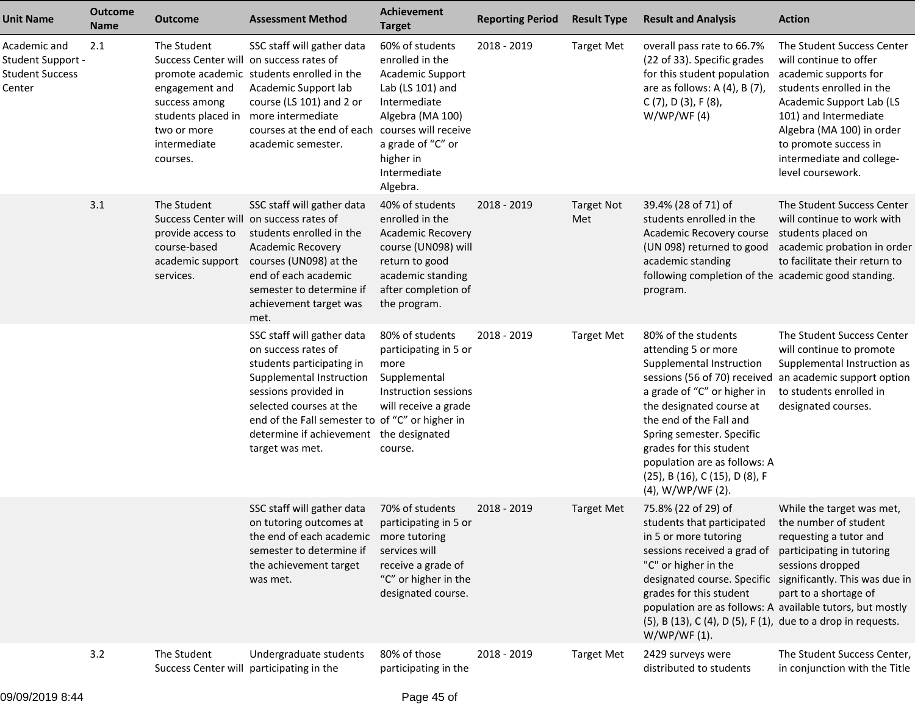| Unit Name | Outcome Name | Outcome | Assessment Method | Achievement Target | Reporting Period | Result Type | Result and Analysis | Action |
|---|---|---|---|---|---|---|---|---|
| Academic and Student Support - Student Success Center | 2.1 | The Student Success Center will promote academic engagement and success among students placed in two or more intermediate courses. | SSC staff will gather data on success rates of students enrolled in the Academic Support lab course (LS 101) and 2 or more intermediate courses at the end of each academic semester. | 60% of students enrolled in the Academic Support Lab (LS 101) and Intermediate Algebra (MA 100) courses will receive a grade of “C” or higher in Intermediate Algebra. | 2018 - 2019 | Target Met | overall pass rate to 66.7% (22 of 33). Specific grades for this student population are as follows: A (4), B (7), C (7), D (3), F (8), W/WP/WF (4) | The Student Success Center will continue to offer academic supports for students enrolled in the Academic Support Lab (LS 101) and Intermediate Algebra (MA 100) in order to promote success in intermediate and college-level coursework. |
| | 3.1 | The Student Success Center will provide access to course-based academic support services. | SSC staff will gather data on success rates of students enrolled in the Academic Recovery courses (UN098) at the end of each academic semester to determine if achievement target was met. | 40% of students enrolled in the Academic Recovery course (UN098) will return to good academic standing after completion of the program. | 2018 - 2019 | Target Not Met | 39.4% (28 of 71) of students enrolled in the Academic Recovery course (UN 098) returned to good academic standing following completion of the program. | The Student Success Center will continue to work with students placed on academic probation in order to facilitate their return to academic good standing. |
| | | | SSC staff will gather data on success rates of students participating in Supplemental Instruction sessions provided in selected courses at the end of the Fall semester to determine if achievement target was met. | 80% of students participating in 5 or more Supplemental Instruction sessions will receive a grade of “C” or higher in the designated course. | 2018 - 2019 | Target Met | 80% of the students attending 5 or more Supplemental Instruction sessions (56 of 70) received a grade of “C” or higher in the designated course at the end of the Fall and Spring semester. Specific grades for this student population are as follows: A (25), B (16), C (15), D (8), F (4), W/WP/WF (2). | The Student Success Center will continue to promote Supplemental Instruction as an academic support option to students enrolled in designated courses. |
| | | | SSC staff will gather data on tutoring outcomes at the end of each academic semester to determine if the achievement target was met. | 70% of students participating in 5 or more tutoring services will receive a grade of “C” or higher in the designated course. | 2018 - 2019 | Target Met | 75.8% (22 of 29) of students that participated in 5 or more tutoring services received a grad of "C" or higher in the designated course. Specific grades for this student population are as follows: A (5), B (13), C (4), D (5), F (1), W/WP/WF (1). | While the target was met, the number of student requesting a tutor and participating in tutoring sessions dropped significantly. This was due in part to a shortage of available tutors, but mostly due to a drop in requests. |
| | 3.2 | The Student Success Center will | Undergraduate students participating in the | 80% of those participating in the | 2018 - 2019 | Target Met | 2429 surveys were distributed to students | The Student Success Center, in conjunction with the Title |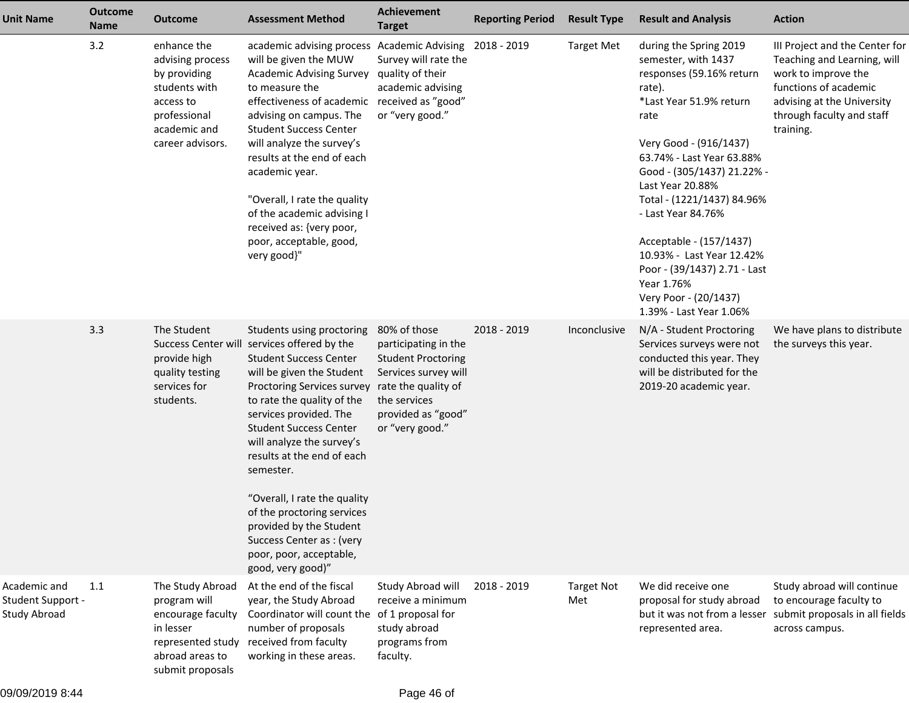| Unit Name | Outcome Name | Outcome | Assessment Method | Achievement Target | Reporting Period | Result Type | Result and Analysis | Action |
|---|---|---|---|---|---|---|---|---|
| | 3.2 | enhance the advising process by providing students with access to professional academic and career advisors. | academic advising process will be given the MUW Academic Advising Survey to measure the effectiveness of academic advising on campus. The Student Success Center will analyze the survey's results at the end of each academic year.<br><br>"Overall, I rate the quality of the academic advising I received as: {very poor, poor, acceptable, good, very good}" | Academic Advising Survey will rate the quality of their academic advising received as "good" or "very good." | 2018 - 2019 | Target Met | during the Spring 2019 semester, with 1437 responses (59.16% return rate).<br>*Last Year 51.9% return rate<br><br>Very Good - (916/1437) 63.74% - Last Year 63.88%<br>Good - (305/1437) 21.22% - Last Year 20.88%<br>Total - (1221/1437) 84.96% - Last Year 84.76%<br><br>Acceptable - (157/1437) 10.93% - Last Year 12.42%<br>Poor - (39/1437) 2.71 - Last Year 1.76%<br>Very Poor - (20/1437) 1.39% - Last Year 1.06% | III Project and the Center for Teaching and Learning, will work to improve the functions of academic advising at the University through faculty and staff training. |
| | 3.3 | The Student Success Center will provide high quality testing services for students. | Students using proctoring services offered by the Student Success Center will be given the Student Proctoring Services survey to rate the quality of the services provided. The Student Success Center will analyze the survey's results at the end of each semester.<br><br>"Overall, I rate the quality of the proctoring services provided by the Student Success Center as : (very poor, poor, acceptable, good, very good)" | 80% of those participating in the Student Proctoring Services survey will rate the quality of the services provided as "good" or "very good." | 2018 - 2019 | Inconclusive | N/A - Student Proctoring Services surveys were not conducted this year. They will be distributed for the 2019-20 academic year. | We have plans to distribute the surveys this year. |
| Academic and Student Support - Study Abroad | 1.1 | The Study Abroad program will encourage faculty in lesser represented study abroad areas to submit proposals | At the end of the fiscal year, the Study Abroad Coordinator will count the number of proposals received from faculty working in these areas. | Study Abroad will receive a minimum of 1 proposal for study abroad programs from faculty. | 2018 - 2019 | Target Not Met | We did receive one proposal for study abroad but it was not from a lesser represented area. | Study abroad will continue to encourage faculty to submit proposals in all fields across campus. |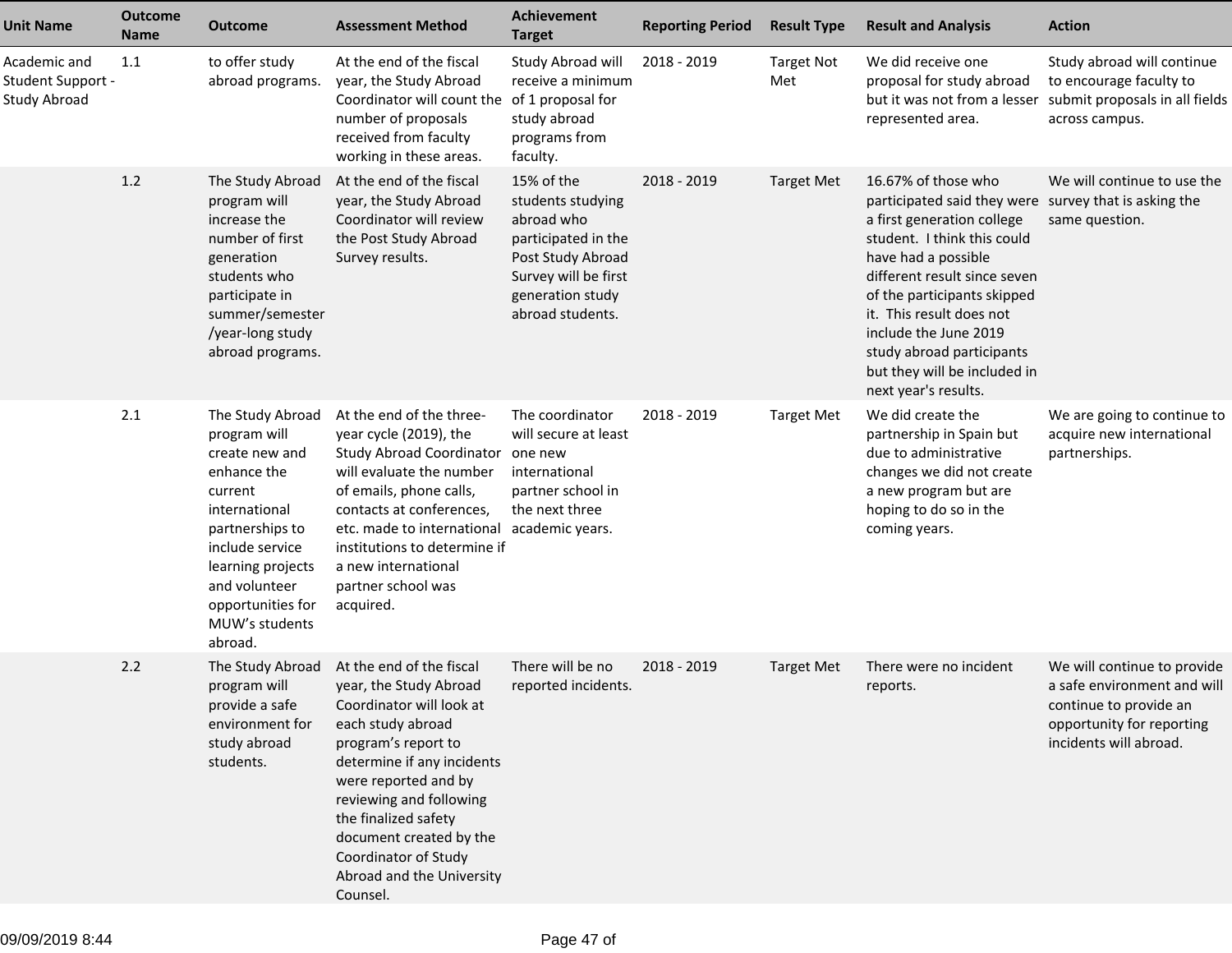| Unit Name | Outcome Name | Outcome | Assessment Method | Achievement Target | Reporting Period | Result Type | Result and Analysis | Action |
|---|---|---|---|---|---|---|---|---|
| Academic and Student Support - Study Abroad | 1.1 | to offer study abroad programs. | At the end of the fiscal year, the Study Abroad Coordinator will count the number of proposals received from faculty working in these areas. | Study Abroad will receive a minimum of 1 proposal for study abroad programs from faculty. | 2018 - 2019 | Target Not Met | We did receive one proposal for study abroad but it was not from a lesser represented area. | Study abroad will continue to encourage faculty to submit proposals in all fields across campus. |
| | 1.2 | The Study Abroad program will increase the number of first generation students who participate in summer/semester /year-long study abroad programs. | At the end of the fiscal year, the Study Abroad Coordinator will review the Post Study Abroad Survey results. | 15% of the students studying abroad who participated in the Post Study Abroad Survey will be first generation study abroad students. | 2018 - 2019 | Target Met | 16.67% of those who participated said they were a first generation college student. I think this could have had a possible different result since seven of the participants skipped it. This result does not include the June 2019 study abroad participants but they will be included in next year's results. | We will continue to use the survey that is asking the same question. |
| | 2.1 | The Study Abroad program will create new and enhance the current international partnerships to include service learning projects and volunteer opportunities for MUW's students abroad. | At the end of the three-year cycle (2019), the Study Abroad Coordinator will evaluate the number of emails, phone calls, contacts at conferences, etc. made to international institutions to determine if a new international partner school was acquired. | The coordinator will secure at least one new international partner school in the next three academic years. | 2018 - 2019 | Target Met | We did create the partnership in Spain but due to administrative changes we did not create a new program but are hoping to do so in the coming years. | We are going to continue to acquire new international partnerships. |
| | 2.2 | The Study Abroad program will provide a safe environment for study abroad students. | At the end of the fiscal year, the Study Abroad Coordinator will look at each study abroad program's report to determine if any incidents were reported and by reviewing and following the finalized safety document created by the Coordinator of Study Abroad and the University Counsel. | There will be no reported incidents. | 2018 - 2019 | Target Met | There were no incident reports. | We will continue to provide a safe environment and will continue to provide an opportunity for reporting incidents will abroad. |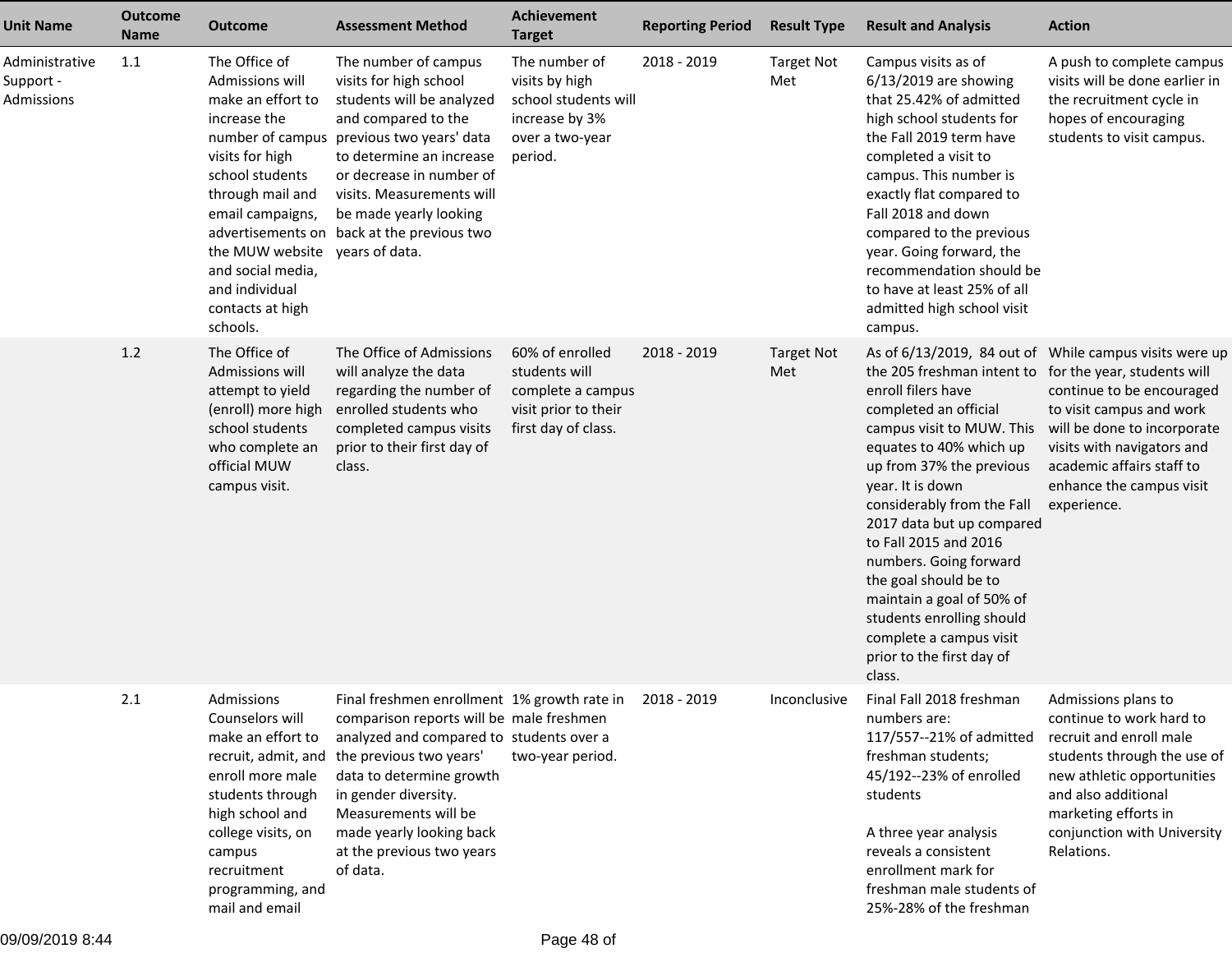| Unit Name | Outcome Name | Outcome | Assessment Method | Achievement Target | Reporting Period | Result Type | Result and Analysis | Action |
| --- | --- | --- | --- | --- | --- | --- | --- | --- |
| Administrative Support - Admissions | 1.1 | The Office of Admissions will make an effort to increase the number of campus visits for high school students through mail and email campaigns, advertisements on the MUW website and social media, and individual contacts at high schools. | The number of campus visits for high school students will be analyzed and compared to the previous two years' data to determine an increase or decrease in number of visits. Measurements will be made yearly looking back at the previous two years of data. | The number of visits by high school students will increase by 3% over a two-year period. | 2018 - 2019 | Target Not Met | Campus visits as of 6/13/2019 are showing that 25.42% of admitted high school students for the Fall 2019 term have completed a visit to campus. This number is exactly flat compared to Fall 2018 and down compared to the previous year. Going forward, the recommendation should be to have at least 25% of all admitted high school visit campus. | A push to complete campus visits will be done earlier in the recruitment cycle in hopes of encouraging students to visit campus. |
| | 1.2 | The Office of Admissions will attempt to yield (enroll) more high school students who complete an official MUW campus visit. | The Office of Admissions will analyze the data regarding the number of enrolled students who completed campus visits prior to their first day of class. | 60% of enrolled students will complete a campus visit prior to their first day of class. | 2018 - 2019 | Target Not Met | As of 6/13/2019, 84 out of the 205 freshman intent to enroll filers have completed an official campus visit to MUW. This equates to 40% which up up from 37% the previous year. It is down considerably from the Fall 2017 data but up compared to Fall 2015 and 2016 numbers. Going forward the goal should be to maintain a goal of 50% of students enrolling should complete a campus visit prior to the first day of class. | While campus visits were up for the year, students will continue to be encouraged to visit campus and work will be done to incorporate visits with navigators and academic affairs staff to enhance the campus visit experience. |
| | 2.1 | Admissions Counselors will make an effort to recruit, admit, and enroll more male students through high school and college visits, on campus recruitment programming, and mail and email | Final freshmen enrollment comparison reports will be analyzed and compared to the previous two years' data to determine growth in gender diversity. Measurements will be made yearly looking back at the previous two years of data. | 1% growth rate in male freshmen students over a two-year period. | 2018 - 2019 | Inconclusive | Final Fall 2018 freshman numbers are:<br>117/557--21% of admitted freshman students;<br>45/192--23% of enrolled students<br><br>A three year analysis reveals a consistent enrollment mark for freshman male students of 25%-28% of the freshman | Admissions plans to continue to work hard to recruit and enroll male students through the use of new athletic opportunities and also additional marketing efforts in conjunction with University Relations. |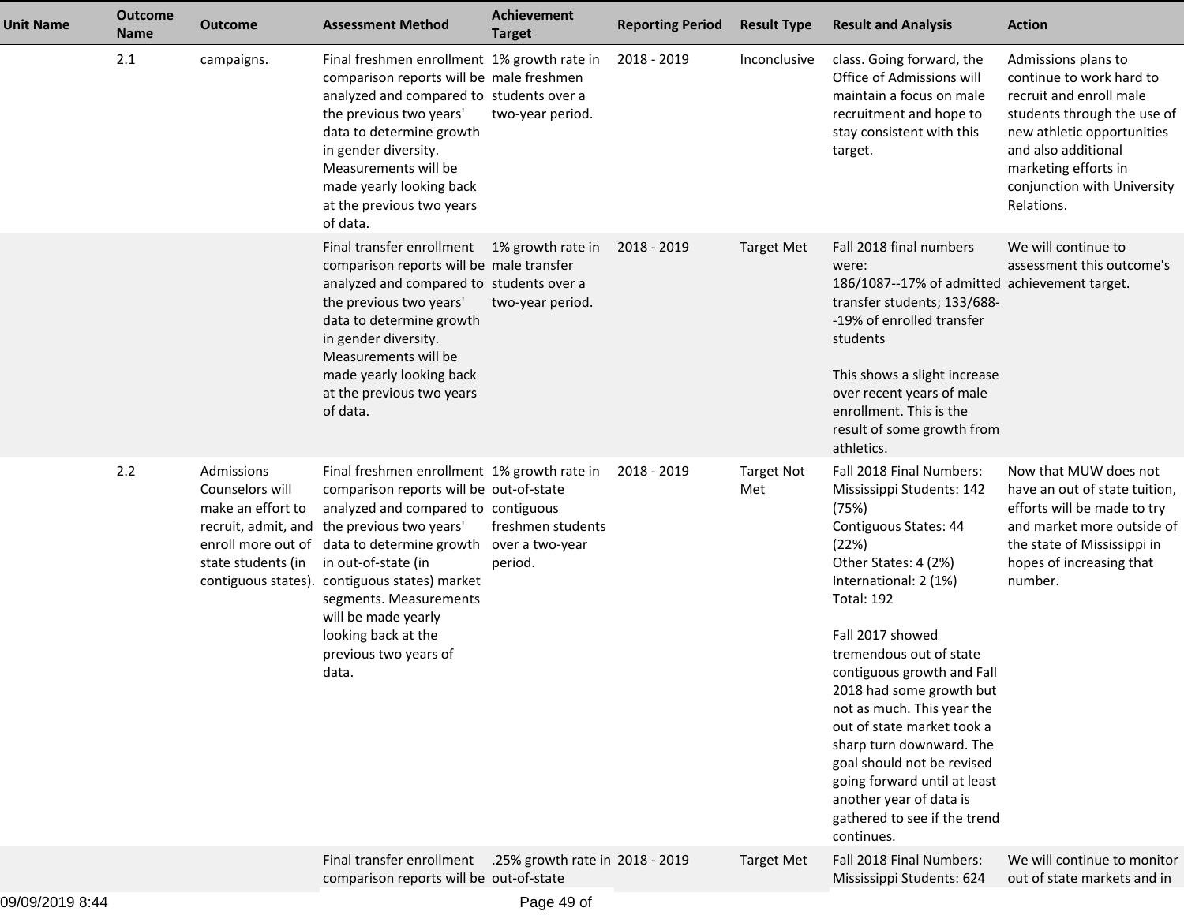| Unit Name | Outcome Name | Outcome | Assessment Method | Achievement Target | Reporting Period | Result Type | Result and Analysis | Action |
|---|---|---|---|---|---|---|---|---|
| | 2.1 | campaigns. | Final freshmen enrollment comparison reports will be analyzed and compared to the previous two years' data to determine growth in gender diversity. Measurements will be made yearly looking back at the previous two years of data. | 1% growth rate in male freshmen students over a two-year period. | 2018 - 2019 | Inconclusive | class. Going forward, the Office of Admissions will maintain a focus on male recruitment and hope to stay consistent with this target. | Admissions plans to continue to work hard to recruit and enroll male students through the use of new athletic opportunities and also additional marketing efforts in conjunction with University Relations. |
| | | | Final transfer enrollment comparison reports will be analyzed and compared to the previous two years' data to determine growth in gender diversity. Measurements will be made yearly looking back at the previous two years of data. | 1% growth rate in male transfer students over a two-year period. | 2018 - 2019 | Target Met | Fall 2018 final numbers were:<br>186/1087--17% of admitted transfer students; 133/688--19% of enrolled transfer students<br><br>This shows a slight increase over recent years of male enrollment. This is the result of some growth from athletics. | We will continue to assessment this outcome's achievement target. |
| | 2.2 | Admissions Counselors will make an effort to recruit, admit, and enroll more out of state students (in contiguous states). | Final freshmen enrollment comparison reports will be analyzed and compared to the previous two years' data to determine growth in out-of-state (in contiguous states) market segments. Measurements will be made yearly looking back at the previous two years of data. | 1% growth rate in out-of-state contiguous freshmen students over a two-year period. | 2018 - 2019 | Target Not Met | Fall 2018 Final Numbers:<br>Mississippi Students: 142 (75%)<br>Contiguous States: 44 (22%)<br>Other States: 4 (2%)<br>International: 2 (1%)<br>Total: 192<br><br>Fall 2017 showed tremendous out of state contiguous growth and Fall 2018 had some growth but not as much. This year the out of state market took a sharp turn downward. The goal should not be revised going forward until at least another year of data is gathered to see if the trend continues. | Now that MUW does not have an out of state tuition, efforts will be made to try and market more outside of the state of Mississippi in hopes of increasing that number. |
| | | | Final transfer enrollment comparison reports will be | .25% growth rate in out-of-state | 2018 - 2019 | Target Met | Fall 2018 Final Numbers:<br>Mississippi Students: 624 | We will continue to monitor out of state markets and in |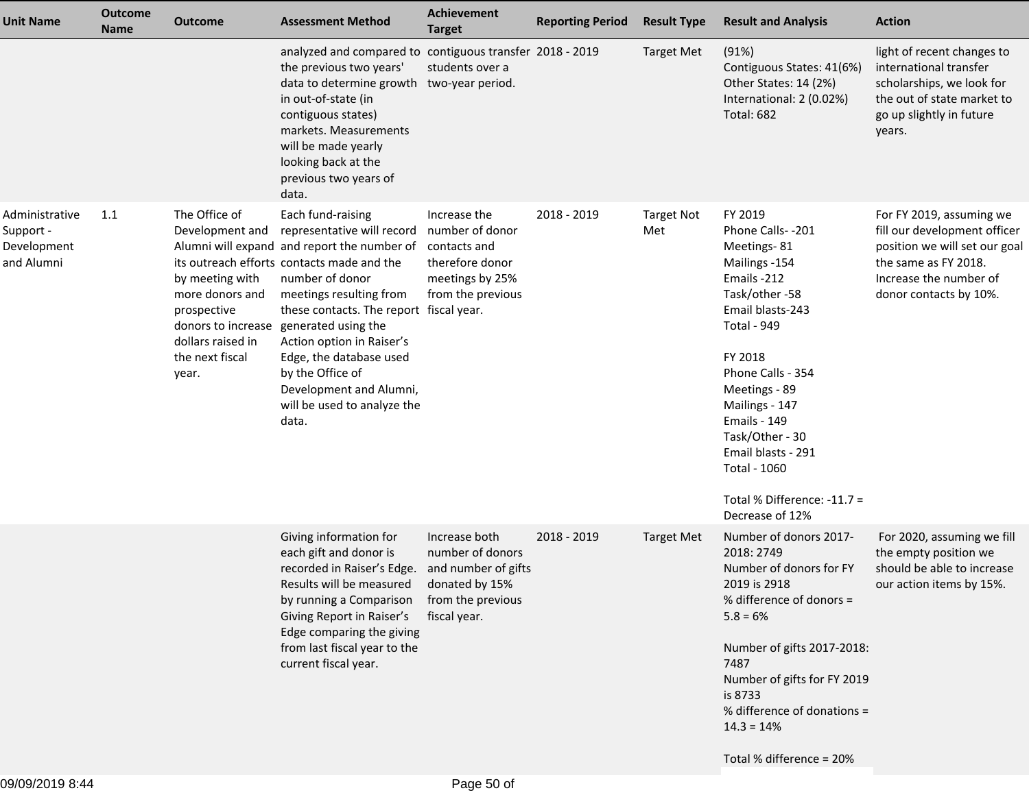| Unit Name | Outcome Name | Outcome | Assessment Method | Achievement Target | Reporting Period | Result Type | Result and Analysis | Action |
|---|---|---|---|---|---|---|---|---|
| | | | analyzed and compared to the previous two years' data to determine growth in out-of-state (in contiguous states) markets. Measurements will be made yearly looking back at the previous two years of data. | contiguous transfer students over a two-year period. | 2018 - 2019 | Target Met | (91%)<br>Contiguous States: 41(6%)<br>Other States: 14 (2%)<br>International: 2 (0.02%)<br>Total: 682 | light of recent changes to international transfer scholarships, we look for the out of state market to go up slightly in future years. |
| Administrative Support - Development and Alumni | 1.1 | The Office of Development and Alumni will expand its outreach efforts by meeting with more donors and prospective donors to increase dollars raised in the next fiscal year. | Each fund-raising representative will record and report the number of contacts made and the number of donor meetings resulting from these contacts. The report generated using the Action option in Raiser's Edge, the database used by the Office of Development and Alumni, will be used to analyze the data. | Increase the number of donor contacts and therefore donor meetings by 25% from the previous fiscal year. | 2018 - 2019 | Target Not Met | FY 2019<br>Phone Calls- -201<br>Meetings- 81<br>Mailings -154<br>Emails -212<br>Task/other -58<br>Email blasts-243<br>Total - 949<br><br>FY 2018<br>Phone Calls - 354<br>Meetings - 89<br>Mailings - 147<br>Emails - 149<br>Task/Other - 30<br>Email blasts - 291<br>Total - 1060<br><br>Total % Difference: -11.7 = Decrease of 12% | For FY 2019, assuming we fill our development officer position we will set our goal the same as FY 2018. Increase the number of donor contacts by 10%. |
| | | | Giving information for each gift and donor is recorded in Raiser's Edge. Results will be measured by running a Comparison Giving Report in Raiser's Edge comparing the giving from last fiscal year to the current fiscal year. | Increase both number of donors and number of gifts donated by 15% from the previous fiscal year. | 2018 - 2019 | Target Met | Number of donors 2017-2018: 2749<br>Number of donors for FY 2019 is 2918<br>% difference of donors = 5.8 = 6%<br><br>Number of gifts 2017-2018: 7487<br>Number of gifts for FY 2019 is 8733<br>% difference of donations = 14.3 = 14%<br><br>Total % difference = 20% | For 2020, assuming we fill the empty position we should be able to increase our action items by 15%. |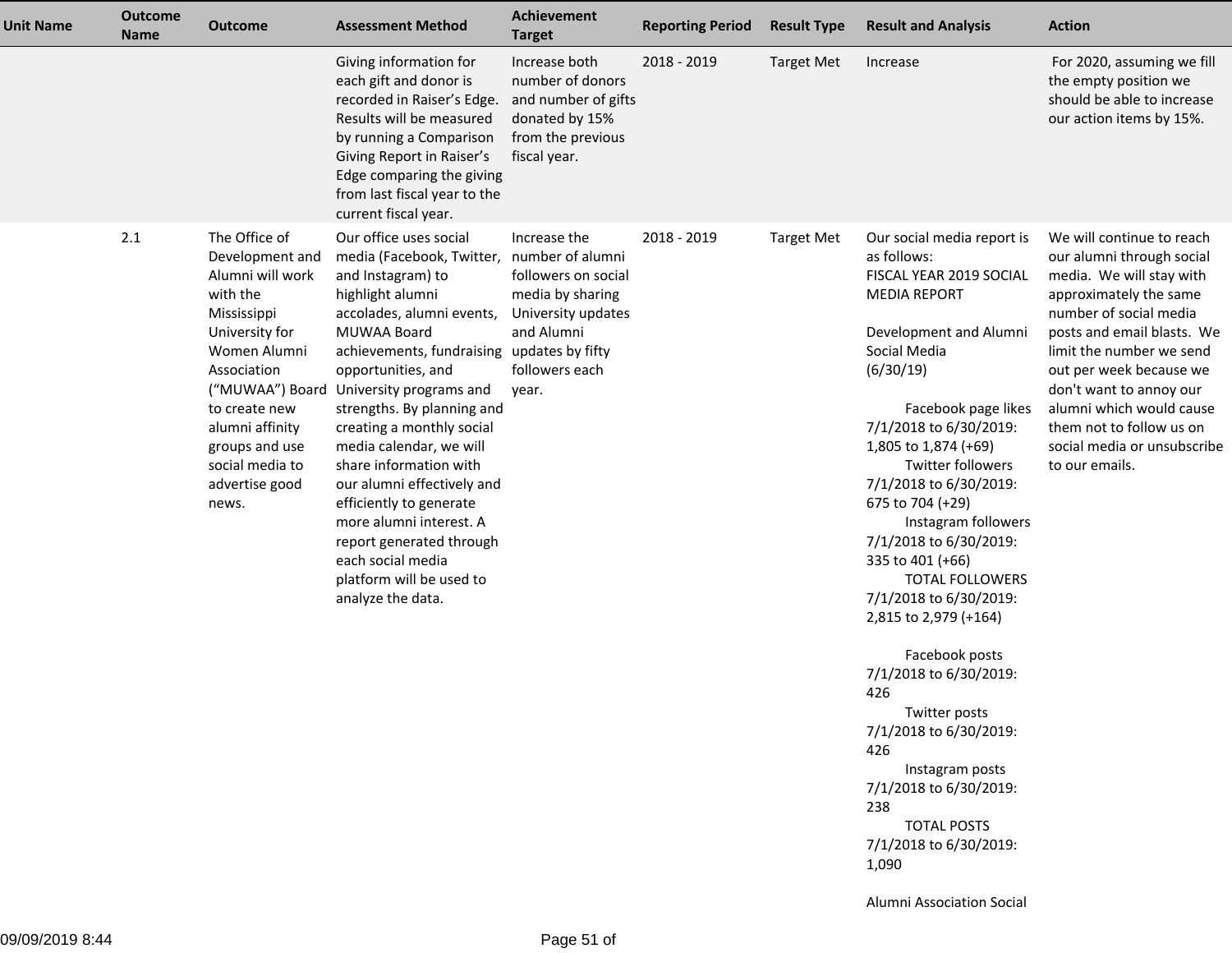| Unit Name | Outcome Name | Outcome | Assessment Method | Achievement Target | Reporting Period | Result Type | Result and Analysis | Action |
|---|---|---|---|---|---|---|---|---|
| | | | Giving information for each gift and donor is recorded in Raiser's Edge. Results will be measured by running a Comparison Giving Report in Raiser's Edge comparing the giving from last fiscal year to the current fiscal year. | Increase both number of donors and number of gifts donated by 15% from the previous fiscal year. | 2018 - 2019 | Target Met | Increase | For 2020, assuming we fill the empty position we should be able to increase our action items by 15%. |
| | 2.1 | The Office of Development and Alumni will work with the Mississippi University for Women Alumni Association ("MUWAA") Board to create new alumni affinity groups and use social media to advertise good news. | Our office uses social media (Facebook, Twitter, and Instagram) to highlight alumni accolades, alumni events, MUWAA Board achievements, fundraising opportunities, and University programs and strengths. By planning and creating a monthly social media calendar, we will share information with our alumni effectively and efficiently to generate more alumni interest. A report generated through each social media platform will be used to analyze the data. | Increase the number of alumni followers on social media by sharing University updates and Alumni updates by fifty followers each year. | 2018 - 2019 | Target Met | Our social media report is as follows:<br>FISCAL YEAR 2019 SOCIAL MEDIA REPORT<br><br>Development and Alumni Social Media (6/30/19)<br><br>Facebook page likes 7/1/2018 to 6/30/2019: 1,805 to 1,874 (+69)<br>Twitter followers 7/1/2018 to 6/30/2019: 675 to 704 (+29)<br>Instagram followers 7/1/2018 to 6/30/2019: 335 to 401 (+66)<br>TOTAL FOLLOWERS 7/1/2018 to 6/30/2019: 2,815 to 2,979 (+164)<br><br>Facebook posts 7/1/2018 to 6/30/2019: 426<br>Twitter posts 7/1/2018 to 6/30/2019: 426<br>Instagram posts 7/1/2018 to 6/30/2019: 238<br>TOTAL POSTS 7/1/2018 to 6/30/2019: 1,090<br><br>Alumni Association Social | We will continue to reach our alumni through social media. We will stay with approximately the same number of social media posts and email blasts. We limit the number we send out per week because we don't want to annoy our alumni which would cause them not to follow us on social media or unsubscribe to our emails. |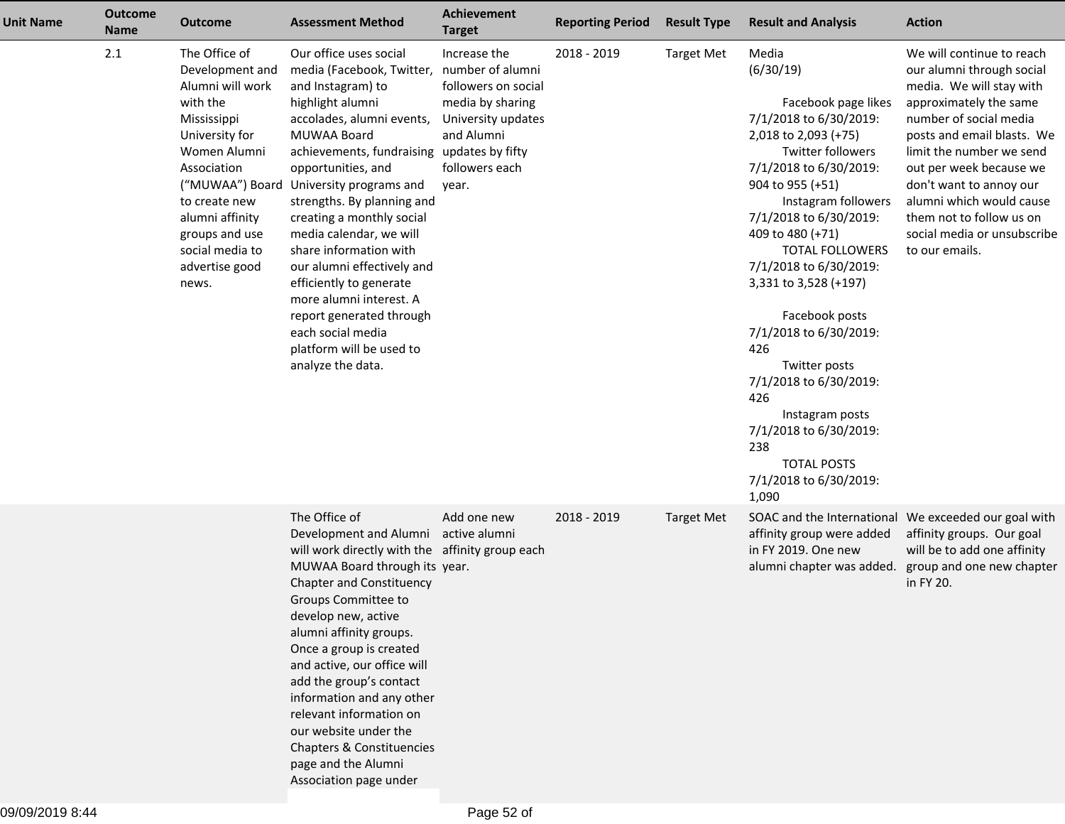| Unit Name | Outcome Name | Outcome | Assessment Method | Achievement Target | Reporting Period | Result Type | Result and Analysis | Action |
|---|---|---|---|---|---|---|---|---|
| | 2.1 | The Office of Development and Alumni will work with the Mississippi University for Women Alumni Association ("MUWAA") Board to create new alumni affinity groups and use social media to advertise good news. | Our office uses social media (Facebook, Twitter, and Instagram) to highlight alumni accolades, alumni events, MUWAA Board achievements, fundraising opportunities, and University programs and strengths. By planning and creating a monthly social media calendar, we will share information with our alumni effectively and efficiently to generate more alumni interest. A report generated through each social media platform will be used to analyze the data. | Increase the number of alumni followers on social media by sharing University updates and Alumni updates by fifty followers each year. | 2018 - 2019 | Target Met | Media (6/30/19)<br><br>Facebook page likes 7/1/2018 to 6/30/2019: 2,018 to 2,093 (+75)<br>Twitter followers 7/1/2018 to 6/30/2019: 904 to 955 (+51)<br>Instagram followers 7/1/2018 to 6/30/2019: 409 to 480 (+71)<br>TOTAL FOLLOWERS 7/1/2018 to 6/30/2019: 3,331 to 3,528 (+197)<br><br>Facebook posts 7/1/2018 to 6/30/2019: 426<br>Twitter posts 7/1/2018 to 6/30/2019: 426<br>Instagram posts 7/1/2018 to 6/30/2019: 238<br>TOTAL POSTS 7/1/2018 to 6/30/2019: 1,090 | We will continue to reach our alumni through social media. We will stay with approximately the same number of social media posts and email blasts. We limit the number we send out per week because we don't want to annoy our alumni which would cause them not to follow us on social media or unsubscribe to our emails. |
| | | | The Office of Development and Alumni will work directly with the MUWAA Board through its Chapter and Constituency Groups Committee to develop new, active alumni affinity groups. Once a group is created and active, our office will add the group's contact information and any other relevant information on our website under the Chapters & Constituencies page and the Alumni Association page under | Add one new active alumni affinity group each year. | 2018 - 2019 | Target Met | SOAC and the International affinity group were added in FY 2019. One new alumni chapter was added. | We exceeded our goal with affinity groups. Our goal will be to add one affinity group and one new chapter in FY 20. |

09/09/2019 8:44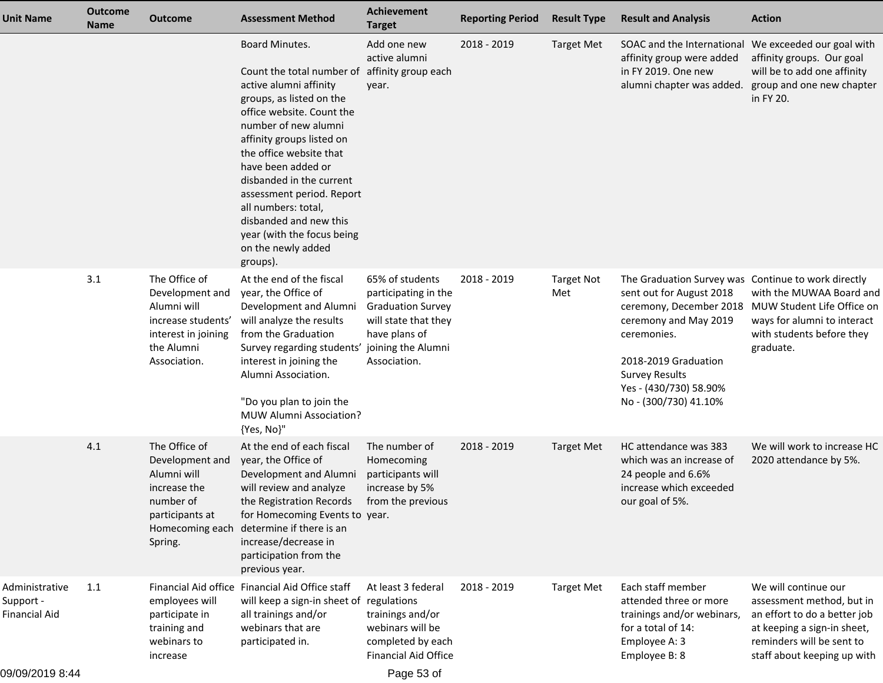| Unit Name | Outcome Name | Outcome | Assessment Method | Achievement Target | Reporting Period | Result Type | Result and Analysis | Action |
|---|---|---|---|---|---|---|---|---|
| | | | Board Minutes.<br><br>Count the total number of active alumni affinity groups, as listed on the office website. Count the number of new alumni affinity groups listed on the office website that have been added or disbanded in the current assessment period. Report all numbers: total, disbanded and new this year (with the focus being on the newly added groups). | Add one new active alumni affinity group each year. | 2018 - 2019 | Target Met | SOAC and the International affinity group were added in FY 2019. One new alumni chapter was added. | We exceeded our goal with affinity groups. Our goal will be to add one affinity group and one new chapter in FY 20. |
| | 3.1 | The Office of Development and Alumni will increase students' interest in joining the Alumni Association. | At the end of the fiscal year, the Office of Development and Alumni will analyze the results from the Graduation Survey regarding students' interest in joining the Alumni Association.<br><br>"Do you plan to join the MUW Alumni Association? {Yes, No}" | 65% of students participating in the Graduation Survey will state that they have plans of joining the Alumni Association. | 2018 - 2019 | Target Not Met | The Graduation Survey was sent out for August 2018 ceremony, December 2018 ceremony and May 2019 ceremonies.<br><br>2018-2019 Graduation Survey Results<br>Yes - (430/730) 58.90%<br>No - (300/730) 41.10% | Continue to work directly with the MUWAA Board and MUW Student Life Office on ways for alumni to interact with students before they graduate. |
| | 4.1 | The Office of Development and Alumni will increase the number of participants at Homecoming each Spring. | At the end of each fiscal year, the Office of Development and Alumni will review and analyze the Registration Records for Homecoming Events to determine if there is an increase/decrease in participation from the previous year. | The number of Homecoming participants will increase by 5% from the previous year. | 2018 - 2019 | Target Met | HC attendance was 383 which was an increase of 24 people and 6.6% increase which exceeded our goal of 5%. | We will work to increase HC 2020 attendance by 5%. |
| Administrative Support - Financial Aid | 1.1 | Financial Aid office employees will participate in training and webinars to increase | Financial Aid Office staff will keep a sign-in sheet of all trainings and/or webinars that are participated in. | At least 3 federal regulations trainings and/or webinars will be completed by each Financial Aid Office | 2018 - 2019 | Target Met | Each staff member attended three or more trainings and/or webinars, for a total of 14:<br>Employee A: 3<br>Employee B: 8 | We will continue our assessment method, but in an effort to do a better job at keeping a sign-in sheet, reminders will be sent to staff about keeping up with |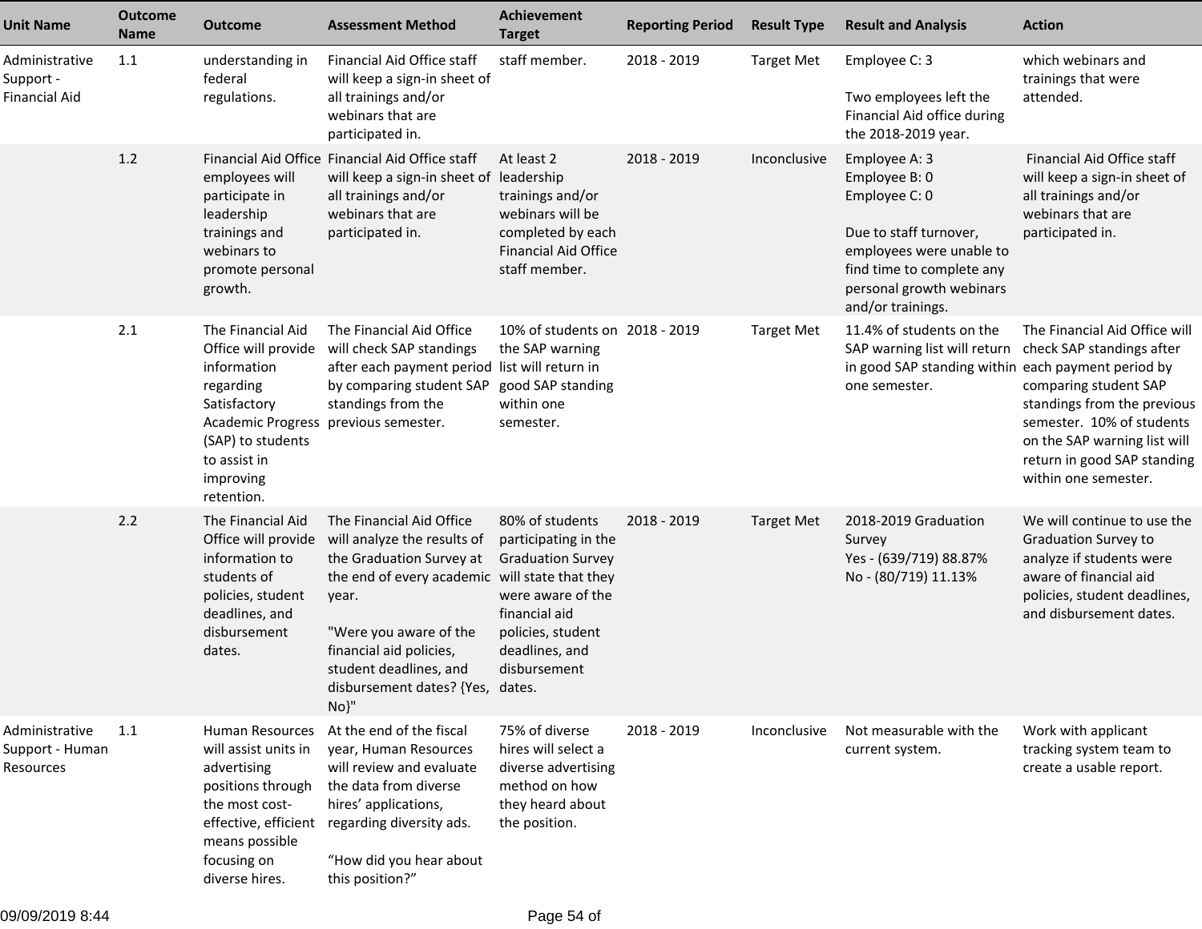| Unit Name | Outcome Name | Outcome | Assessment Method | Achievement Target | Reporting Period | Result Type | Result and Analysis | Action |
|---|---|---|---|---|---|---|---|---|
| Administrative Support - Financial Aid | 1.1 | understanding in federal regulations. | Financial Aid Office staff will keep a sign-in sheet of all trainings and/or webinars that are participated in. | staff member. | 2018 - 2019 | Target Met | Employee C: 3<br><br>Two employees left the Financial Aid office during the 2018-2019 year. | which webinars and trainings that were attended. |
| | 1.2 | Financial Aid Office employees will participate in leadership trainings and webinars to promote personal growth. | Financial Aid Office staff will keep a sign-in sheet of all trainings and/or webinars that are participated in. | At least 2 leadership trainings and/or webinars will be completed by each Financial Aid Office staff member. | 2018 - 2019 | Inconclusive | Employee A: 3<br>Employee B: 0<br>Employee C: 0<br><br>Due to staff turnover, employees were unable to find time to complete any personal growth webinars and/or trainings. | Financial Aid Office staff will keep a sign-in sheet of all trainings and/or webinars that are participated in. |
| | 2.1 | The Financial Aid Office will provide information regarding Satisfactory Academic Progress (SAP) to students to assist in improving retention. | The Financial Aid Office will check SAP standings after each payment period by comparing student SAP standings from the previous semester. | 10% of students on the SAP warning list will return in good SAP standing within one semester. | 2018 - 2019 | Target Met | 11.4% of students on the SAP warning list will return in good SAP standing within one semester. | The Financial Aid Office will check SAP standings after each payment period by comparing student SAP standings from the previous semester. 10% of students on the SAP warning list will return in good SAP standing within one semester. |
| | 2.2 | The Financial Aid Office will provide information to students of policies, student deadlines, and disbursement dates. | The Financial Aid Office will analyze the results of the Graduation Survey at the end of every academic year.<br><br>"Were you aware of the financial aid policies, student deadlines, and disbursement dates? {Yes, No}" | 80% of students participating in the Graduation Survey will state that they were aware of the financial aid policies, student deadlines, and disbursement dates. | 2018 - 2019 | Target Met | 2018-2019 Graduation Survey<br>Yes - (639/719) 88.87%<br>No - (80/719) 11.13% | We will continue to use the Graduation Survey to analyze if students were aware of financial aid policies, student deadlines, and disbursement dates. |
| Administrative Support - Human Resources | 1.1 | Human Resources will assist units in advertising positions through the most cost-effective, efficient means possible focusing on diverse hires. | At the end of the fiscal year, Human Resources will review and evaluate the data from diverse hires' applications, regarding diversity ads.<br><br>"How did you hear about this position?" | 75% of diverse hires will select a diverse advertising method on how they heard about the position. | 2018 - 2019 | Inconclusive | Not measurable with the current system. | Work with applicant tracking system team to create a usable report. |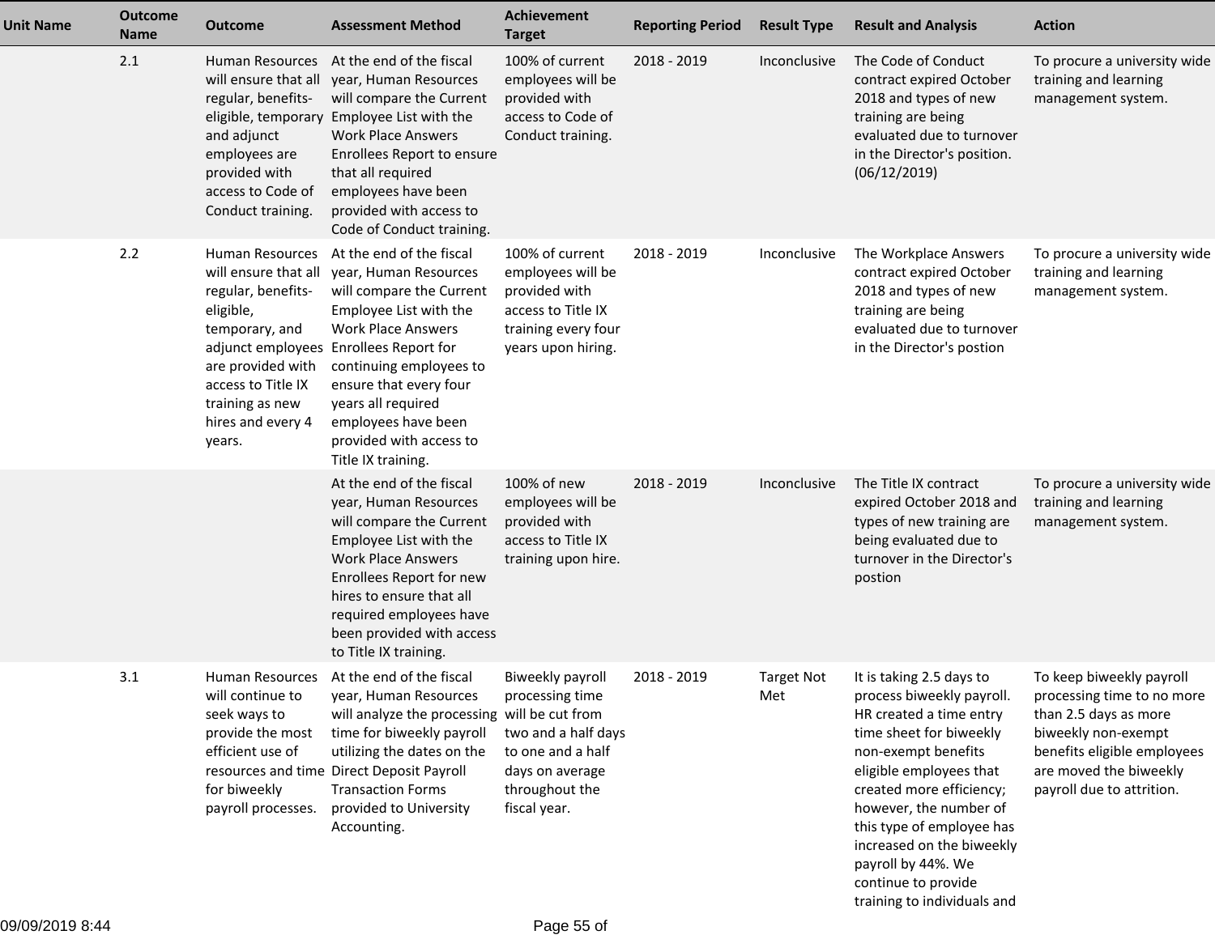| Unit Name | Outcome Name | Outcome | Assessment Method | Achievement Target | Reporting Period | Result Type | Result and Analysis | Action |
|---|---|---|---|---|---|---|---|---|
| | 2.1 | Human Resources will ensure that all regular, benefits-eligible, temporary and adjunct employees are provided with access to Code of Conduct training. | At the end of the fiscal year, Human Resources will compare the Current Employee List with the Work Place Answers Enrollees Report to ensure that all required employees have been provided with access to Code of Conduct training. | 100% of current employees will be provided with access to Code of Conduct training. | 2018 - 2019 | Inconclusive | The Code of Conduct contract expired October 2018 and types of new training are being evaluated due to turnover in the Director's position. (06/12/2019) | To procure a university wide training and learning management system. |
| | 2.2 | Human Resources will ensure that all regular, benefits-eligible, temporary, and adjunct employees are provided with access to Title IX training as new hires and every 4 years. | At the end of the fiscal year, Human Resources will compare the Current Employee List with the Work Place Answers Enrollees Report for continuing employees to ensure that every four years all required employees have been provided with access to Title IX training. | 100% of current employees will be provided with access to Title IX training every four years upon hiring. | 2018 - 2019 | Inconclusive | The Workplace Answers contract expired October 2018 and types of new training are being evaluated due to turnover in the Director's postion | To procure a university wide training and learning management system. |
| | | | At the end of the fiscal year, Human Resources will compare the Current Employee List with the Work Place Answers Enrollees Report for new hires to ensure that all required employees have been provided with access to Title IX training. | 100% of new employees will be provided with access to Title IX training upon hire. | 2018 - 2019 | Inconclusive | The Title IX contract expired October 2018 and types of new training are being evaluated due to turnover in the Director's postion | To procure a university wide training and learning management system. |
| | 3.1 | Human Resources will continue to seek ways to provide the most efficient use of resources and time for biweekly payroll processes. | At the end of the fiscal year, Human Resources will analyze the processing time for biweekly payroll utilizing the dates on the Direct Deposit Payroll Transaction Forms provided to University Accounting. | Biweekly payroll processing time will be cut from two and a half days to one and a half days on average throughout the fiscal year. | 2018 - 2019 | Target Not Met | It is taking 2.5 days to process biweekly payroll. HR created a time entry time sheet for biweekly non-exempt benefits eligible employees that created more efficiency; however, the number of this type of employee has increased on the biweekly payroll by 44%. We continue to provide training to individuals and | To keep biweekly payroll processing time to no more than 2.5 days as more biweekly non-exempt benefits eligible employees are moved the biweekly payroll due to attrition. |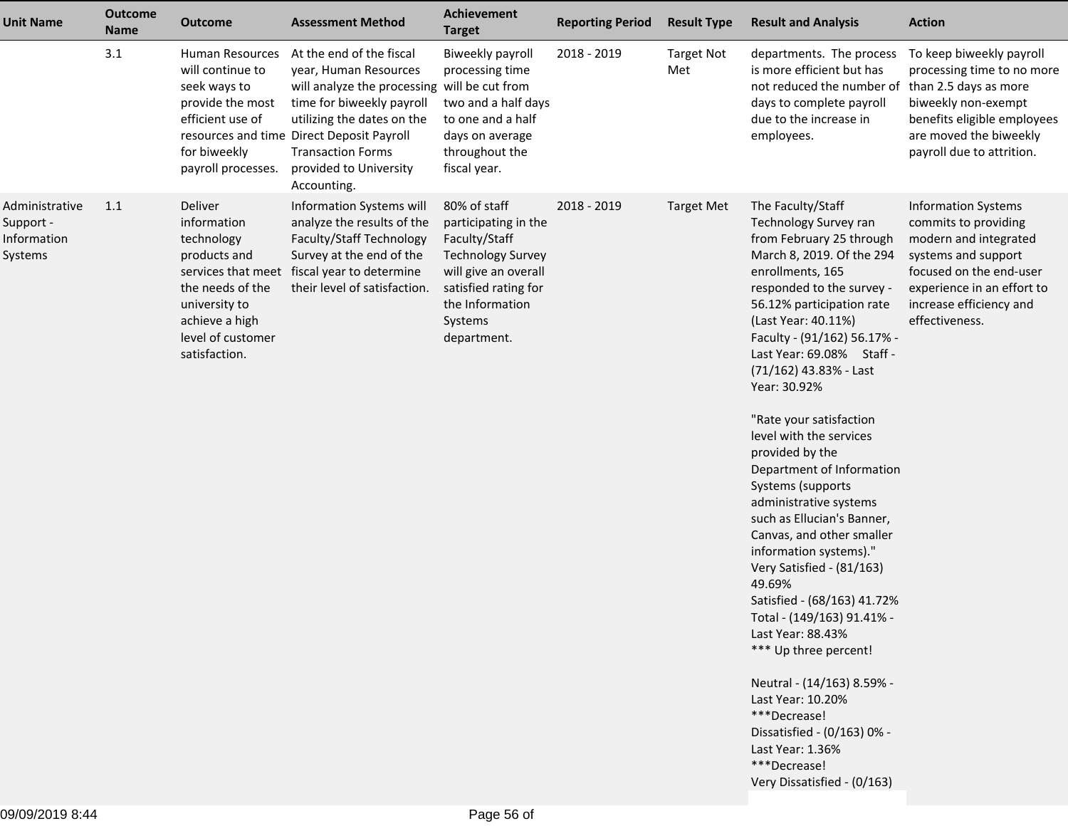| Unit Name | Outcome Name | Outcome | Assessment Method | Achievement Target | Reporting Period | Result Type | Result and Analysis | Action |
|---|---|---|---|---|---|---|---|---|
| | 3.1 | Human Resources will continue to seek ways to provide the most efficient use of resources and time for biweekly payroll processes. | At the end of the fiscal year, Human Resources will analyze the processing time for biweekly payroll utilizing the dates on the Direct Deposit Payroll Transaction Forms provided to University Accounting. | Biweekly payroll processing time will be cut from two and a half days to one and a half days on average throughout the fiscal year. | 2018 - 2019 | Target Not Met | departments. The process is more efficient but has not reduced the number of days to complete payroll due to the increase in employees. | To keep biweekly payroll processing time to no more than 2.5 days as more biweekly non-exempt benefits eligible employees are moved the biweekly payroll due to attrition. |
| Administrative Support - Information Systems | 1.1 | Deliver information technology products and services that meet the needs of the university to achieve a high level of customer satisfaction. | Information Systems will analyze the results of the Faculty/Staff Technology Survey at the end of the fiscal year to determine their level of satisfaction. | 80% of staff participating in the Faculty/Staff Technology Survey will give an overall satisfied rating for the Information Systems department. | 2018 - 2019 | Target Met | The Faculty/Staff Technology Survey ran from February 25 through March 8, 2019. Of the 294 enrollments, 165 responded to the survey - 56.12% participation rate (Last Year: 40.11%) Faculty - (91/162) 56.17% - Last Year: 69.08% Staff - (71/162) 43.83% - Last Year: 30.92%<br><br>"Rate your satisfaction level with the services provided by the Department of Information Systems (supports administrative systems such as Ellucian's Banner, Canvas, and other smaller information systems)."<br>Very Satisfied - (81/163) 49.69%<br>Satisfied - (68/163) 41.72%<br>Total - (149/163) 91.41% - Last Year: 88.43%<br>*** Up three percent!<br><br>Neutral - (14/163) 8.59% - Last Year: 10.20%<br>***Decrease!<br>Dissatisfied - (0/163) 0% - Last Year: 1.36%<br>***Decrease!<br>Very Dissatisfied - (0/163) | Information Systems commits to providing modern and integrated systems and support focused on the end-user experience in an effort to increase efficiency and effectiveness. |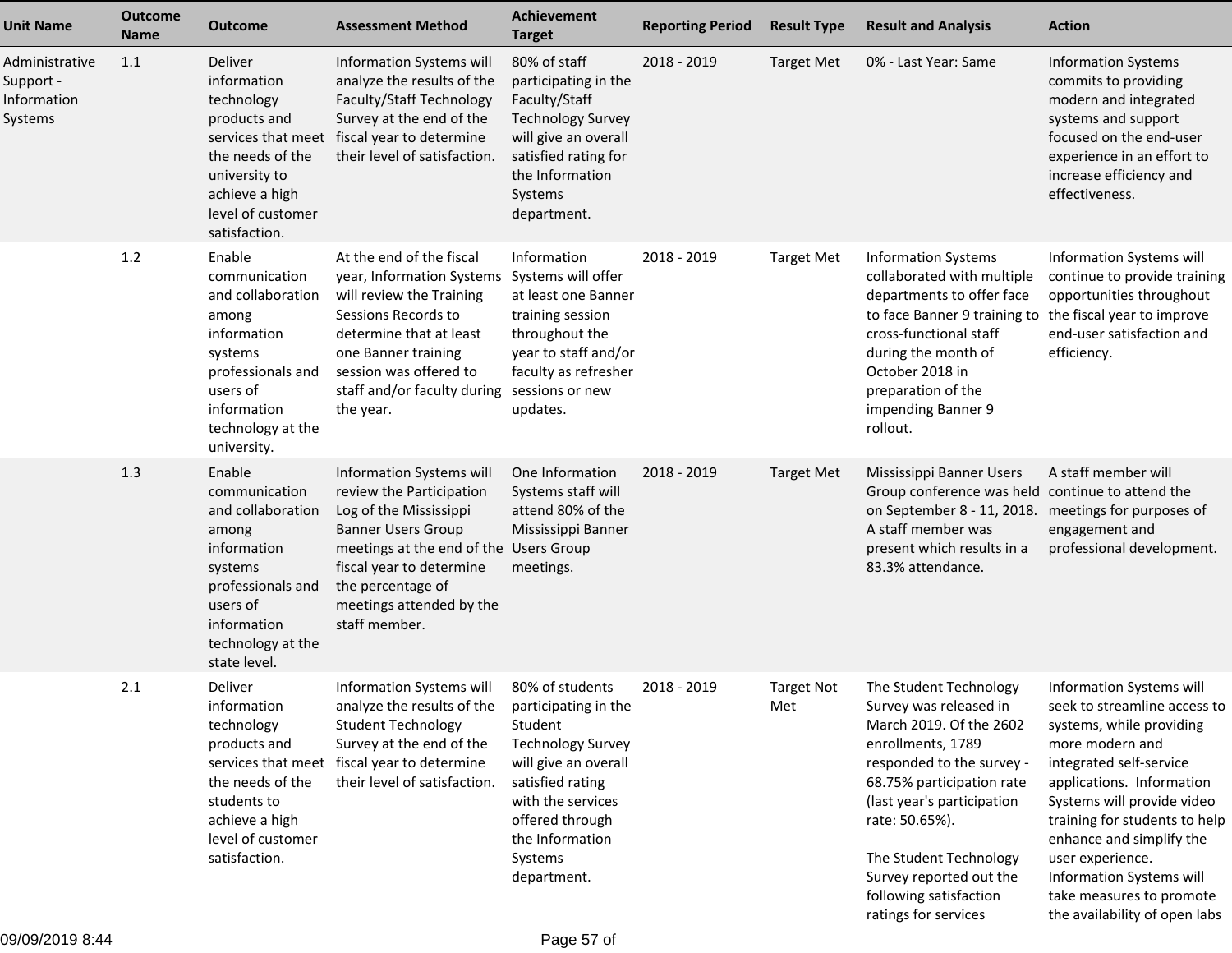| Unit Name | Outcome Name | Outcome | Assessment Method | Achievement Target | Reporting Period | Result Type | Result and Analysis | Action |
|---|---|---|---|---|---|---|---|---|
| Administrative Support - Information Systems | 1.1 | Deliver information technology products and services that meet the needs of the university to achieve a high level of customer satisfaction. | Information Systems will analyze the results of the Faculty/Staff Technology Survey at the end of the fiscal year to determine their level of satisfaction. | 80% of staff participating in the Faculty/Staff Technology Survey will give an overall satisfied rating for the Information Systems department. | 2018 - 2019 | Target Met | 0% - Last Year: Same | Information Systems commits to providing modern and integrated systems and support focused on the end-user experience in an effort to increase efficiency and effectiveness. |
| | 1.2 | Enable communication and collaboration among information systems professionals and users of information technology at the university. | At the end of the fiscal year, Information Systems will review the Training Sessions Records to determine that at least one Banner training session was offered to staff and/or faculty during the year. | Information Systems will offer at least one Banner training session throughout the year to staff and/or faculty as refresher sessions or new updates. | 2018 - 2019 | Target Met | Information Systems collaborated with multiple departments to offer face to face Banner 9 training to cross-functional staff during the month of October 2018 in preparation of the impending Banner 9 rollout. | Information Systems will continue to provide training opportunities throughout the fiscal year to improve end-user satisfaction and efficiency. |
| | 1.3 | Enable communication and collaboration among information systems professionals and users of information technology at the state level. | Information Systems will review the Participation Log of the Mississippi Banner Users Group meetings at the end of the fiscal year to determine the percentage of meetings attended by the staff member. | One Information Systems staff will attend 80% of the Mississippi Banner Users Group meetings. | 2018 - 2019 | Target Met | Mississippi Banner Users Group conference was held on September 8 - 11, 2018. A staff member was present which results in a 83.3% attendance. | A staff member will continue to attend the meetings for purposes of engagement and professional development. |
| | 2.1 | Deliver information technology products and services that meet the needs of the students to achieve a high level of customer satisfaction. | Information Systems will analyze the results of the Student Technology Survey at the end of the fiscal year to determine their level of satisfaction. | 80% of students participating in the Student Technology Survey will give an overall satisfied rating with the services offered through the Information Systems department. | 2018 - 2019 | Target Not Met | The Student Technology Survey was released in March 2019. Of the 2602 enrollments, 1789 responded to the survey - 68.75% participation rate (last year's participation rate: 50.65%).<br><br>The Student Technology Survey reported out the following satisfaction ratings for services | Information Systems will seek to streamline access to systems, while providing more modern and integrated self-service applications. Information Systems will provide video training for students to help enhance and simplify the user experience. Information Systems will take measures to promote the availability of open labs |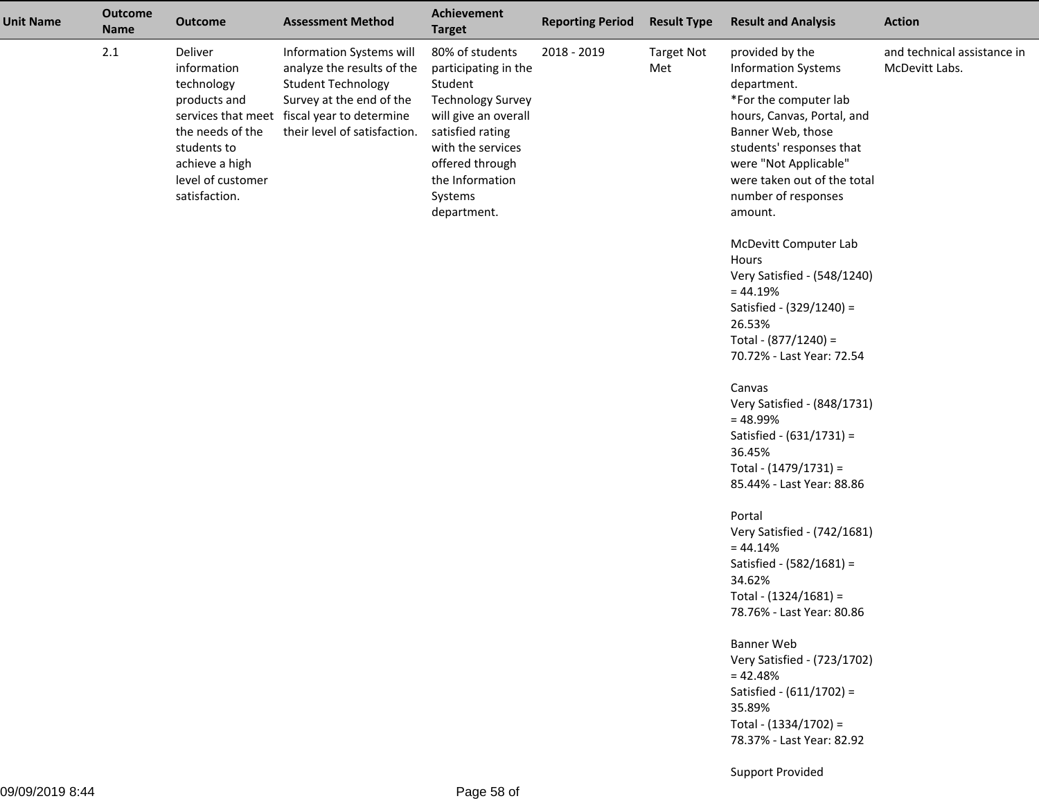| Unit Name | Outcome Name | Outcome | Assessment Method | Achievement Target | Reporting Period | Result Type | Result and Analysis | Action |
|---|---|---|---|---|---|---|---|---|
| | 2.1 | Deliver information technology products and services that meet the needs of the students to achieve a high level of customer satisfaction. | Information Systems will analyze the results of the Student Technology Survey at the end of the fiscal year to determine their level of satisfaction. | 80% of students participating in the Student Technology Survey will give an overall satisfied rating with the services offered through the Information Systems department. | 2018 - 2019 | Target Not Met | provided by the Information Systems department.<br>*For the computer lab hours, Canvas, Portal, and Banner Web, those students' responses that were "Not Applicable" were taken out of the total number of responses amount.<br><br>McDevitt Computer Lab Hours<br>Very Satisfied - (548/1240) = 44.19%<br>Satisfied - (329/1240) = 26.53%<br>Total - (877/1240) = 70.72% - Last Year: 72.54<br><br>Canvas<br>Very Satisfied - (848/1731) = 48.99%<br>Satisfied - (631/1731) = 36.45%<br>Total - (1479/1731) = 85.44% - Last Year: 88.86<br><br>Portal<br>Very Satisfied - (742/1681) = 44.14%<br>Satisfied - (582/1681) = 34.62%<br>Total - (1324/1681) = 78.76% - Last Year: 80.86<br><br>Banner Web<br>Very Satisfied - (723/1702) = 42.48%<br>Satisfied - (611/1702) = 35.89%<br>Total - (1334/1702) = 78.37% - Last Year: 82.92<br><br>Support Provided | and technical assistance in McDevitt Labs. |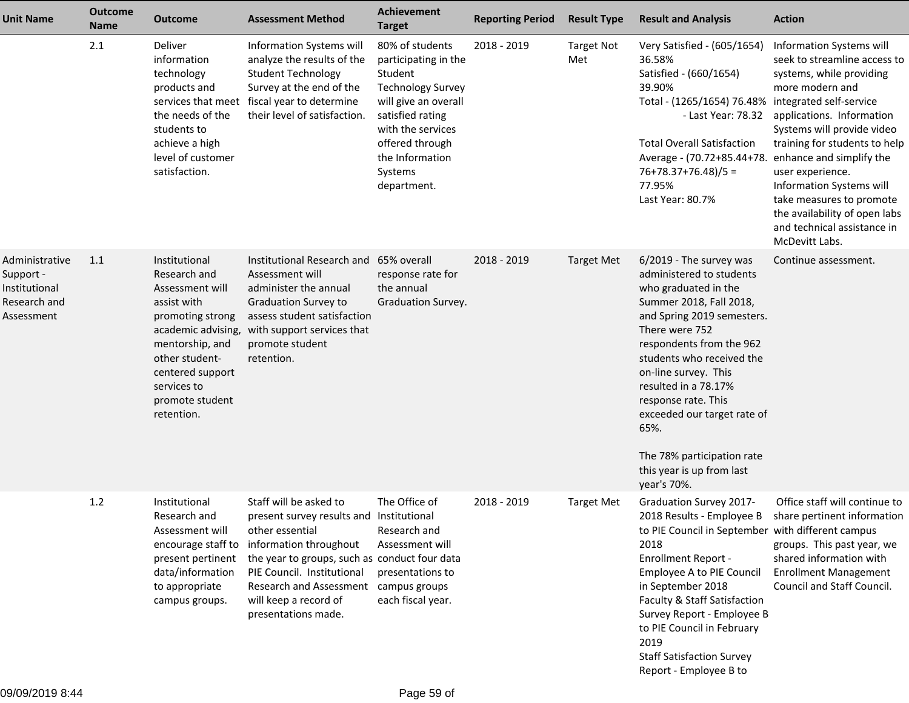| Unit Name | Outcome Name | Outcome | Assessment Method | Achievement Target | Reporting Period | Result Type | Result and Analysis | Action |
|---|---|---|---|---|---|---|---|---|
| | 2.1 | Deliver information technology products and services that meet the needs of the students to achieve a high level of customer satisfaction. | Information Systems will analyze the results of the Student Technology Survey at the end of the fiscal year to determine their level of satisfaction. | 80% of students participating in the Student Technology Survey will give an overall satisfied rating with the services offered through the Information Systems department. | 2018 - 2019 | Target Not Met | Very Satisfied - (605/1654) 36.58%<br>Satisfied - (660/1654) 39.90%<br>Total - (1265/1654) 76.48% - Last Year: 78.32<br><br>Total Overall Satisfaction Average - (70.72+85.44+78.76+78.37+76.48)/5 = 77.95%<br>Last Year: 80.7% | Information Systems will seek to streamline access to systems, while providing more modern and integrated self-service applications. Information Systems will provide video training for students to help enhance and simplify the user experience. Information Systems will take measures to promote the availability of open labs and technical assistance in McDevitt Labs. |
| Administrative Support - Institutional Research and Assessment | 1.1 | Institutional Research and Assessment will assist with promoting strong academic advising, mentorship, and other student-centered support services to promote student retention. | Institutional Research and Assessment will administer the annual Graduation Survey to assess student satisfaction with support services that promote student retention. | 65% overall response rate for the annual Graduation Survey. | 2018 - 2019 | Target Met | 6/2019 - The survey was administered to students who graduated in the Summer 2018, Fall 2018, and Spring 2019 semesters. There were 752 respondents from the 962 students who received the on-line survey. This resulted in a 78.17% response rate. This exceeded our target rate of 65%.<br><br>The 78% participation rate this year is up from last year's 70%. | Continue assessment. |
| | 1.2 | Institutional Research and Assessment will encourage staff to present pertinent data/information to appropriate campus groups. | Staff will be asked to present survey results and other essential information throughout the year to groups, such as PIE Council. Institutional Research and Assessment will keep a record of presentations made. | The Office of Institutional Research and Assessment will conduct four data presentations to campus groups each fiscal year. | 2018 - 2019 | Target Met | Graduation Survey 2017-2018 Results - Employee B to PIE Council in September 2018<br>Enrollment Report - Employee A to PIE Council in September 2018<br>Faculty & Staff Satisfaction Survey Report - Employee B to PIE Council in February 2019<br>Staff Satisfaction Survey Report - Employee B to | Office staff will continue to share pertinent information with different campus groups. This past year, we shared information with Enrollment Management Council and Staff Council. |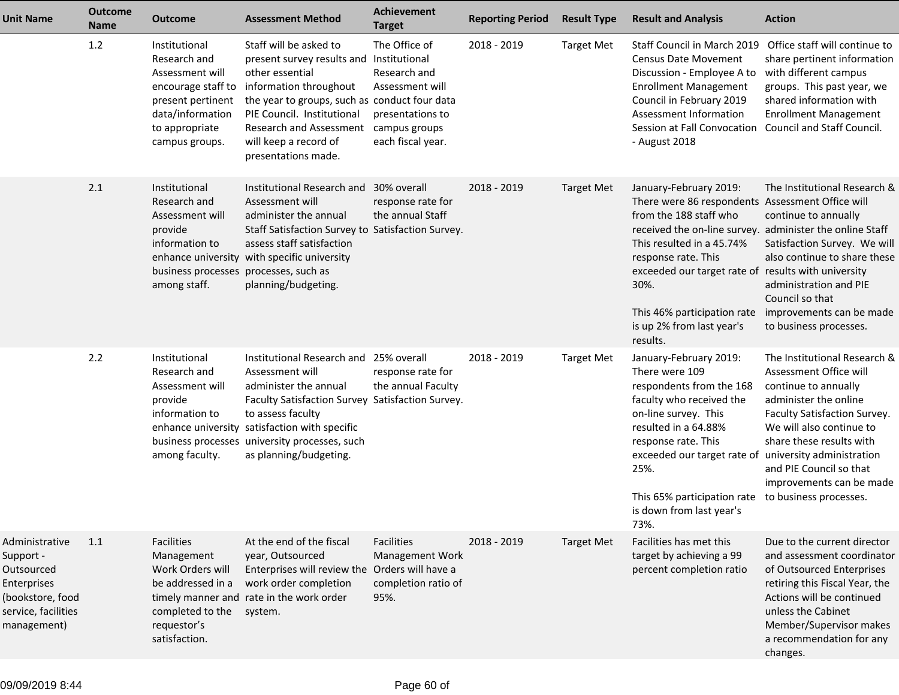| Unit Name | Outcome Name | Outcome | Assessment Method | Achievement Target | Reporting Period | Result Type | Result and Analysis | Action |
|---|---|---|---|---|---|---|---|---|
| | 1.2 | Institutional Research and Assessment will encourage staff to present pertinent data/information to appropriate campus groups. | Staff will be asked to present survey results and other essential information throughout the year to groups, such as PIE Council. Institutional Research and Assessment will keep a record of presentations made. | The Office of Institutional Research and Assessment will conduct four data presentations to campus groups each fiscal year. | 2018 - 2019 | Target Met | Staff Council in March 2019 Census Date Movement Discussion - Employee A to Enrollment Management Council in February 2019 Assessment Information Session at Fall Convocation - August 2018 | Office staff will continue to share pertinent information with different campus groups. This past year, we shared information with Enrollment Management Council and Staff Council. |
| | 2.1 | Institutional Research and Assessment will provide information to enhance university business processes among staff. | Institutional Research and Assessment will administer the annual Staff Satisfaction Survey to assess staff satisfaction with specific university processes, such as planning/budgeting. | 30% overall response rate for the annual Staff Satisfaction Survey. | 2018 - 2019 | Target Met | January-February 2019: There were 86 respondents from the 188 staff who received the on-line survey. This resulted in a 45.74% response rate. This exceeded our target rate of 30%.<br><br>This 46% participation rate is up 2% from last year's results. | The Institutional Research & Assessment Office will continue to annually administer the online Staff Satisfaction Survey. We will also continue to share these results with university administration and PIE Council so that improvements can be made to business processes. |
| | 2.2 | Institutional Research and Assessment will provide information to enhance university business processes among faculty. | Institutional Research and Assessment will administer the annual Faculty Satisfaction Survey to assess faculty satisfaction with specific university processes, such as planning/budgeting. | 25% overall response rate for the annual Faculty Satisfaction Survey. | 2018 - 2019 | Target Met | January-February 2019: There were 109 respondents from the 168 faculty who received the on-line survey. This resulted in a 64.88% response rate. This exceeded our target rate of 25%.<br><br>This 65% participation rate is down from last year's 73%. | The Institutional Research & Assessment Office will continue to annually administer the online Faculty Satisfaction Survey. We will also continue to share these results with university administration and PIE Council so that improvements can be made to business processes. |
| Administrative Support - Outsourced Enterprises (bookstore, food service, facilities management) | 1.1 | Facilities Management Work Orders will be addressed in a timely manner and completed to the requestor's satisfaction. | At the end of the fiscal year, Outsourced Enterprises will review the work order completion rate in the work order system. | Facilities Management Work Orders will have a completion ratio of 95%. | 2018 - 2019 | Target Met | Facilities has met this target by achieving a 99 percent completion ratio | Due to the current director and assessment coordinator of Outsourced Enterprises retiring this Fiscal Year, the Actions will be continued unless the Cabinet Member/Supervisor makes a recommendation for any changes. |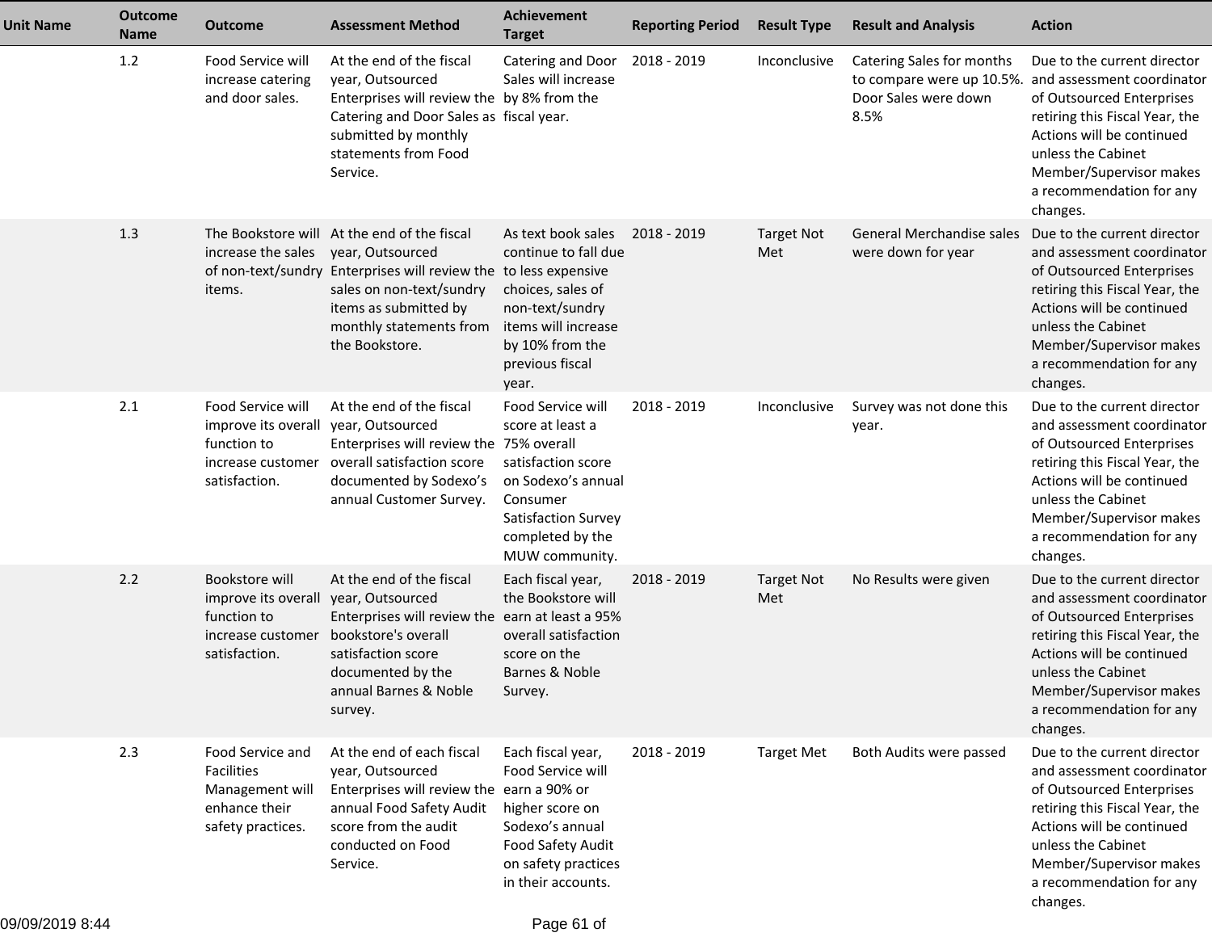| Unit Name | Outcome Name | Outcome | Assessment Method | Achievement Target | Reporting Period | Result Type | Result and Analysis | Action |
|---|---|---|---|---|---|---|---|---|
| | 1.2 | Food Service will increase catering and door sales. | At the end of the fiscal year, Outsourced Enterprises will review the Catering and Door Sales as submitted by monthly statements from Food Service. | Catering and Door Sales will increase by 8% from the fiscal year. | 2018 - 2019 | Inconclusive | Catering Sales for months to compare were up 10.5%. Door Sales were down 8.5% | Due to the current director and assessment coordinator of Outsourced Enterprises retiring this Fiscal Year, the Actions will be continued unless the Cabinet Member/Supervisor makes a recommendation for any changes. |
| | 1.3 | The Bookstore will increase the sales of non-text/sundry items. | At the end of the fiscal year, Outsourced Enterprises will review the sales on non-text/sundry items as submitted by monthly statements from the Bookstore. | As text book sales continue to fall due to less expensive choices, sales of non-text/sundry items will increase by 10% from the previous fiscal year. | 2018 - 2019 | Target Not Met | General Merchandise sales were down for year | Due to the current director and assessment coordinator of Outsourced Enterprises retiring this Fiscal Year, the Actions will be continued unless the Cabinet Member/Supervisor makes a recommendation for any changes. |
| | 2.1 | Food Service will improve its overall function to increase customer satisfaction. | At the end of the fiscal year, Outsourced Enterprises will review the overall satisfaction score documented by Sodexo's annual Customer Survey. | Food Service will score at least a 75% overall satisfaction score on Sodexo's annual Consumer Satisfaction Survey completed by the MUW community. | 2018 - 2019 | Inconclusive | Survey was not done this year. | Due to the current director and assessment coordinator of Outsourced Enterprises retiring this Fiscal Year, the Actions will be continued unless the Cabinet Member/Supervisor makes a recommendation for any changes. |
| | 2.2 | Bookstore will improve its overall function to increase customer satisfaction. | At the end of the fiscal year, Outsourced Enterprises will review the bookstore's overall satisfaction score documented by the annual Barnes & Noble survey. | Each fiscal year, the Bookstore will earn at least a 95% overall satisfaction score on the Barnes & Noble Survey. | 2018 - 2019 | Target Not Met | No Results were given | Due to the current director and assessment coordinator of Outsourced Enterprises retiring this Fiscal Year, the Actions will be continued unless the Cabinet Member/Supervisor makes a recommendation for any changes. |
| | 2.3 | Food Service and Facilities Management will enhance their safety practices. | At the end of each fiscal year, Outsourced Enterprises will review the annual Food Safety Audit score from the audit conducted on Food Service. | Each fiscal year, Food Service will earn a 90% or higher score on Sodexo's annual Food Safety Audit on safety practices in their accounts. | 2018 - 2019 | Target Met | Both Audits were passed | Due to the current director and assessment coordinator of Outsourced Enterprises retiring this Fiscal Year, the Actions will be continued unless the Cabinet Member/Supervisor makes a recommendation for any changes. |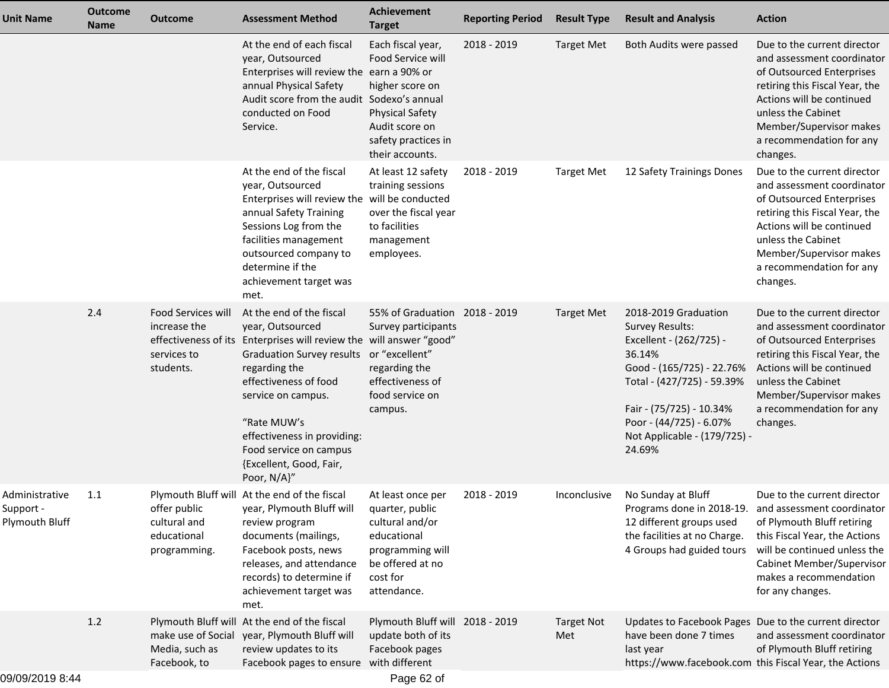| Unit Name | Outcome Name | Outcome | Assessment Method | Achievement Target | Reporting Period | Result Type | Result and Analysis | Action |
|---|---|---|---|---|---|---|---|---|
| | | | At the end of each fiscal year, Outsourced Enterprises will review the annual Physical Safety Audit score from the audit conducted on Food Service. | Each fiscal year, Food Service will earn a 90% or higher score on Sodexo's annual Physical Safety Audit score on safety practices in their accounts. | 2018 - 2019 | Target Met | Both Audits were passed | Due to the current director and assessment coordinator of Outsourced Enterprises retiring this Fiscal Year, the Actions will be continued unless the Cabinet Member/Supervisor makes a recommendation for any changes. |
| | | | At the end of the fiscal year, Outsourced Enterprises will review the annual Safety Training Sessions Log from the facilities management outsourced company to determine if the achievement target was met. | At least 12 safety training sessions will be conducted over the fiscal year to facilities management employees. | 2018 - 2019 | Target Met | 12 Safety Trainings Dones | Due to the current director and assessment coordinator of Outsourced Enterprises retiring this Fiscal Year, the Actions will be continued unless the Cabinet Member/Supervisor makes a recommendation for any changes. |
| | 2.4 | Food Services will increase the effectiveness of its services to students. | At the end of the fiscal year, Outsourced Enterprises will review the Graduation Survey results regarding the effectiveness of food service on campus.<br><br>"Rate MUW's effectiveness in providing: Food service on campus {Excellent, Good, Fair, Poor, N/A}" | 55% of Graduation Survey participants will answer "good" or "excellent" regarding the effectiveness of food service on campus. | 2018 - 2019 | Target Met | 2018-2019 Graduation Survey Results:<br>Excellent - (262/725) - 36.14%<br>Good - (165/725) - 22.76%<br>Total - (427/725) - 59.39%<br><br>Fair - (75/725) - 10.34%<br>Poor - (44/725) - 6.07%<br>Not Applicable - (179/725) - 24.69% | Due to the current director and assessment coordinator of Outsourced Enterprises retiring this Fiscal Year, the Actions will be continued unless the Cabinet Member/Supervisor makes a recommendation for any changes. |
| Administrative Support - Plymouth Bluff | 1.1 | Plymouth Bluff will offer public cultural and educational programming. | At the end of the fiscal year, Plymouth Bluff will review program documents (mailings, Facebook posts, news releases, and attendance records) to determine if achievement target was met. | At least once per quarter, public cultural and/or educational programming will be offered at no cost for attendance. | 2018 - 2019 | Inconclusive | No Sunday at Bluff Programs done in 2018-19. 12 different groups used the facilities at no Charge. 4 Groups had guided tours | Due to the current director and assessment coordinator of Plymouth Bluff retiring this Fiscal Year, the Actions will be continued unless the Cabinet Member/Supervisor makes a recommendation for any changes. |
| | 1.2 | Plymouth Bluff will make use of Social Media, such as Facebook, to | At the end of the fiscal year, Plymouth Bluff will review updates to its Facebook pages to ensure | Plymouth Bluff will update both of its Facebook pages with different | 2018 - 2019 | Target Not Met | Updates to Facebook Pages have been done 7 times last year https://www.facebook.com | Due to the current director and assessment coordinator of Plymouth Bluff retiring this Fiscal Year, the Actions |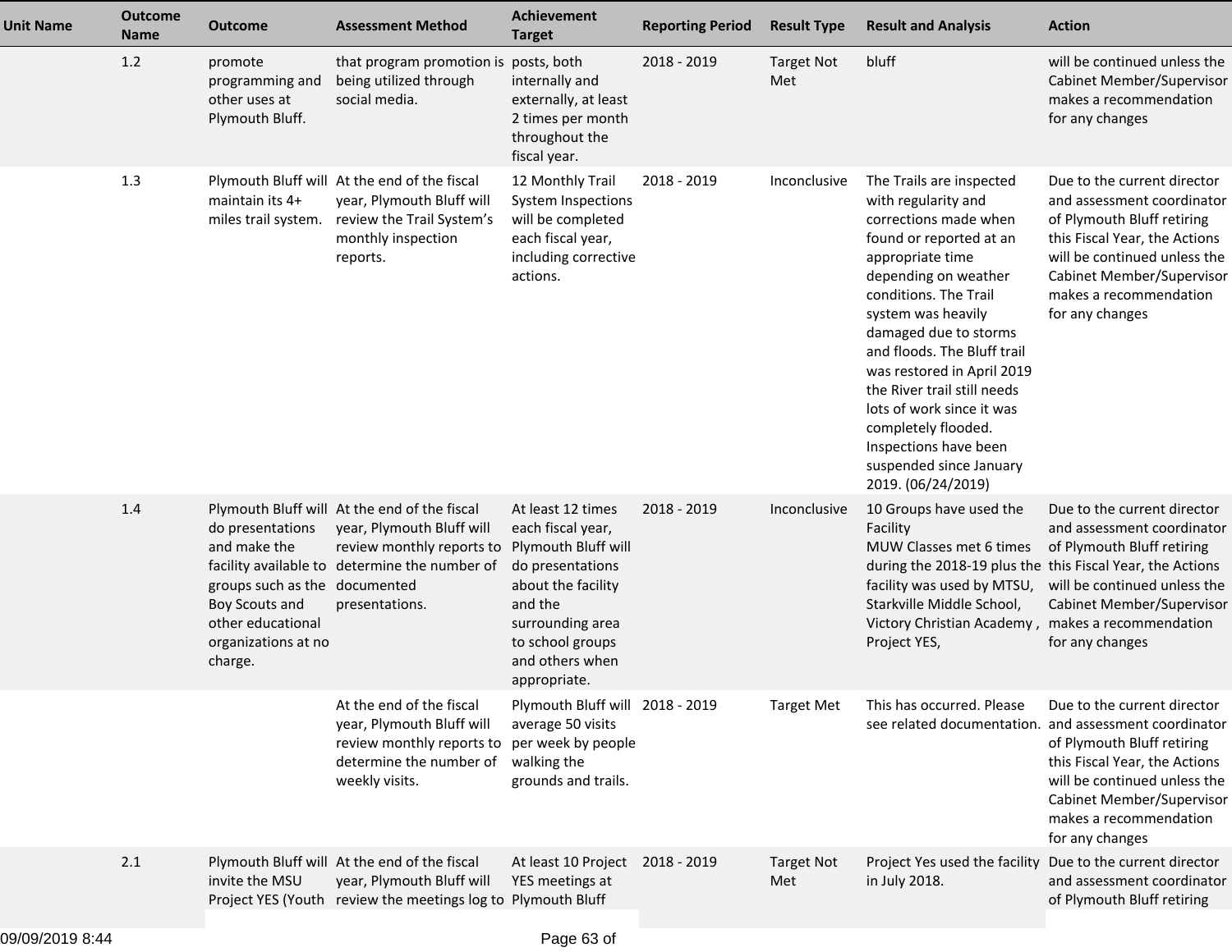| Unit Name | Outcome Name | Outcome | Assessment Method | Achievement Target | Reporting Period | Result Type | Result and Analysis | Action |
|---|---|---|---|---|---|---|---|---|
| | 1.2 | promote programming and other uses at Plymouth Bluff. | that program promotion is being utilized through social media. | posts, both internally and externally, at least 2 times per month throughout the fiscal year. | 2018 - 2019 | Target Not Met | bluff | will be continued unless the Cabinet Member/Supervisor makes a recommendation for any changes |
| | 1.3 | Plymouth Bluff will maintain its 4+ miles trail system. | At the end of the fiscal year, Plymouth Bluff will review the Trail System's monthly inspection reports. | 12 Monthly Trail System Inspections will be completed each fiscal year, including corrective actions. | 2018 - 2019 | Inconclusive | The Trails are inspected with regularity and corrections made when found or reported at an appropriate time depending on weather conditions. The Trail system was heavily damaged due to storms and floods. The Bluff trail was restored in April 2019 the River trail still needs lots of work since it was completely flooded. Inspections have been suspended since January 2019. (06/24/2019) | Due to the current director and assessment coordinator of Plymouth Bluff retiring this Fiscal Year, the Actions will be continued unless the Cabinet Member/Supervisor makes a recommendation for any changes |
| | 1.4 | Plymouth Bluff will do presentations and make the facility available to groups such as the Boy Scouts and other educational organizations at no charge. | At the end of the fiscal year, Plymouth Bluff will review monthly reports to determine the number of documented presentations. | At least 12 times each fiscal year, Plymouth Bluff will do presentations about the facility and the surrounding area to school groups and others when appropriate. | 2018 - 2019 | Inconclusive | 10 Groups have used the Facility<br>MUW Classes met 6 times during the 2018-19 plus the facility was used by MTSU, Starkville Middle School, Victory Christian Academy , Project YES, | Due to the current director and assessment coordinator of Plymouth Bluff retiring this Fiscal Year, the Actions will be continued unless the Cabinet Member/Supervisor makes a recommendation for any changes |
| | | | At the end of the fiscal year, Plymouth Bluff will review monthly reports to determine the number of weekly visits. | Plymouth Bluff will average 50 visits per week by people walking the grounds and trails. | 2018 - 2019 | Target Met | This has occurred. Please see related documentation. | Due to the current director and assessment coordinator of Plymouth Bluff retiring this Fiscal Year, the Actions will be continued unless the Cabinet Member/Supervisor makes a recommendation for any changes |
| | 2.1 | Plymouth Bluff will invite the MSU Project YES (Youth | At the end of the fiscal year, Plymouth Bluff will review the meetings log to | At least 10 Project YES meetings at Plymouth Bluff | 2018 - 2019 | Target Not Met | Project Yes used the facility in July 2018. | Due to the current director and assessment coordinator of Plymouth Bluff retiring |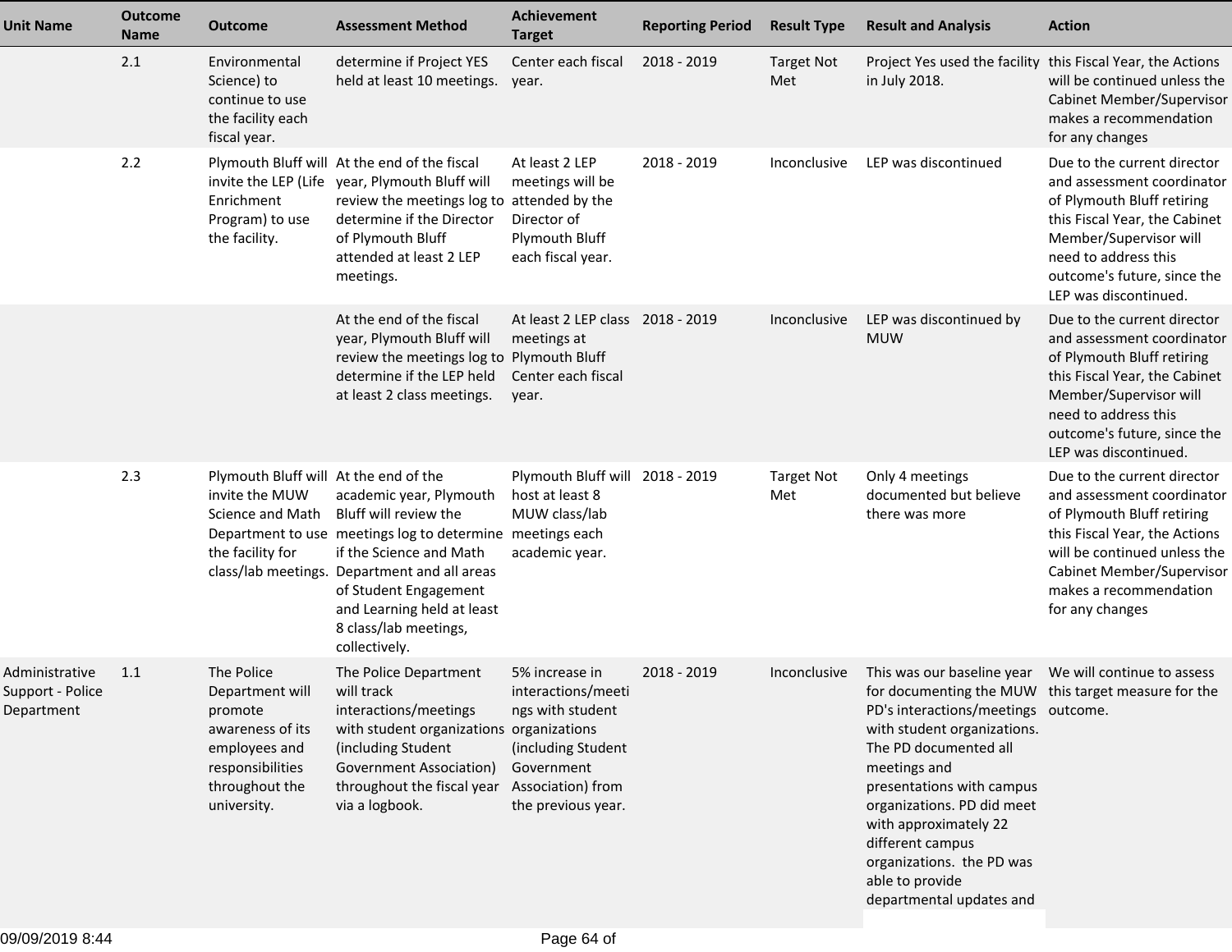| Unit Name | Outcome Name | Outcome | Assessment Method | Achievement Target | Reporting Period | Result Type | Result and Analysis | Action |
|---|---|---|---|---|---|---|---|---|
| | 2.1 | Environmental Science) to continue to use the facility each fiscal year. | determine if Project YES held at least 10 meetings. | Center each fiscal year. | 2018 - 2019 | Target Not Met | Project Yes used the facility in July 2018. | this Fiscal Year, the Actions will be continued unless the Cabinet Member/Supervisor makes a recommendation for any changes |
| | 2.2 | Plymouth Bluff will invite the LEP (Life Enrichment Program) to use the facility. | At the end of the fiscal year, Plymouth Bluff will review the meetings log to determine if the Director of Plymouth Bluff attended at least 2 LEP meetings. | At least 2 LEP meetings will be attended by the Director of Plymouth Bluff each fiscal year. | 2018 - 2019 | Inconclusive | LEP was discontinued | Due to the current director and assessment coordinator of Plymouth Bluff retiring this Fiscal Year, the Cabinet Member/Supervisor will need to address this outcome's future, since the LEP was discontinued. |
| | | | At the end of the fiscal year, Plymouth Bluff will review the meetings log to determine if the LEP held at least 2 class meetings. | At least 2 LEP class meetings at Plymouth Bluff Center each fiscal year. | 2018 - 2019 | Inconclusive | LEP was discontinued by MUW | Due to the current director and assessment coordinator of Plymouth Bluff retiring this Fiscal Year, the Cabinet Member/Supervisor will need to address this outcome's future, since the LEP was discontinued. |
| | 2.3 | Plymouth Bluff will invite the MUW Science and Math Department to use the facility for class/lab meetings. | At the end of the academic year, Plymouth Bluff will review the meetings log to determine if the Science and Math Department and all areas of Student Engagement and Learning held at least 8 class/lab meetings, collectively. | Plymouth Bluff will host at least 8 MUW class/lab meetings each academic year. | 2018 - 2019 | Target Not Met | Only 4 meetings documented but believe there was more | Due to the current director and assessment coordinator of Plymouth Bluff retiring this Fiscal Year, the Actions will be continued unless the Cabinet Member/Supervisor makes a recommendation for any changes |
| Administrative Support - Police Department | 1.1 | The Police Department will promote awareness of its employees and responsibilities throughout the university. | The Police Department will track interactions/meetings with student organizations (including Student Government Association) throughout the fiscal year via a logbook. | 5% increase in interactions/meetings with student organizations (including Student Government Association) from the previous year. | 2018 - 2019 | Inconclusive | This was our baseline year for documenting the MUW PD's interactions/meetings with student organizations. The PD documented all meetings and presentations with campus organizations. PD did meet with approximately 22 different campus organizations. the PD was able to provide departmental updates and | We will continue to assess this target measure for the outcome. |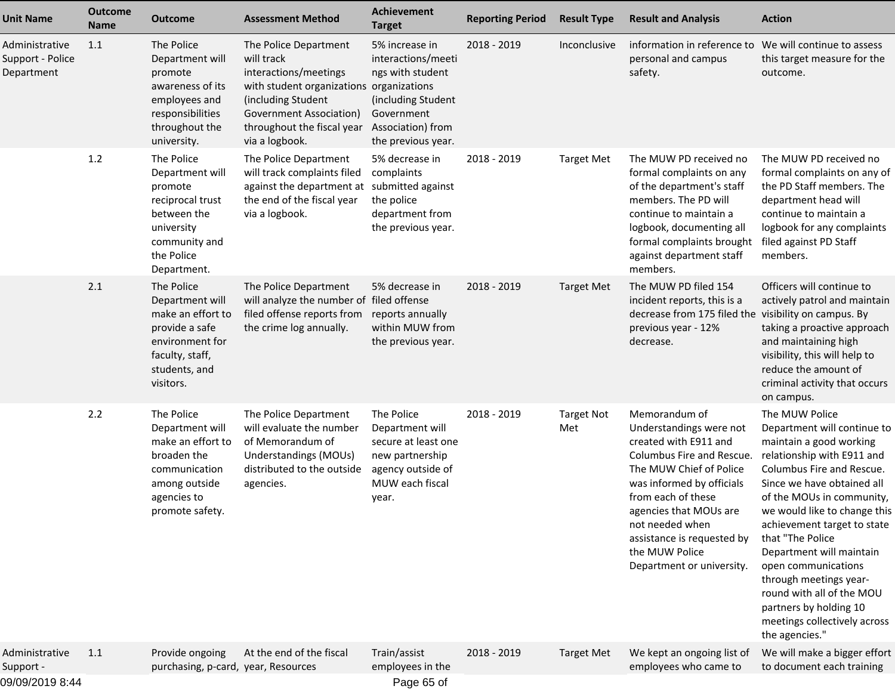| Unit Name | Outcome Name | Outcome | Assessment Method | Achievement Target | Reporting Period | Result Type | Result and Analysis | Action |
|---|---|---|---|---|---|---|---|---|
| Administrative Support - Police Department | 1.1 | The Police Department will promote awareness of its employees and responsibilities throughout the university. | The Police Department will track interactions/meetings with student organizations (including Student Government Association) throughout the fiscal year via a logbook. | 5% increase in interactions/meetings with student organizations (including Student Government Association) from the previous year. | 2018 - 2019 | Inconclusive | information in reference to personal and campus safety. | We will continue to assess this target measure for the outcome. |
| | 1.2 | The Police Department will promote reciprocal trust between the university community and the Police Department. | The Police Department will track complaints filed against the department at the end of the fiscal year via a logbook. | 5% decrease in complaints submitted against the police department from the previous year. | 2018 - 2019 | Target Met | The MUW PD received no formal complaints on any of the department's staff members. The PD will continue to maintain a logbook, documenting all formal complaints brought against department staff members. | The MUW PD received no formal complaints on any of the PD Staff members. The department head will continue to maintain a logbook for any complaints filed against PD Staff members. |
| | 2.1 | The Police Department will make an effort to provide a safe environment for faculty, staff, students, and visitors. | The Police Department will analyze the number of filed offense reports from the crime log annually. | 5% decrease in filed offense reports annually within MUW from the previous year. | 2018 - 2019 | Target Met | The MUW PD filed 154 incident reports, this is a decrease from 175 filed the previous year - 12% decrease. | Officers will continue to actively patrol and maintain visibility on campus. By taking a proactive approach and maintaining high visibility, this will help to reduce the amount of criminal activity that occurs on campus. |
| | 2.2 | The Police Department will make an effort to broaden the communication among outside agencies to promote safety. | The Police Department will evaluate the number of Memorandum of Understandings (MOUs) distributed to the outside agencies. | The Police Department will secure at least one new partnership agency outside of MUW each fiscal year. | 2018 - 2019 | Target Not Met | Memorandum of Understandings were not created with E911 and Columbus Fire and Rescue. The MUW Chief of Police was informed by officials from each of these agencies that MOUs are not needed when assistance is requested by the MUW Police Department or university. | The MUW Police Department will continue to maintain a good working relationship with E911 and Columbus Fire and Rescue. Since we have obtained all of the MOUs in community, we would like to change this achievement target to state that "The Police Department will maintain open communications through meetings year-round with all of the MOU partners by holding 10 meetings collectively across the agencies." |
| Administrative Support - | 1.1 | Provide ongoing purchasing, p-card, | At the end of the fiscal year, Resources | Train/assist employees in the | 2018 - 2019 | Target Met | We kept an ongoing list of employees who came to | We will make a bigger effort to document each training |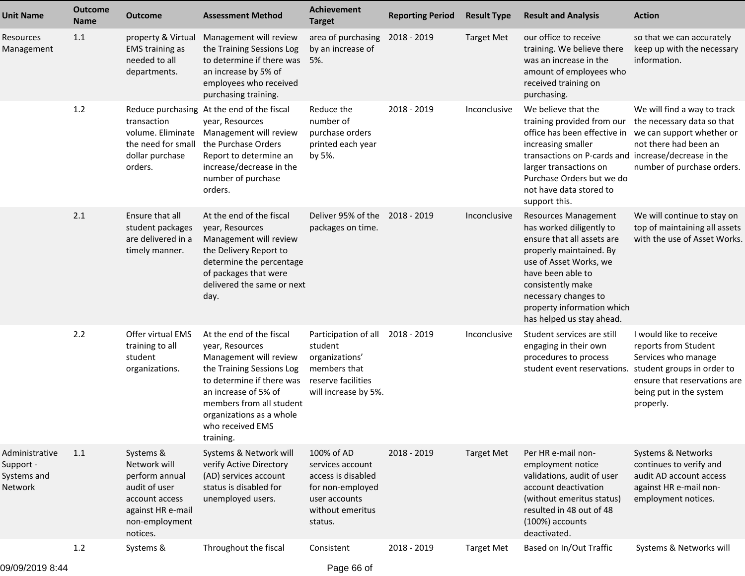| Unit Name | Outcome Name | Outcome | Assessment Method | Achievement Target | Reporting Period | Result Type | Result and Analysis | Action |
|---|---|---|---|---|---|---|---|---|
| Resources Management | 1.1 | property & Virtual EMS training as needed to all departments. | Management will review the Training Sessions Log to determine if there was an increase by 5% of employees who received purchasing training. | area of purchasing by an increase of 5%. | 2018 - 2019 | Target Met | our office to receive training. We believe there was an increase in the amount of employees who received training on purchasing. | so that we can accurately keep up with the necessary information. |
| | 1.2 | Reduce purchasing transaction volume. Eliminate the need for small dollar purchase orders. | At the end of the fiscal year, Resources Management will review the Purchase Orders Report to determine an increase/decrease in the number of purchase orders. | Reduce the number of purchase orders printed each year by 5%. | 2018 - 2019 | Inconclusive | We believe that the training provided from our office has been effective in increasing smaller transactions on P-cards and larger transactions on Purchase Orders but we do not have data stored to support this. | We will find a way to track the necessary data so that we can support whether or not there had been an increase/decrease in the number of purchase orders. |
| | 2.1 | Ensure that all student packages are delivered in a timely manner. | At the end of the fiscal year, Resources Management will review the Delivery Report to determine the percentage of packages that were delivered the same or next day. | Deliver 95% of the packages on time. | 2018 - 2019 | Inconclusive | Resources Management has worked diligently to ensure that all assets are properly maintained. By use of Asset Works, we have been able to consistently make necessary changes to property information which has helped us stay ahead. | We will continue to stay on top of maintaining all assets with the use of Asset Works. |
| | 2.2 | Offer virtual EMS training to all student organizations. | At the end of the fiscal year, Resources Management will review the Training Sessions Log to determine if there was an increase of 5% of members from all student organizations as a whole who received EMS training. | Participation of all student organizations' members that reserve facilities will increase by 5%. | 2018 - 2019 | Inconclusive | Student services are still engaging in their own procedures to process student event reservations. | I would like to receive reports from Student Services who manage student groups in order to ensure that reservations are being put in the system properly. |
| Administrative Support - Systems and Network | 1.1 | Systems & Network will perform annual audit of user account access against HR e-mail non-employment notices. | Systems & Network will verify Active Directory (AD) services account status is disabled for unemployed users. | 100% of AD services account access is disabled for non-employed user accounts without emeritus status. | 2018 - 2019 | Target Met | Per HR e-mail non-employment notice validations, audit of user account deactivation (without emeritus status) resulted in 48 out of 48 (100%) accounts deactivated. | Systems & Networks continues to verify and audit AD account access against HR e-mail non-employment notices. |
| | 1.2 | Systems & | Throughout the fiscal | Consistent | 2018 - 2019 | Target Met | Based on In/Out Traffic | Systems & Networks will |

09/09/2019 8:44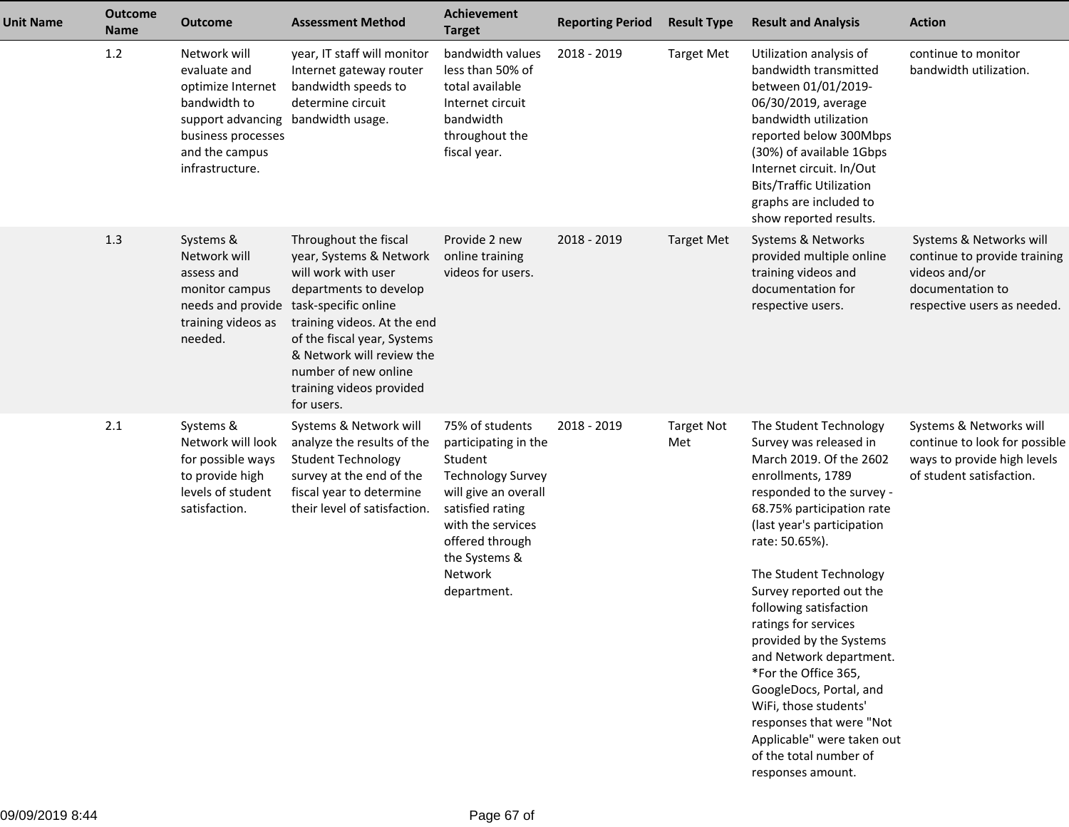| Unit Name | Outcome Name | Outcome | Assessment Method | Achievement Target | Reporting Period | Result Type | Result and Analysis | Action |
|---|---|---|---|---|---|---|---|---|
| | 1.2 | Network will evaluate and optimize Internet bandwidth to support advancing business processes and the campus infrastructure. | year, IT staff will monitor Internet gateway router bandwidth speeds to determine circuit bandwidth usage. | bandwidth values less than 50% of total available Internet circuit bandwidth throughout the fiscal year. | 2018 - 2019 | Target Met | Utilization analysis of bandwidth transmitted between 01/01/2019-06/30/2019, average bandwidth utilization reported below 300Mbps (30%) of available 1Gbps Internet circuit. In/Out Bits/Traffic Utilization graphs are included to show reported results. | continue to monitor bandwidth utilization. |
| | 1.3 | Systems & Network will assess and monitor campus needs and provide training videos as needed. | Throughout the fiscal year, Systems & Network will work with user departments to develop task-specific online training videos. At the end of the fiscal year, Systems & Network will review the number of new online training videos provided for users. | Provide 2 new online training videos for users. | 2018 - 2019 | Target Met | Systems & Networks provided multiple online training videos and documentation for respective users. | Systems & Networks will continue to provide training videos and/or documentation to respective users as needed. |
| | 2.1 | Systems & Network will look for possible ways to provide high levels of student satisfaction. | Systems & Network will analyze the results of the Student Technology survey at the end of the fiscal year to determine their level of satisfaction. | 75% of students participating in the Student Technology Survey will give an overall satisfied rating with the services offered through the Systems & Network department. | 2018 - 2019 | Target Not Met | The Student Technology Survey was released in March 2019. Of the 2602 enrollments, 1789 responded to the survey - 68.75% participation rate (last year's participation rate: 50.65%).<br><br>The Student Technology Survey reported out the following satisfaction ratings for services provided by the Systems and Network department. *For the Office 365, GoogleDocs, Portal, and WiFi, those students' responses that were "Not Applicable" were taken out of the total number of responses amount. | Systems & Networks will continue to look for possible ways to provide high levels of student satisfaction. |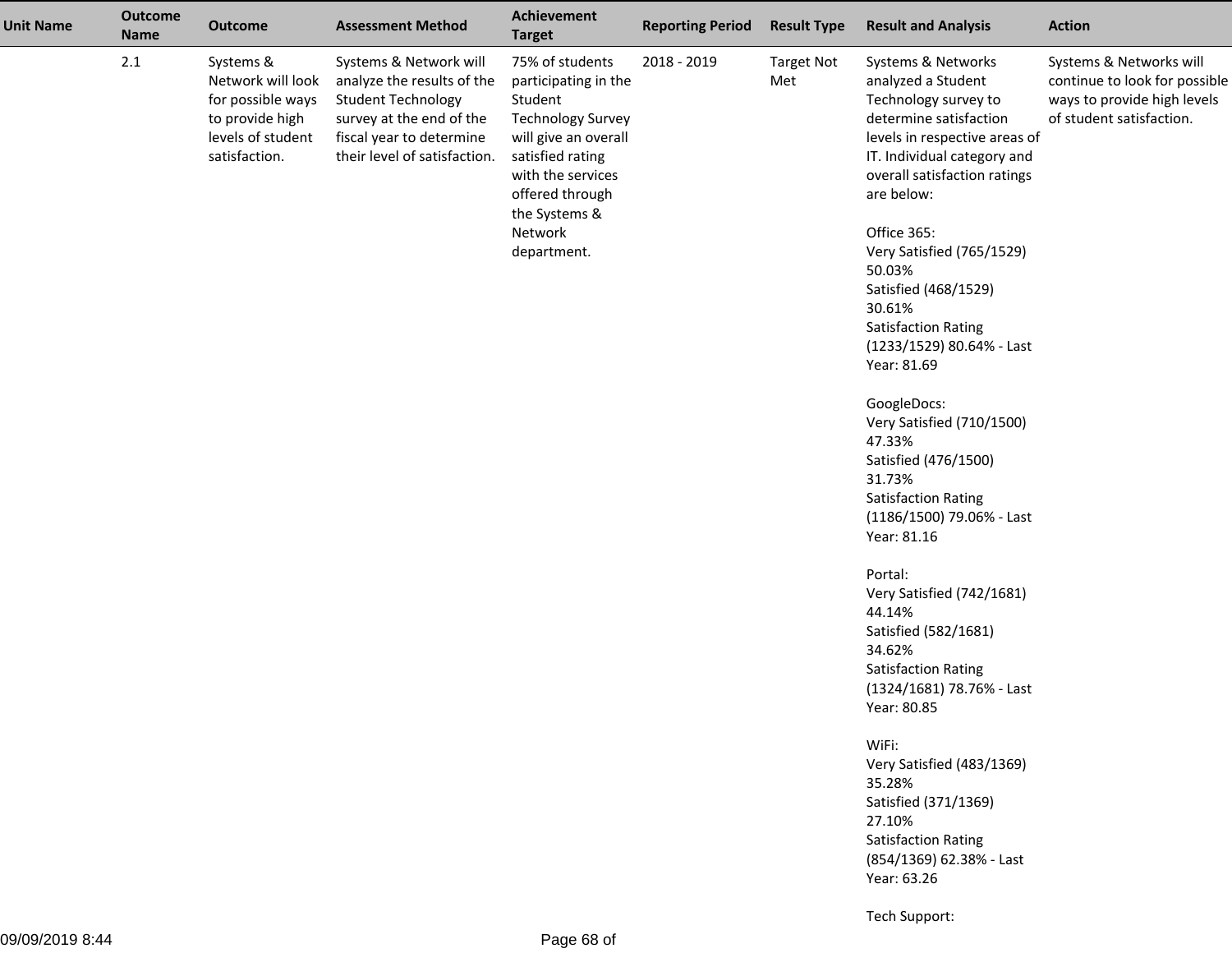| Unit Name | Outcome Name | Outcome | Assessment Method | Achievement Target | Reporting Period | Result Type | Result and Analysis | Action |
|---|---|---|---|---|---|---|---|---|
| | 2.1 | Systems & Network will look for possible ways to provide high levels of student satisfaction. | Systems & Network will analyze the results of the Student Technology survey at the end of the fiscal year to determine their level of satisfaction. | 75% of students participating in the Student Technology Survey will give an overall satisfied rating with the services offered through the Systems & Network department. | 2018 - 2019 | Target Not Met | Systems & Networks analyzed a Student Technology survey to determine satisfaction levels in respective areas of IT. Individual category and overall satisfaction ratings are below:<br><br>Office 365:<br>Very Satisfied (765/1529) 50.03%<br>Satisfied (468/1529) 30.61%<br>Satisfaction Rating (1233/1529) 80.64% - Last Year: 81.69<br><br>GoogleDocs:<br>Very Satisfied (710/1500) 47.33%<br>Satisfied (476/1500) 31.73%<br>Satisfaction Rating (1186/1500) 79.06% - Last Year: 81.16<br><br>Portal:<br>Very Satisfied (742/1681) 44.14%<br>Satisfied (582/1681) 34.62%<br>Satisfaction Rating (1324/1681) 78.76% - Last Year: 80.85<br><br>WiFi:<br>Very Satisfied (483/1369) 35.28%<br>Satisfied (371/1369) 27.10%<br>Satisfaction Rating (854/1369) 62.38% - Last Year: 63.26<br><br>Tech Support: | Systems & Networks will continue to look for possible ways to provide high levels of student satisfaction. |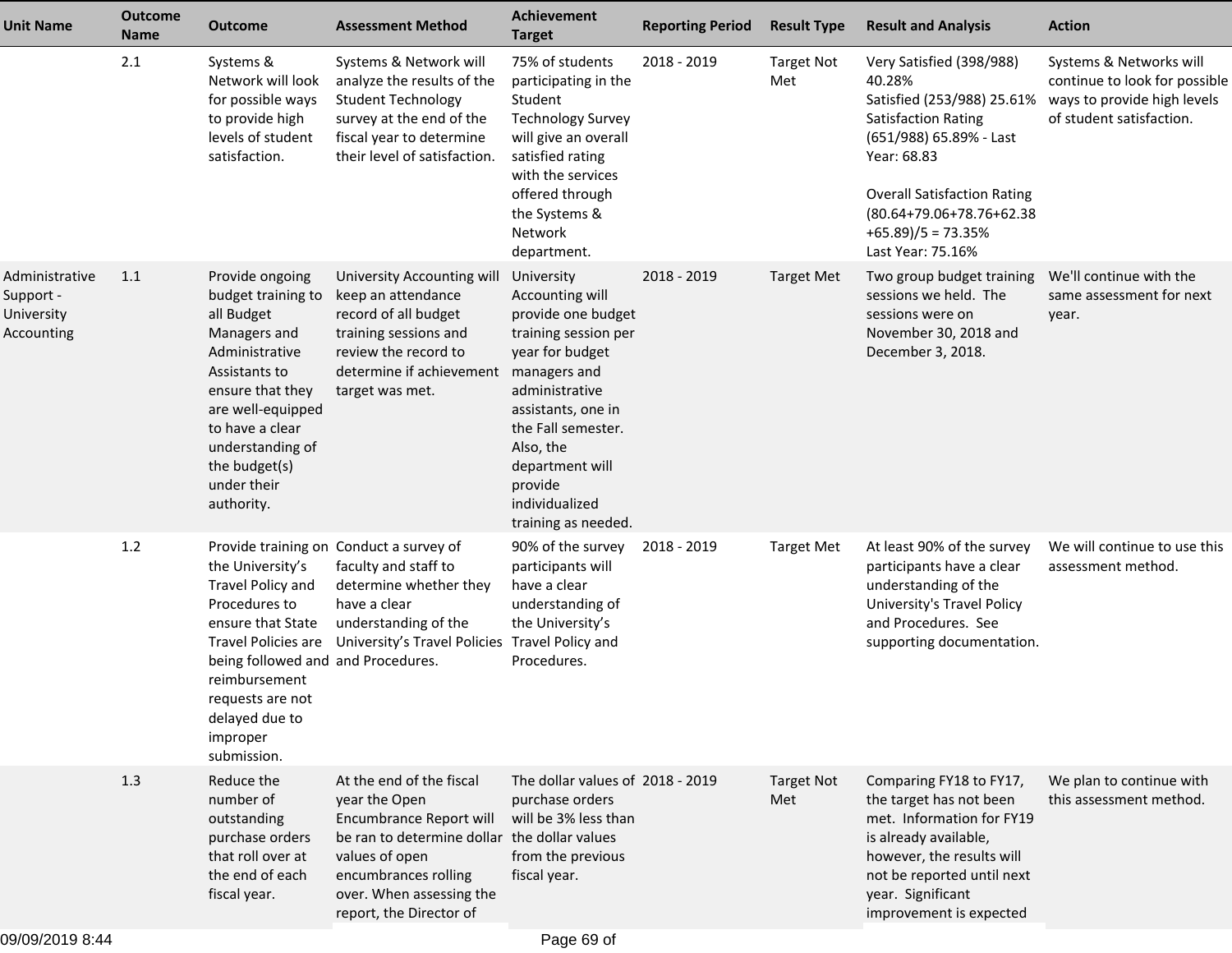| Unit Name | Outcome Name | Outcome | Assessment Method | Achievement Target | Reporting Period | Result Type | Result and Analysis | Action |
|---|---|---|---|---|---|---|---|---|
| | 2.1 | Systems & Network will look for possible ways to provide high levels of student satisfaction. | Systems & Network will analyze the results of the Student Technology survey at the end of the fiscal year to determine their level of satisfaction. | 75% of students participating in the Student Technology Survey will give an overall satisfied rating with the services offered through the Systems & Network department. | 2018 - 2019 | Target Not Met | Very Satisfied (398/988) 40.28%<br>Satisfied (253/988) 25.61%<br>Satisfaction Rating (651/988) 65.89% - Last Year: 68.83<br><br>Overall Satisfaction Rating (80.64+79.06+78.76+62.38+65.89)/5 = 73.35%<br>Last Year: 75.16% | Systems & Networks will continue to look for possible ways to provide high levels of student satisfaction. |
| Administrative Support - University Accounting | 1.1 | Provide ongoing budget training to all Budget Managers and Administrative Assistants to ensure that they are well-equipped to have a clear understanding of the budget(s) under their authority. | University Accounting will keep an attendance record of all budget training sessions and review the record to determine if achievement target was met. | University Accounting will provide one budget training session per year for budget managers and administrative assistants, one in the Fall semester. Also, the department will provide individualized training as needed. | 2018 - 2019 | Target Met | Two group budget training sessions we held. The sessions were on November 30, 2018 and December 3, 2018. | We'll continue with the same assessment for next year. |
| | 1.2 | Provide training on the University's Travel Policy and Procedures to ensure that State Travel Policies are being followed and reimbursement requests are not delayed due to improper submission. | Conduct a survey of faculty and staff to determine whether they have a clear understanding of the University's Travel Policies and Procedures. | 90% of the survey participants will have a clear understanding of the University's Travel Policy and Procedures. | 2018 - 2019 | Target Met | At least 90% of the survey participants have a clear understanding of the University's Travel Policy and Procedures. See supporting documentation. | We will continue to use this assessment method. |
| | 1.3 | Reduce the number of outstanding purchase orders that roll over at the end of each fiscal year. | At the end of the fiscal year the Open Encumbrance Report will be ran to determine dollar values of open encumbrances rolling over. When assessing the report, the Director of | The dollar values of purchase orders will be 3% less than the dollar values from the previous fiscal year. | 2018 - 2019 | Target Not Met | Comparing FY18 to FY17, the target has not been met. Information for FY19 is already available, however, the results will not be reported until next year. Significant improvement is expected | We plan to continue with this assessment method. |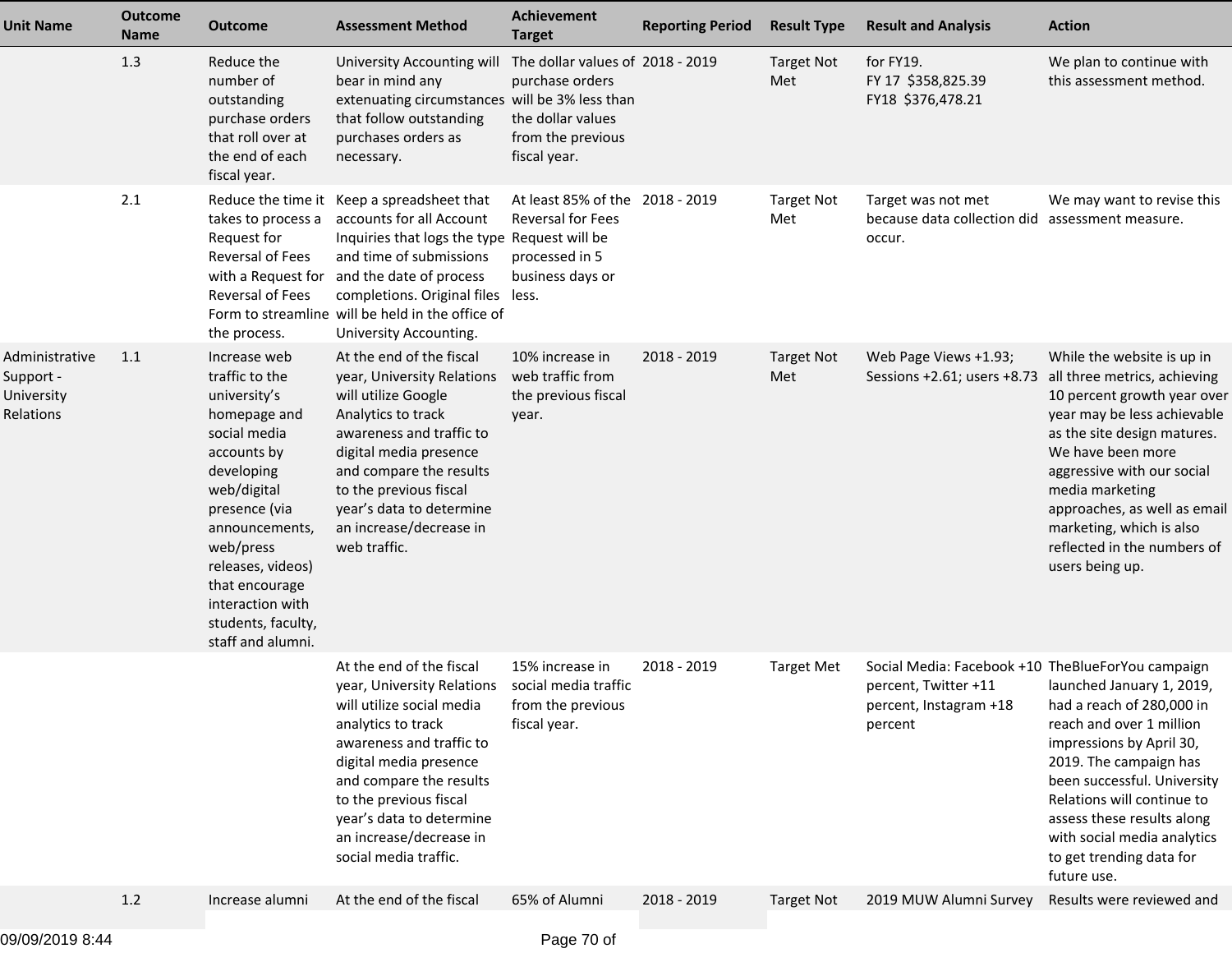| Unit Name | Outcome Name | Outcome | Assessment Method | Achievement Target | Reporting Period | Result Type | Result and Analysis | Action |
| --- | --- | --- | --- | --- | --- | --- | --- | --- |
| | 1.3 | Reduce the number of outstanding purchase orders that roll over at the end of each fiscal year. | University Accounting will bear in mind any extenuating circumstances that follow outstanding purchases orders as necessary. | The dollar values of purchase orders will be 3% less than the dollar values from the previous fiscal year. | 2018 - 2019 | Target Not Met | for FY19.<br>FY 17 $358,825.39<br>FY18 $376,478.21 | We plan to continue with this assessment method. |
| | 2.1 | Reduce the time it takes to process a Request for Reversal of Fees with a Request for Reversal of Fees Form to streamline the process. | Keep a spreadsheet that accounts for all Account Inquiries that logs the type and time of submissions and the date of process completions. Original files will be held in the office of University Accounting. | At least 85% of the Reversal for Fees Request will be processed in 5 business days or less. | 2018 - 2019 | Target Not Met | Target was not met because data collection did occur. | We may want to revise this assessment measure. |
| Administrative Support - University Relations | 1.1 | Increase web traffic to the university's homepage and social media accounts by developing web/digital presence (via announcements, web/press releases, videos) that encourage interaction with students, faculty, staff and alumni. | At the end of the fiscal year, University Relations will utilize Google Analytics to track awareness and traffic to digital media presence and compare the results to the previous fiscal year's data to determine an increase/decrease in web traffic. | 10% increase in web traffic from the previous fiscal year. | 2018 - 2019 | Target Not Met | Web Page Views +1.93; Sessions +2.61; users +8.73 | While the website is up in all three metrics, achieving 10 percent growth year over year may be less achievable as the site design matures. We have been more aggressive with our social media marketing approaches, as well as email marketing, which is also reflected in the numbers of users being up. |
| | | | At the end of the fiscal year, University Relations will utilize social media analytics to track awareness and traffic to digital media presence and compare the results to the previous fiscal year's data to determine an increase/decrease in social media traffic. | 15% increase in social media traffic from the previous fiscal year. | 2018 - 2019 | Target Met | Social Media: Facebook +10 percent, Twitter +11 percent, Instagram +18 percent | TheBlueForYou campaign launched January 1, 2019, had a reach of 280,000 in reach and over 1 million impressions by April 30, 2019. The campaign has been successful. University Relations will continue to assess these results along with social media analytics to get trending data for future use. |
| | 1.2 | Increase alumni | At the end of the fiscal | 65% of Alumni | 2018 - 2019 | Target Not | 2019 MUW Alumni Survey | Results were reviewed and |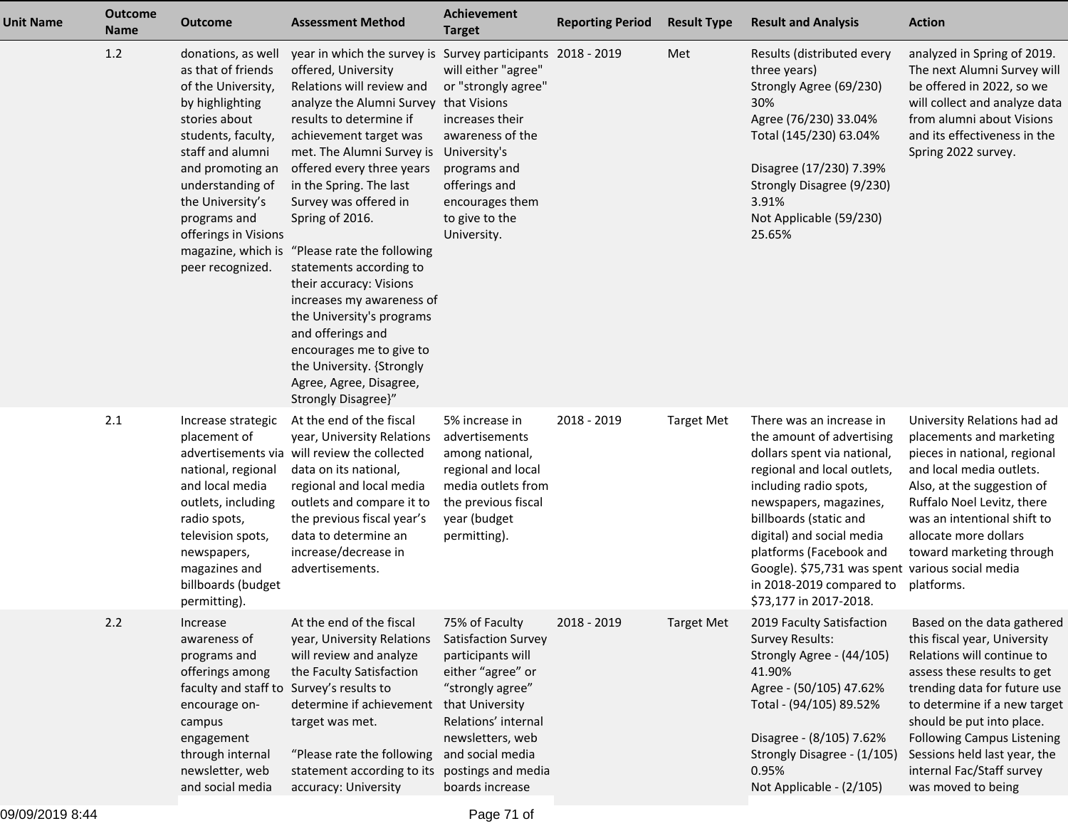| Unit Name | Outcome Name | Outcome | Assessment Method | Achievement Target | Reporting Period | Result Type | Result and Analysis | Action |
|---|---|---|---|---|---|---|---|---|
| | 1.2 | donations, as well as that of friends of the University, by highlighting stories about students, faculty, staff and alumni and promoting an understanding of the University's programs and offerings in Visions magazine, which is peer recognized. | year in which the survey is offered, University Relations will review and analyze the Alumni Survey results to determine if achievement target was met. The Alumni Survey is offered every three years in the Spring. The last Survey was offered in Spring of 2016.<br><br>"Please rate the following statements according to their accuracy: Visions increases my awareness of the University's programs and offerings and encourages me to give to the University. {Strongly Agree, Agree, Disagree, Strongly Disagree}" | Survey participants will either "agree" or "strongly agree" that Visions increases their awareness of the University's programs and offerings and encourages them to give to the University. | 2018 - 2019 | Met | Results (distributed every three years)<br>Strongly Agree (69/230) 30%<br>Agree (76/230) 33.04%<br>Total (145/230) 63.04%<br><br>Disagree (17/230) 7.39%<br>Strongly Disagree (9/230) 3.91%<br>Not Applicable (59/230) 25.65% | analyzed in Spring of 2019. The next Alumni Survey will be offered in 2022, so we will collect and analyze data from alumni about Visions and its effectiveness in the Spring 2022 survey. |
| | 2.1 | Increase strategic placement of advertisements via national, regional and local media outlets, including radio spots, television spots, newspapers, magazines and billboards (budget permitting). | At the end of the fiscal year, University Relations will review the collected data on its national, regional and local media outlets and compare it to the previous fiscal year's data to determine an increase/decrease in advertisements. | 5% increase in advertisements among national, regional and local media outlets from the previous fiscal year (budget permitting). | 2018 - 2019 | Target Met | There was an increase in the amount of advertising dollars spent via national, regional and local outlets, including radio spots, newspapers, magazines, billboards (static and digital) and social media platforms (Facebook and Google). $75,731 was spent in 2018-2019 compared to $73,177 in 2017-2018. | University Relations had ad placements and marketing pieces in national, regional and local media outlets. Also, at the suggestion of Ruffalo Noel Levitz, there was an intentional shift to allocate more dollars toward marketing through various social media platforms. |
| | 2.2 | Increase awareness of programs and offerings among faculty and staff to encourage on-campus engagement through internal newsletter, web and social media | At the end of the fiscal year, University Relations will review and analyze the Faculty Satisfaction Survey's results to determine if achievement target was met.<br><br>"Please rate the following statement according to its accuracy: University | 75% of Faculty Satisfaction Survey participants will either "agree" or "strongly agree" that University Relations' internal newsletters, web and social media postings and media boards increase | 2018 - 2019 | Target Met | 2019 Faculty Satisfaction Survey Results:<br>Strongly Agree - (44/105) 41.90%<br>Agree - (50/105) 47.62%<br>Total - (94/105) 89.52%<br><br>Disagree - (8/105) 7.62%<br>Strongly Disagree - (1/105) 0.95%<br>Not Applicable - (2/105) | Based on the data gathered this fiscal year, University Relations will continue to assess these results to get trending data for future use to determine if a new target should be put into place. Following Campus Listening Sessions held last year, the internal Fac/Staff survey was moved to being |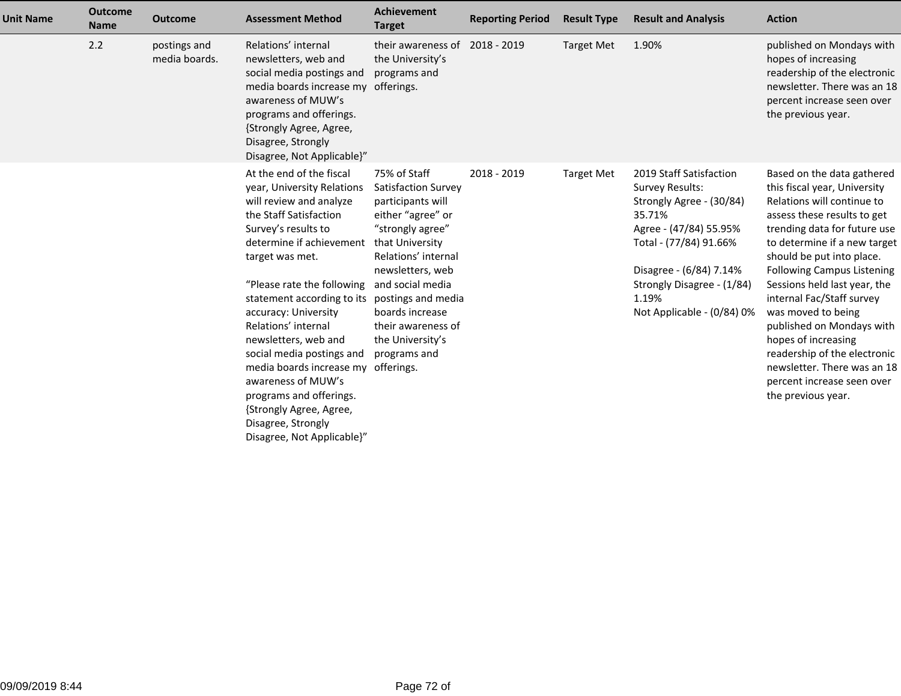| Unit Name | Outcome Name | Outcome | Assessment Method | Achievement Target | Reporting Period | Result Type | Result and Analysis | Action |
|---|---|---|---|---|---|---|---|---|
| | 2.2 | postings and media boards. | Relations' internal newsletters, web and social media postings and media boards increase my awareness of MUW's programs and offerings. {Strongly Agree, Agree, Disagree, Strongly Disagree, Not Applicable}" | their awareness of the University's programs and offerings. | 2018 - 2019 | Target Met | 1.90% | published on Mondays with hopes of increasing readership of the electronic newsletter. There was an 18 percent increase seen over the previous year. |
| | | | At the end of the fiscal year, University Relations will review and analyze the Staff Satisfaction Survey's results to determine if achievement target was met.<br><br>"Please rate the following statement according to its accuracy: University Relations' internal newsletters, web and social media postings and media boards increase my awareness of MUW's programs and offerings. {Strongly Agree, Agree, Disagree, Strongly Disagree, Not Applicable}" | 75% of Staff Satisfaction Survey participants will either "agree" or "strongly agree" that University Relations' internal newsletters, web and social media postings and media boards increase their awareness of the University's programs and offerings. | 2018 - 2019 | Target Met | 2019 Staff Satisfaction Survey Results:<br>Strongly Agree - (30/84) 35.71%<br>Agree - (47/84) 55.95%<br>Total - (77/84) 91.66%<br><br>Disagree - (6/84) 7.14%<br>Strongly Disagree - (1/84) 1.19%<br>Not Applicable - (0/84) 0% | Based on the data gathered this fiscal year, University Relations will continue to assess these results to get trending data for future use to determine if a new target should be put into place. Following Campus Listening Sessions held last year, the internal Fac/Staff survey was moved to being published on Mondays with hopes of increasing readership of the electronic newsletter. There was an 18 percent increase seen over the previous year. |